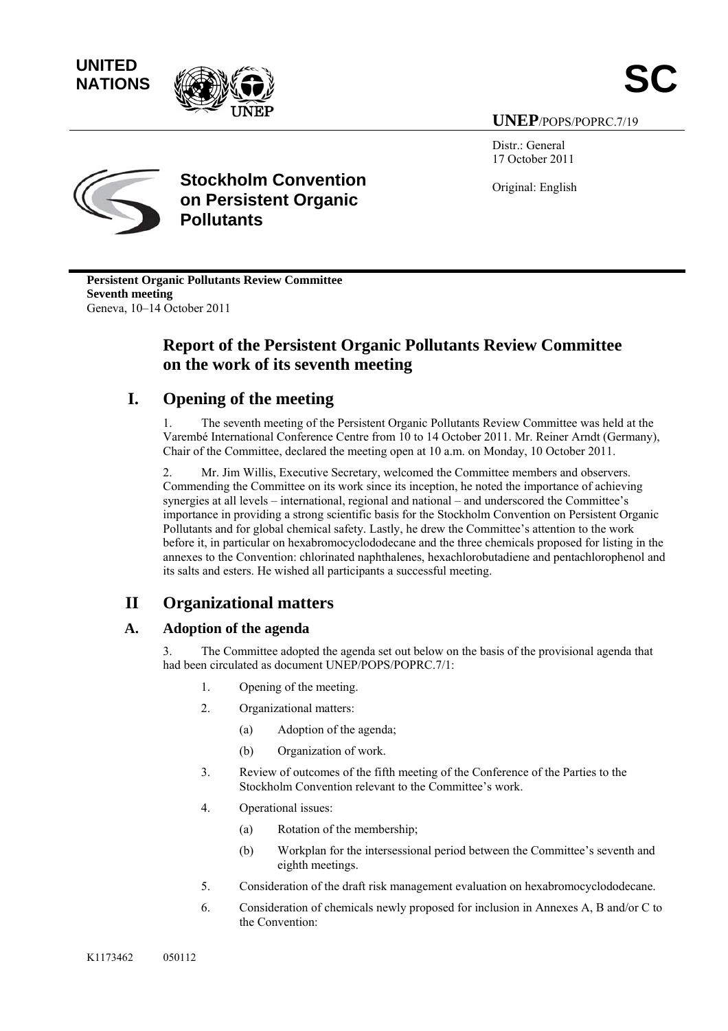UNITED NATIONS

**SC**

**UNEP**/POPS/POPRC.7/19

Distr.: General
17 October 2011

Original: English

**Stockholm Convention on Persistent Organic Pollutants**

**Persistent Organic Pollutants Review Committee**
**Seventh meeting**
Geneva, 10–14 October 2011

# Report of the Persistent Organic Pollutants Review Committee on the work of its seventh meeting

## I. Opening of the meeting

1. The seventh meeting of the Persistent Organic Pollutants Review Committee was held at the Varembé International Conference Centre from 10 to 14 October 2011. Mr. Reiner Arndt (Germany), Chair of the Committee, declared the meeting open at 10 a.m. on Monday, 10 October 2011.

2. Mr. Jim Willis, Executive Secretary, welcomed the Committee members and observers. Commending the Committee on its work since its inception, he noted the importance of achieving synergies at all levels – international, regional and national – and underscored the Committee's importance in providing a strong scientific basis for the Stockholm Convention on Persistent Organic Pollutants and for global chemical safety. Lastly, he drew the Committee's attention to the work before it, in particular on hexabromocyclododecane and the three chemicals proposed for listing in the annexes to the Convention: chlorinated naphthalenes, hexachlorobutadiene and pentachlorophenol and its salts and esters. He wished all participants a successful meeting.

## II Organizational matters

### A. Adoption of the agenda

3. The Committee adopted the agenda set out below on the basis of the provisional agenda that had been circulated as document UNEP/POPS/POPRC.7/1:

1. Opening of the meeting.
2. Organizational matters:
   (a) Adoption of the agenda;
   (b) Organization of work.
3. Review of outcomes of the fifth meeting of the Conference of the Parties to the Stockholm Convention relevant to the Committee's work.
4. Operational issues:
   (a) Rotation of the membership;
   (b) Workplan for the intersessional period between the Committee's seventh and eighth meetings.
5. Consideration of the draft risk management evaluation on hexabromocyclododecane.
6. Consideration of chemicals newly proposed for inclusion in Annexes A, B and/or C to the Convention:

K1173462 050112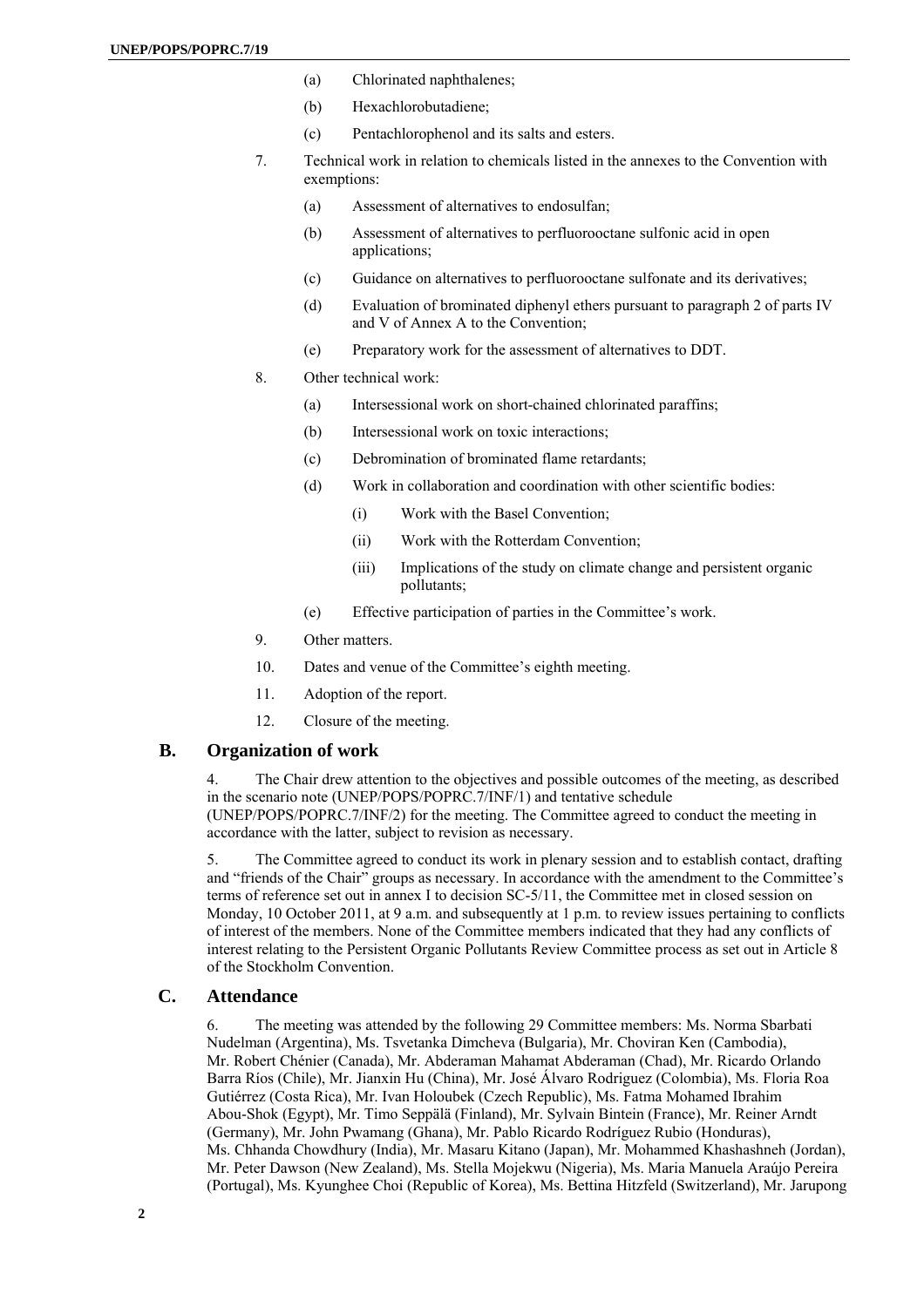(a) Chlorinated naphthalenes;

(b) Hexachlorobutadiene;

(c) Pentachlorophenol and its salts and esters.

7. Technical work in relation to chemicals listed in the annexes to the Convention with exemptions:

(a) Assessment of alternatives to endosulfan;

(b) Assessment of alternatives to perfluorooctane sulfonic acid in open applications;

(c) Guidance on alternatives to perfluorooctane sulfonate and its derivatives;

(d) Evaluation of brominated diphenyl ethers pursuant to paragraph 2 of parts IV and V of Annex A to the Convention;

(e) Preparatory work for the assessment of alternatives to DDT.

8. Other technical work:

(a) Intersessional work on short-chained chlorinated paraffins;

(b) Intersessional work on toxic interactions;

(c) Debromination of brominated flame retardants;

(d) Work in collaboration and coordination with other scientific bodies:

(i) Work with the Basel Convention;

(ii) Work with the Rotterdam Convention;

(iii) Implications of the study on climate change and persistent organic pollutants;

(e) Effective participation of parties in the Committee's work.

9. Other matters.

10. Dates and venue of the Committee's eighth meeting.

11. Adoption of the report.

12. Closure of the meeting.

## B. Organization of work

4. The Chair drew attention to the objectives and possible outcomes of the meeting, as described in the scenario note (UNEP/POPS/POPRC.7/INF/1) and tentative schedule (UNEP/POPS/POPRC.7/INF/2) for the meeting. The Committee agreed to conduct the meeting in accordance with the latter, subject to revision as necessary.

5. The Committee agreed to conduct its work in plenary session and to establish contact, drafting and "friends of the Chair" groups as necessary. In accordance with the amendment to the Committee's terms of reference set out in annex I to decision SC-5/11, the Committee met in closed session on Monday, 10 October 2011, at 9 a.m. and subsequently at 1 p.m. to review issues pertaining to conflicts of interest of the members. None of the Committee members indicated that they had any conflicts of interest relating to the Persistent Organic Pollutants Review Committee process as set out in Article 8 of the Stockholm Convention.

## C. Attendance

6. The meeting was attended by the following 29 Committee members: Ms. Norma Sbarbati Nudelman (Argentina), Ms. Tsvetanka Dimcheva (Bulgaria), Mr. Choviran Ken (Cambodia), Mr. Robert Chénier (Canada), Mr. Abderaman Mahamat Abderaman (Chad), Mr. Ricardo Orlando Barra Ríos (Chile), Mr. Jianxin Hu (China), Mr. José Álvaro Rodriguez (Colombia), Ms. Floria Roa Gutiérrez (Costa Rica), Mr. Ivan Holoubek (Czech Republic), Ms. Fatma Mohamed Ibrahim Abou-Shok (Egypt), Mr. Timo Seppälä (Finland), Mr. Sylvain Bintein (France), Mr. Reiner Arndt (Germany), Mr. John Pwamang (Ghana), Mr. Pablo Ricardo Rodríguez Rubio (Honduras), Ms. Chhanda Chowdhury (India), Mr. Masaru Kitano (Japan), Mr. Mohammed Khashashneh (Jordan), Mr. Peter Dawson (New Zealand), Ms. Stella Mojekwu (Nigeria), Ms. Maria Manuela Araújo Pereira (Portugal), Ms. Kyunghee Choi (Republic of Korea), Ms. Bettina Hitzfeld (Switzerland), Mr. Jarupong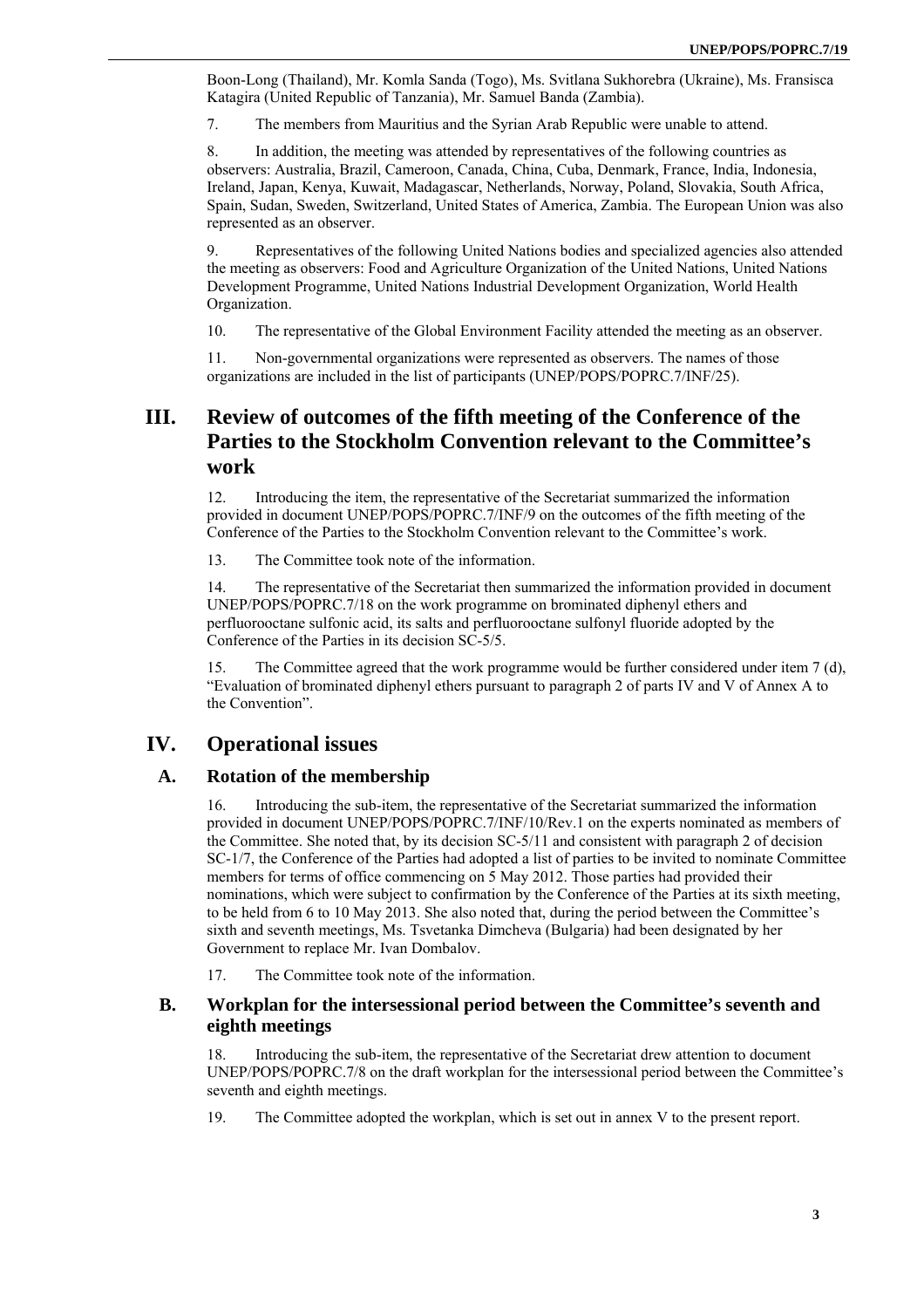Boon-Long (Thailand), Mr. Komla Sanda (Togo), Ms. Svitlana Sukhorebra (Ukraine), Ms. Fransisca Katagira (United Republic of Tanzania), Mr. Samuel Banda (Zambia).

7. The members from Mauritius and the Syrian Arab Republic were unable to attend.

8. In addition, the meeting was attended by representatives of the following countries as observers: Australia, Brazil, Cameroon, Canada, China, Cuba, Denmark, France, India, Indonesia, Ireland, Japan, Kenya, Kuwait, Madagascar, Netherlands, Norway, Poland, Slovakia, South Africa, Spain, Sudan, Sweden, Switzerland, United States of America, Zambia. The European Union was also represented as an observer.

9. Representatives of the following United Nations bodies and specialized agencies also attended the meeting as observers: Food and Agriculture Organization of the United Nations, United Nations Development Programme, United Nations Industrial Development Organization, World Health Organization.

10. The representative of the Global Environment Facility attended the meeting as an observer.

11. Non-governmental organizations were represented as observers. The names of those organizations are included in the list of participants (UNEP/POPS/POPRC.7/INF/25).

# III. Review of outcomes of the fifth meeting of the Conference of the Parties to the Stockholm Convention relevant to the Committee's work

12. Introducing the item, the representative of the Secretariat summarized the information provided in document UNEP/POPS/POPRC.7/INF/9 on the outcomes of the fifth meeting of the Conference of the Parties to the Stockholm Convention relevant to the Committee's work.

13. The Committee took note of the information.

14. The representative of the Secretariat then summarized the information provided in document UNEP/POPS/POPRC.7/18 on the work programme on brominated diphenyl ethers and perfluorooctane sulfonic acid, its salts and perfluorooctane sulfonyl fluoride adopted by the Conference of the Parties in its decision SC-5/5.

15. The Committee agreed that the work programme would be further considered under item 7 (d), "Evaluation of brominated diphenyl ethers pursuant to paragraph 2 of parts IV and V of Annex A to the Convention".

# IV. Operational issues

## A. Rotation of the membership

16. Introducing the sub-item, the representative of the Secretariat summarized the information provided in document UNEP/POPS/POPRC.7/INF/10/Rev.1 on the experts nominated as members of the Committee. She noted that, by its decision SC-5/11 and consistent with paragraph 2 of decision SC-1/7, the Conference of the Parties had adopted a list of parties to be invited to nominate Committee members for terms of office commencing on 5 May 2012. Those parties had provided their nominations, which were subject to confirmation by the Conference of the Parties at its sixth meeting, to be held from 6 to 10 May 2013. She also noted that, during the period between the Committee's sixth and seventh meetings, Ms. Tsvetanka Dimcheva (Bulgaria) had been designated by her Government to replace Mr. Ivan Dombalov.

17. The Committee took note of the information.

## B. Workplan for the intersessional period between the Committee's seventh and eighth meetings

18. Introducing the sub-item, the representative of the Secretariat drew attention to document UNEP/POPS/POPRC.7/8 on the draft workplan for the intersessional period between the Committee's seventh and eighth meetings.

19. The Committee adopted the workplan, which is set out in annex V to the present report.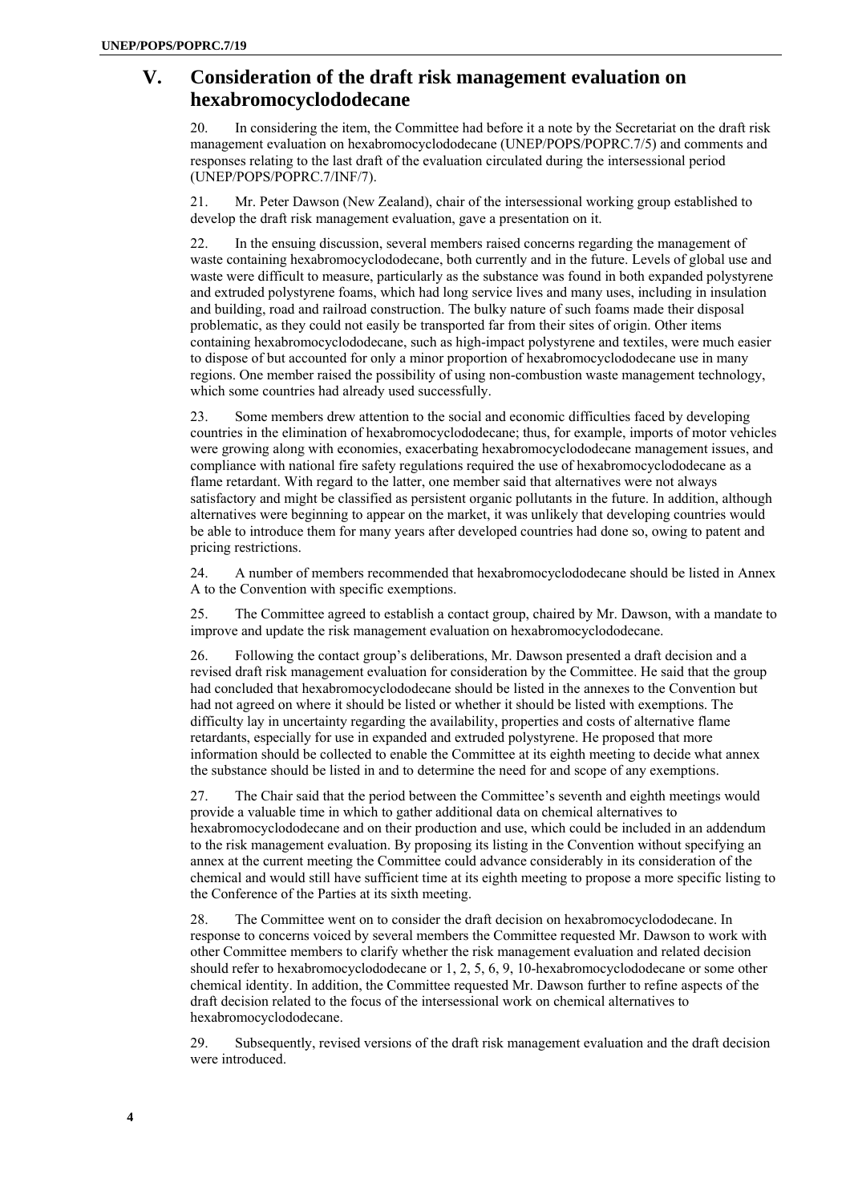## V. Consideration of the draft risk management evaluation on hexabromocyclododecane

20. In considering the item, the Committee had before it a note by the Secretariat on the draft risk management evaluation on hexabromocyclododecane (UNEP/POPS/POPRC.7/5) and comments and responses relating to the last draft of the evaluation circulated during the intersessional period (UNEP/POPS/POPRC.7/INF/7).

21. Mr. Peter Dawson (New Zealand), chair of the intersessional working group established to develop the draft risk management evaluation, gave a presentation on it.

22. In the ensuing discussion, several members raised concerns regarding the management of waste containing hexabromocyclododecane, both currently and in the future. Levels of global use and waste were difficult to measure, particularly as the substance was found in both expanded polystyrene and extruded polystyrene foams, which had long service lives and many uses, including in insulation and building, road and railroad construction. The bulky nature of such foams made their disposal problematic, as they could not easily be transported far from their sites of origin. Other items containing hexabromocyclododecane, such as high-impact polystyrene and textiles, were much easier to dispose of but accounted for only a minor proportion of hexabromocyclododecane use in many regions. One member raised the possibility of using non-combustion waste management technology, which some countries had already used successfully.

23. Some members drew attention to the social and economic difficulties faced by developing countries in the elimination of hexabromocyclododecane; thus, for example, imports of motor vehicles were growing along with economies, exacerbating hexabromocyclododecane management issues, and compliance with national fire safety regulations required the use of hexabromocyclododecane as a flame retardant. With regard to the latter, one member said that alternatives were not always satisfactory and might be classified as persistent organic pollutants in the future. In addition, although alternatives were beginning to appear on the market, it was unlikely that developing countries would be able to introduce them for many years after developed countries had done so, owing to patent and pricing restrictions.

24. A number of members recommended that hexabromocyclododecane should be listed in Annex A to the Convention with specific exemptions.

25. The Committee agreed to establish a contact group, chaired by Mr. Dawson, with a mandate to improve and update the risk management evaluation on hexabromocyclododecane.

26. Following the contact group's deliberations, Mr. Dawson presented a draft decision and a revised draft risk management evaluation for consideration by the Committee. He said that the group had concluded that hexabromocyclododecane should be listed in the annexes to the Convention but had not agreed on where it should be listed or whether it should be listed with exemptions. The difficulty lay in uncertainty regarding the availability, properties and costs of alternative flame retardants, especially for use in expanded and extruded polystyrene. He proposed that more information should be collected to enable the Committee at its eighth meeting to decide what annex the substance should be listed in and to determine the need for and scope of any exemptions.

27. The Chair said that the period between the Committee's seventh and eighth meetings would provide a valuable time in which to gather additional data on chemical alternatives to hexabromocyclododecane and on their production and use, which could be included in an addendum to the risk management evaluation. By proposing its listing in the Convention without specifying an annex at the current meeting the Committee could advance considerably in its consideration of the chemical and would still have sufficient time at its eighth meeting to propose a more specific listing to the Conference of the Parties at its sixth meeting.

28. The Committee went on to consider the draft decision on hexabromocyclododecane. In response to concerns voiced by several members the Committee requested Mr. Dawson to work with other Committee members to clarify whether the risk management evaluation and related decision should refer to hexabromocyclododecane or 1, 2, 5, 6, 9, 10-hexabromocyclododecane or some other chemical identity. In addition, the Committee requested Mr. Dawson further to refine aspects of the draft decision related to the focus of the intersessional work on chemical alternatives to hexabromocyclododecane.

29. Subsequently, revised versions of the draft risk management evaluation and the draft decision were introduced.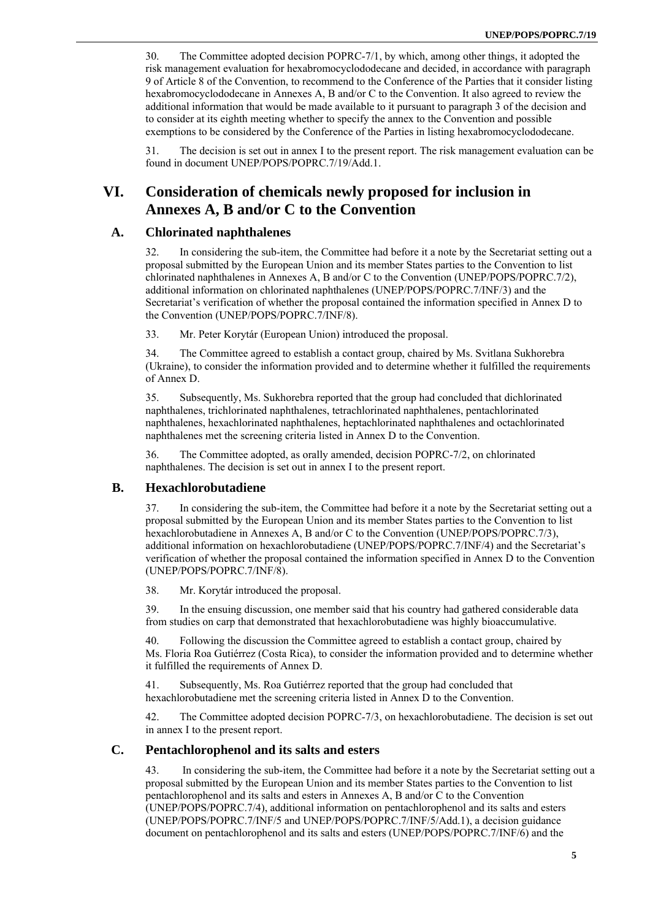30. The Committee adopted decision POPRC-7/1, by which, among other things, it adopted the risk management evaluation for hexabromocyclododecane and decided, in accordance with paragraph 9 of Article 8 of the Convention, to recommend to the Conference of the Parties that it consider listing hexabromocyclododecane in Annexes A, B and/or C to the Convention. It also agreed to review the additional information that would be made available to it pursuant to paragraph 3 of the decision and to consider at its eighth meeting whether to specify the annex to the Convention and possible exemptions to be considered by the Conference of the Parties in listing hexabromocyclododecane.

31. The decision is set out in annex I to the present report. The risk management evaluation can be found in document UNEP/POPS/POPRC.7/19/Add.1.

# VI. Consideration of chemicals newly proposed for inclusion in Annexes A, B and/or C to the Convention

## A. Chlorinated naphthalenes

32. In considering the sub-item, the Committee had before it a note by the Secretariat setting out a proposal submitted by the European Union and its member States parties to the Convention to list chlorinated naphthalenes in Annexes A, B and/or C to the Convention (UNEP/POPS/POPRC.7/2), additional information on chlorinated naphthalenes (UNEP/POPS/POPRC.7/INF/3) and the Secretariat's verification of whether the proposal contained the information specified in Annex D to the Convention (UNEP/POPS/POPRC.7/INF/8).

33. Mr. Peter Korytár (European Union) introduced the proposal.

34. The Committee agreed to establish a contact group, chaired by Ms. Svitlana Sukhorebra (Ukraine), to consider the information provided and to determine whether it fulfilled the requirements of Annex D.

35. Subsequently, Ms. Sukhorebra reported that the group had concluded that dichlorinated naphthalenes, trichlorinated naphthalenes, tetrachlorinated naphthalenes, pentachlorinated naphthalenes, hexachlorinated naphthalenes, heptachlorinated naphthalenes and octachlorinated naphthalenes met the screening criteria listed in Annex D to the Convention.

36. The Committee adopted, as orally amended, decision POPRC-7/2, on chlorinated naphthalenes. The decision is set out in annex I to the present report.

## B. Hexachlorobutadiene

37. In considering the sub-item, the Committee had before it a note by the Secretariat setting out a proposal submitted by the European Union and its member States parties to the Convention to list hexachlorobutadiene in Annexes A, B and/or C to the Convention (UNEP/POPS/POPRC.7/3), additional information on hexachlorobutadiene (UNEP/POPS/POPRC.7/INF/4) and the Secretariat's verification of whether the proposal contained the information specified in Annex D to the Convention (UNEP/POPS/POPRC.7/INF/8).

38. Mr. Korytár introduced the proposal.

39. In the ensuing discussion, one member said that his country had gathered considerable data from studies on carp that demonstrated that hexachlorobutadiene was highly bioaccumulative.

40. Following the discussion the Committee agreed to establish a contact group, chaired by Ms. Floria Roa Gutiérrez (Costa Rica), to consider the information provided and to determine whether it fulfilled the requirements of Annex D.

41. Subsequently, Ms. Roa Gutiérrez reported that the group had concluded that hexachlorobutadiene met the screening criteria listed in Annex D to the Convention.

42. The Committee adopted decision POPRC-7/3, on hexachlorobutadiene. The decision is set out in annex I to the present report.

## C. Pentachlorophenol and its salts and esters

43. In considering the sub-item, the Committee had before it a note by the Secretariat setting out a proposal submitted by the European Union and its member States parties to the Convention to list pentachlorophenol and its salts and esters in Annexes A, B and/or C to the Convention (UNEP/POPS/POPRC.7/4), additional information on pentachlorophenol and its salts and esters (UNEP/POPS/POPRC.7/INF/5 and UNEP/POPS/POPRC.7/INF/5/Add.1), a decision guidance document on pentachlorophenol and its salts and esters (UNEP/POPS/POPRC.7/INF/6) and the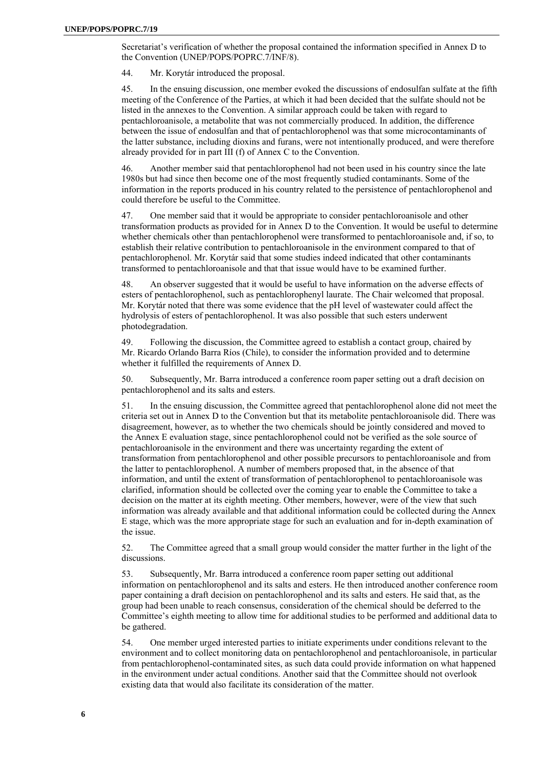Secretariat's verification of whether the proposal contained the information specified in Annex D to the Convention (UNEP/POPS/POPRC.7/INF/8).

44. Mr. Korytár introduced the proposal.

45. In the ensuing discussion, one member evoked the discussions of endosulfan sulfate at the fifth meeting of the Conference of the Parties, at which it had been decided that the sulfate should not be listed in the annexes to the Convention. A similar approach could be taken with regard to pentachloroanisole, a metabolite that was not commercially produced. In addition, the difference between the issue of endosulfan and that of pentachlorophenol was that some microcontaminants of the latter substance, including dioxins and furans, were not intentionally produced, and were therefore already provided for in part III (f) of Annex C to the Convention.

46. Another member said that pentachlorophenol had not been used in his country since the late 1980s but had since then become one of the most frequently studied contaminants. Some of the information in the reports produced in his country related to the persistence of pentachlorophenol and could therefore be useful to the Committee.

47. One member said that it would be appropriate to consider pentachloroanisole and other transformation products as provided for in Annex D to the Convention. It would be useful to determine whether chemicals other than pentachlorophenol were transformed to pentachloroanisole and, if so, to establish their relative contribution to pentachloroanisole in the environment compared to that of pentachlorophenol. Mr. Korytár said that some studies indeed indicated that other contaminants transformed to pentachloroanisole and that that issue would have to be examined further.

48. An observer suggested that it would be useful to have information on the adverse effects of esters of pentachlorophenol, such as pentachlorophenyl laurate. The Chair welcomed that proposal. Mr. Korytár noted that there was some evidence that the pH level of wastewater could affect the hydrolysis of esters of pentachlorophenol. It was also possible that such esters underwent photodegradation.

49. Following the discussion, the Committee agreed to establish a contact group, chaired by Mr. Ricardo Orlando Barra Ríos (Chile), to consider the information provided and to determine whether it fulfilled the requirements of Annex D.

50. Subsequently, Mr. Barra introduced a conference room paper setting out a draft decision on pentachlorophenol and its salts and esters.

51. In the ensuing discussion, the Committee agreed that pentachlorophenol alone did not meet the criteria set out in Annex D to the Convention but that its metabolite pentachloroanisole did. There was disagreement, however, as to whether the two chemicals should be jointly considered and moved to the Annex E evaluation stage, since pentachlorophenol could not be verified as the sole source of pentachloroanisole in the environment and there was uncertainty regarding the extent of transformation from pentachlorophenol and other possible precursors to pentachloroanisole and from the latter to pentachlorophenol. A number of members proposed that, in the absence of that information, and until the extent of transformation of pentachlorophenol to pentachloroanisole was clarified, information should be collected over the coming year to enable the Committee to take a decision on the matter at its eighth meeting. Other members, however, were of the view that such information was already available and that additional information could be collected during the Annex E stage, which was the more appropriate stage for such an evaluation and for in-depth examination of the issue.

52. The Committee agreed that a small group would consider the matter further in the light of the discussions.

53. Subsequently, Mr. Barra introduced a conference room paper setting out additional information on pentachlorophenol and its salts and esters. He then introduced another conference room paper containing a draft decision on pentachlorophenol and its salts and esters. He said that, as the group had been unable to reach consensus, consideration of the chemical should be deferred to the Committee's eighth meeting to allow time for additional studies to be performed and additional data to be gathered.

54. One member urged interested parties to initiate experiments under conditions relevant to the environment and to collect monitoring data on pentachlorophenol and pentachloroanisole, in particular from pentachlorophenol-contaminated sites, as such data could provide information on what happened in the environment under actual conditions. Another said that the Committee should not overlook existing data that would also facilitate its consideration of the matter.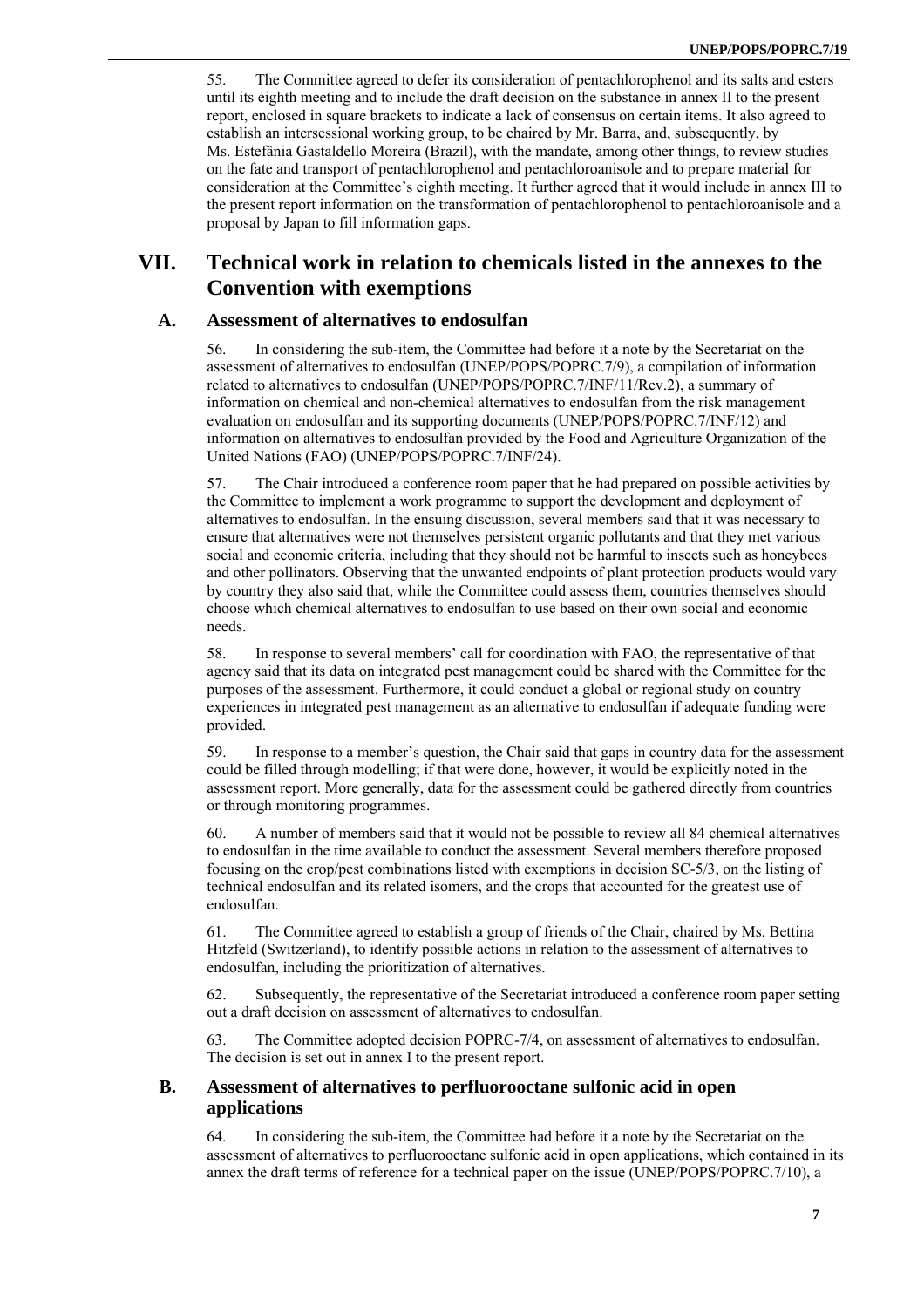55. The Committee agreed to defer its consideration of pentachlorophenol and its salts and esters until its eighth meeting and to include the draft decision on the substance in annex II to the present report, enclosed in square brackets to indicate a lack of consensus on certain items. It also agreed to establish an intersessional working group, to be chaired by Mr. Barra, and, subsequently, by Ms. Estefânia Gastaldello Moreira (Brazil), with the mandate, among other things, to review studies on the fate and transport of pentachlorophenol and pentachloroanisole and to prepare material for consideration at the Committee's eighth meeting. It further agreed that it would include in annex III to the present report information on the transformation of pentachlorophenol to pentachloroanisole and a proposal by Japan to fill information gaps.

# VII. Technical work in relation to chemicals listed in the annexes to the Convention with exemptions

## A. Assessment of alternatives to endosulfan

56. In considering the sub-item, the Committee had before it a note by the Secretariat on the assessment of alternatives to endosulfan (UNEP/POPS/POPRC.7/9), a compilation of information related to alternatives to endosulfan (UNEP/POPS/POPRC.7/INF/11/Rev.2), a summary of information on chemical and non-chemical alternatives to endosulfan from the risk management evaluation on endosulfan and its supporting documents (UNEP/POPS/POPRC.7/INF/12) and information on alternatives to endosulfan provided by the Food and Agriculture Organization of the United Nations (FAO) (UNEP/POPS/POPRC.7/INF/24).

57. The Chair introduced a conference room paper that he had prepared on possible activities by the Committee to implement a work programme to support the development and deployment of alternatives to endosulfan. In the ensuing discussion, several members said that it was necessary to ensure that alternatives were not themselves persistent organic pollutants and that they met various social and economic criteria, including that they should not be harmful to insects such as honeybees and other pollinators. Observing that the unwanted endpoints of plant protection products would vary by country they also said that, while the Committee could assess them, countries themselves should choose which chemical alternatives to endosulfan to use based on their own social and economic needs.

58. In response to several members' call for coordination with FAO, the representative of that agency said that its data on integrated pest management could be shared with the Committee for the purposes of the assessment. Furthermore, it could conduct a global or regional study on country experiences in integrated pest management as an alternative to endosulfan if adequate funding were provided.

59. In response to a member's question, the Chair said that gaps in country data for the assessment could be filled through modelling; if that were done, however, it would be explicitly noted in the assessment report. More generally, data for the assessment could be gathered directly from countries or through monitoring programmes.

60. A number of members said that it would not be possible to review all 84 chemical alternatives to endosulfan in the time available to conduct the assessment. Several members therefore proposed focusing on the crop/pest combinations listed with exemptions in decision SC-5/3, on the listing of technical endosulfan and its related isomers, and the crops that accounted for the greatest use of endosulfan.

61. The Committee agreed to establish a group of friends of the Chair, chaired by Ms. Bettina Hitzfeld (Switzerland), to identify possible actions in relation to the assessment of alternatives to endosulfan, including the prioritization of alternatives.

62. Subsequently, the representative of the Secretariat introduced a conference room paper setting out a draft decision on assessment of alternatives to endosulfan.

63. The Committee adopted decision POPRC-7/4, on assessment of alternatives to endosulfan. The decision is set out in annex I to the present report.

## B. Assessment of alternatives to perfluorooctane sulfonic acid in open applications

64. In considering the sub-item, the Committee had before it a note by the Secretariat on the assessment of alternatives to perfluorooctane sulfonic acid in open applications, which contained in its annex the draft terms of reference for a technical paper on the issue (UNEP/POPS/POPRC.7/10), a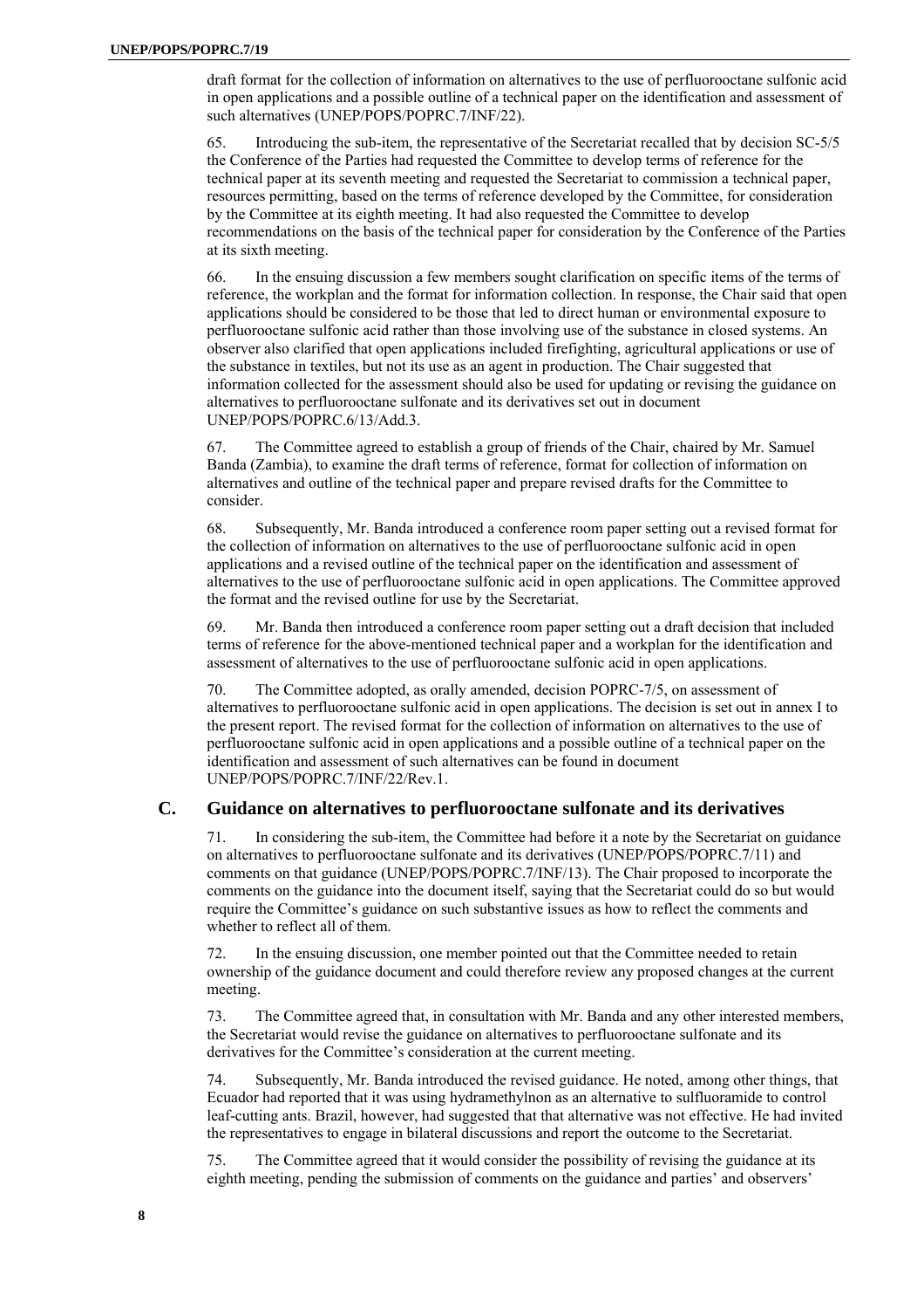draft format for the collection of information on alternatives to the use of perfluorooctane sulfonic acid in open applications and a possible outline of a technical paper on the identification and assessment of such alternatives (UNEP/POPS/POPRC.7/INF/22).

65. Introducing the sub-item, the representative of the Secretariat recalled that by decision SC-5/5 the Conference of the Parties had requested the Committee to develop terms of reference for the technical paper at its seventh meeting and requested the Secretariat to commission a technical paper, resources permitting, based on the terms of reference developed by the Committee, for consideration by the Committee at its eighth meeting. It had also requested the Committee to develop recommendations on the basis of the technical paper for consideration by the Conference of the Parties at its sixth meeting.

66. In the ensuing discussion a few members sought clarification on specific items of the terms of reference, the workplan and the format for information collection. In response, the Chair said that open applications should be considered to be those that led to direct human or environmental exposure to perfluorooctane sulfonic acid rather than those involving use of the substance in closed systems. An observer also clarified that open applications included firefighting, agricultural applications or use of the substance in textiles, but not its use as an agent in production. The Chair suggested that information collected for the assessment should also be used for updating or revising the guidance on alternatives to perfluorooctane sulfonate and its derivatives set out in document UNEP/POPS/POPRC.6/13/Add.3.

67. The Committee agreed to establish a group of friends of the Chair, chaired by Mr. Samuel Banda (Zambia), to examine the draft terms of reference, format for collection of information on alternatives and outline of the technical paper and prepare revised drafts for the Committee to consider.

68. Subsequently, Mr. Banda introduced a conference room paper setting out a revised format for the collection of information on alternatives to the use of perfluorooctane sulfonic acid in open applications and a revised outline of the technical paper on the identification and assessment of alternatives to the use of perfluorooctane sulfonic acid in open applications. The Committee approved the format and the revised outline for use by the Secretariat.

69. Mr. Banda then introduced a conference room paper setting out a draft decision that included terms of reference for the above-mentioned technical paper and a workplan for the identification and assessment of alternatives to the use of perfluorooctane sulfonic acid in open applications.

70. The Committee adopted, as orally amended, decision POPRC-7/5, on assessment of alternatives to perfluorooctane sulfonic acid in open applications. The decision is set out in annex I to the present report. The revised format for the collection of information on alternatives to the use of perfluorooctane sulfonic acid in open applications and a possible outline of a technical paper on the identification and assessment of such alternatives can be found in document UNEP/POPS/POPRC.7/INF/22/Rev.1.

## C. Guidance on alternatives to perfluorooctane sulfonate and its derivatives

71. In considering the sub-item, the Committee had before it a note by the Secretariat on guidance on alternatives to perfluorooctane sulfonate and its derivatives (UNEP/POPS/POPRC.7/11) and comments on that guidance (UNEP/POPS/POPRC.7/INF/13). The Chair proposed to incorporate the comments on the guidance into the document itself, saying that the Secretariat could do so but would require the Committee's guidance on such substantive issues as how to reflect the comments and whether to reflect all of them.

72. In the ensuing discussion, one member pointed out that the Committee needed to retain ownership of the guidance document and could therefore review any proposed changes at the current meeting.

73. The Committee agreed that, in consultation with Mr. Banda and any other interested members, the Secretariat would revise the guidance on alternatives to perfluorooctane sulfonate and its derivatives for the Committee's consideration at the current meeting.

74. Subsequently, Mr. Banda introduced the revised guidance. He noted, among other things, that Ecuador had reported that it was using hydramethylnon as an alternative to sulfluoramide to control leaf-cutting ants. Brazil, however, had suggested that that alternative was not effective. He had invited the representatives to engage in bilateral discussions and report the outcome to the Secretariat.

75. The Committee agreed that it would consider the possibility of revising the guidance at its eighth meeting, pending the submission of comments on the guidance and parties' and observers'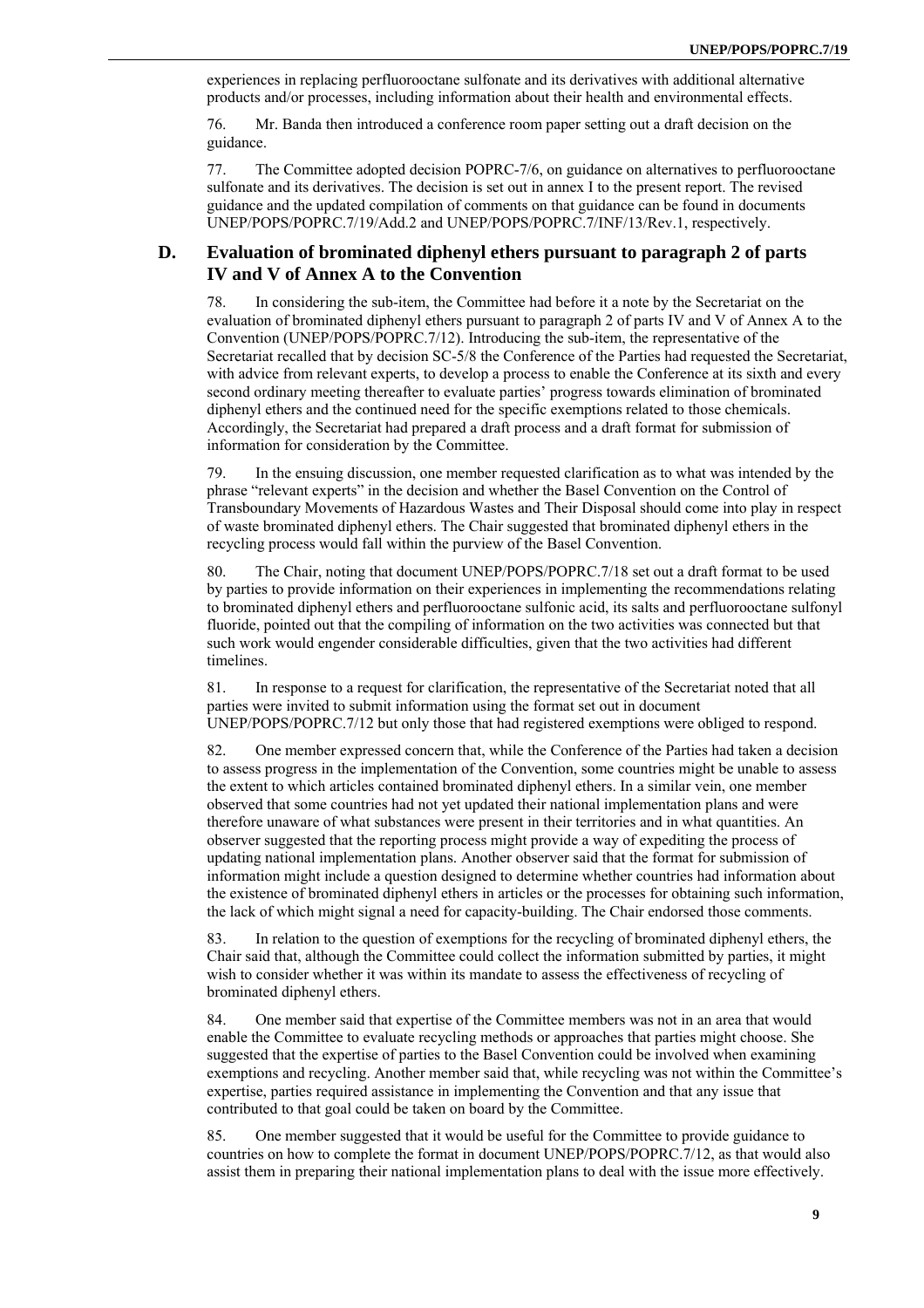experiences in replacing perfluorooctane sulfonate and its derivatives with additional alternative products and/or processes, including information about their health and environmental effects.

76. Mr. Banda then introduced a conference room paper setting out a draft decision on the guidance.

77. The Committee adopted decision POPRC-7/6, on guidance on alternatives to perfluorooctane sulfonate and its derivatives. The decision is set out in annex I to the present report. The revised guidance and the updated compilation of comments on that guidance can be found in documents UNEP/POPS/POPRC.7/19/Add.2 and UNEP/POPS/POPRC.7/INF/13/Rev.1, respectively.

## D. Evaluation of brominated diphenyl ethers pursuant to paragraph 2 of parts IV and V of Annex A to the Convention

78. In considering the sub-item, the Committee had before it a note by the Secretariat on the evaluation of brominated diphenyl ethers pursuant to paragraph 2 of parts IV and V of Annex A to the Convention (UNEP/POPS/POPRC.7/12). Introducing the sub-item, the representative of the Secretariat recalled that by decision SC-5/8 the Conference of the Parties had requested the Secretariat, with advice from relevant experts, to develop a process to enable the Conference at its sixth and every second ordinary meeting thereafter to evaluate parties' progress towards elimination of brominated diphenyl ethers and the continued need for the specific exemptions related to those chemicals. Accordingly, the Secretariat had prepared a draft process and a draft format for submission of information for consideration by the Committee.

79. In the ensuing discussion, one member requested clarification as to what was intended by the phrase "relevant experts" in the decision and whether the Basel Convention on the Control of Transboundary Movements of Hazardous Wastes and Their Disposal should come into play in respect of waste brominated diphenyl ethers. The Chair suggested that brominated diphenyl ethers in the recycling process would fall within the purview of the Basel Convention.

80. The Chair, noting that document UNEP/POPS/POPRC.7/18 set out a draft format to be used by parties to provide information on their experiences in implementing the recommendations relating to brominated diphenyl ethers and perfluorooctane sulfonic acid, its salts and perfluorooctane sulfonyl fluoride, pointed out that the compiling of information on the two activities was connected but that such work would engender considerable difficulties, given that the two activities had different timelines.

81. In response to a request for clarification, the representative of the Secretariat noted that all parties were invited to submit information using the format set out in document UNEP/POPS/POPRC.7/12 but only those that had registered exemptions were obliged to respond.

82. One member expressed concern that, while the Conference of the Parties had taken a decision to assess progress in the implementation of the Convention, some countries might be unable to assess the extent to which articles contained brominated diphenyl ethers. In a similar vein, one member observed that some countries had not yet updated their national implementation plans and were therefore unaware of what substances were present in their territories and in what quantities. An observer suggested that the reporting process might provide a way of expediting the process of updating national implementation plans. Another observer said that the format for submission of information might include a question designed to determine whether countries had information about the existence of brominated diphenyl ethers in articles or the processes for obtaining such information, the lack of which might signal a need for capacity-building. The Chair endorsed those comments.

83. In relation to the question of exemptions for the recycling of brominated diphenyl ethers, the Chair said that, although the Committee could collect the information submitted by parties, it might wish to consider whether it was within its mandate to assess the effectiveness of recycling of brominated diphenyl ethers.

84. One member said that expertise of the Committee members was not in an area that would enable the Committee to evaluate recycling methods or approaches that parties might choose. She suggested that the expertise of parties to the Basel Convention could be involved when examining exemptions and recycling. Another member said that, while recycling was not within the Committee's expertise, parties required assistance in implementing the Convention and that any issue that contributed to that goal could be taken on board by the Committee.

85. One member suggested that it would be useful for the Committee to provide guidance to countries on how to complete the format in document UNEP/POPS/POPRC.7/12, as that would also assist them in preparing their national implementation plans to deal with the issue more effectively.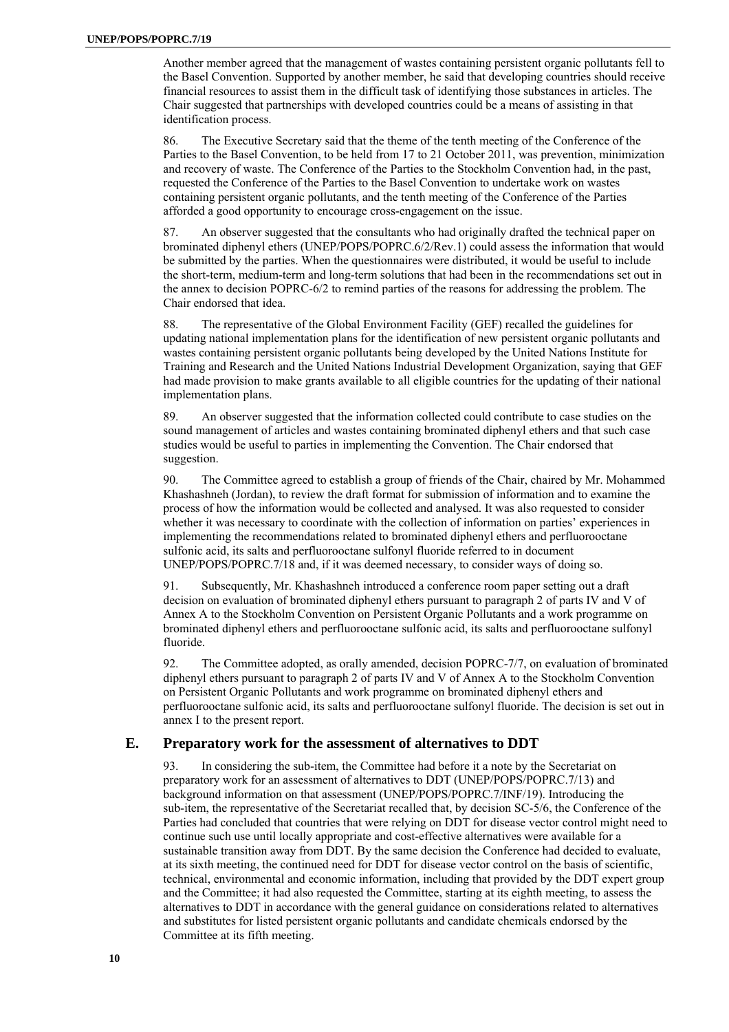Another member agreed that the management of wastes containing persistent organic pollutants fell to the Basel Convention. Supported by another member, he said that developing countries should receive financial resources to assist them in the difficult task of identifying those substances in articles. The Chair suggested that partnerships with developed countries could be a means of assisting in that identification process.

86. The Executive Secretary said that the theme of the tenth meeting of the Conference of the Parties to the Basel Convention, to be held from 17 to 21 October 2011, was prevention, minimization and recovery of waste. The Conference of the Parties to the Stockholm Convention had, in the past, requested the Conference of the Parties to the Basel Convention to undertake work on wastes containing persistent organic pollutants, and the tenth meeting of the Conference of the Parties afforded a good opportunity to encourage cross-engagement on the issue.

87. An observer suggested that the consultants who had originally drafted the technical paper on brominated diphenyl ethers (UNEP/POPS/POPRC.6/2/Rev.1) could assess the information that would be submitted by the parties. When the questionnaires were distributed, it would be useful to include the short-term, medium-term and long-term solutions that had been in the recommendations set out in the annex to decision POPRC-6/2 to remind parties of the reasons for addressing the problem. The Chair endorsed that idea.

88. The representative of the Global Environment Facility (GEF) recalled the guidelines for updating national implementation plans for the identification of new persistent organic pollutants and wastes containing persistent organic pollutants being developed by the United Nations Institute for Training and Research and the United Nations Industrial Development Organization, saying that GEF had made provision to make grants available to all eligible countries for the updating of their national implementation plans.

89. An observer suggested that the information collected could contribute to case studies on the sound management of articles and wastes containing brominated diphenyl ethers and that such case studies would be useful to parties in implementing the Convention. The Chair endorsed that suggestion.

90. The Committee agreed to establish a group of friends of the Chair, chaired by Mr. Mohammed Khashashneh (Jordan), to review the draft format for submission of information and to examine the process of how the information would be collected and analysed. It was also requested to consider whether it was necessary to coordinate with the collection of information on parties' experiences in implementing the recommendations related to brominated diphenyl ethers and perfluorooctane sulfonic acid, its salts and perfluorooctane sulfonyl fluoride referred to in document UNEP/POPS/POPRC.7/18 and, if it was deemed necessary, to consider ways of doing so.

91. Subsequently, Mr. Khashashneh introduced a conference room paper setting out a draft decision on evaluation of brominated diphenyl ethers pursuant to paragraph 2 of parts IV and V of Annex A to the Stockholm Convention on Persistent Organic Pollutants and a work programme on brominated diphenyl ethers and perfluorooctane sulfonic acid, its salts and perfluorooctane sulfonyl fluoride.

92. The Committee adopted, as orally amended, decision POPRC-7/7, on evaluation of brominated diphenyl ethers pursuant to paragraph 2 of parts IV and V of Annex A to the Stockholm Convention on Persistent Organic Pollutants and work programme on brominated diphenyl ethers and perfluorooctane sulfonic acid, its salts and perfluorooctane sulfonyl fluoride. The decision is set out in annex I to the present report.

## E. Preparatory work for the assessment of alternatives to DDT

93. In considering the sub-item, the Committee had before it a note by the Secretariat on preparatory work for an assessment of alternatives to DDT (UNEP/POPS/POPRC.7/13) and background information on that assessment (UNEP/POPS/POPRC.7/INF/19). Introducing the sub-item, the representative of the Secretariat recalled that, by decision SC-5/6, the Conference of the Parties had concluded that countries that were relying on DDT for disease vector control might need to continue such use until locally appropriate and cost-effective alternatives were available for a sustainable transition away from DDT. By the same decision the Conference had decided to evaluate, at its sixth meeting, the continued need for DDT for disease vector control on the basis of scientific, technical, environmental and economic information, including that provided by the DDT expert group and the Committee; it had also requested the Committee, starting at its eighth meeting, to assess the alternatives to DDT in accordance with the general guidance on considerations related to alternatives and substitutes for listed persistent organic pollutants and candidate chemicals endorsed by the Committee at its fifth meeting.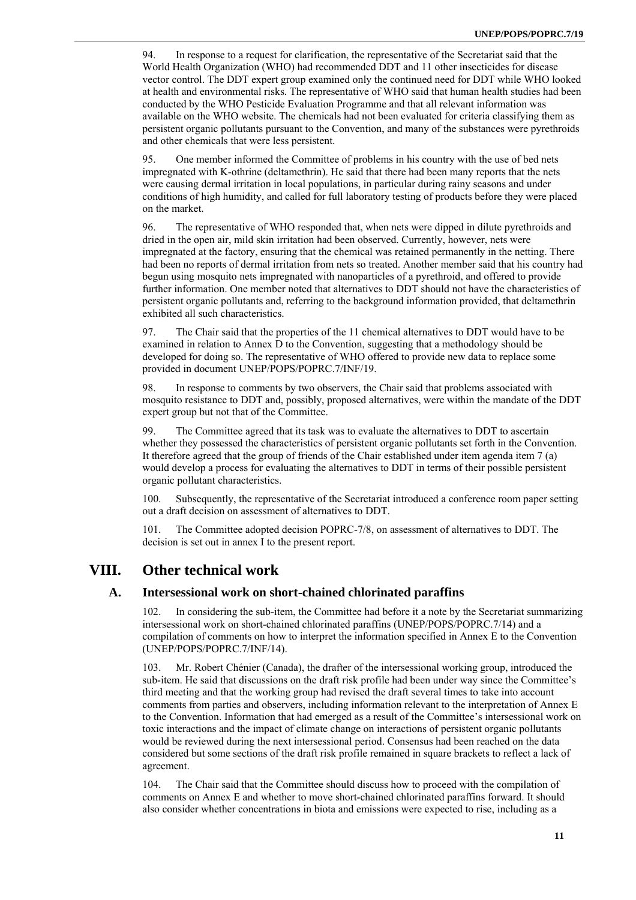94. In response to a request for clarification, the representative of the Secretariat said that the World Health Organization (WHO) had recommended DDT and 11 other insecticides for disease vector control. The DDT expert group examined only the continued need for DDT while WHO looked at health and environmental risks. The representative of WHO said that human health studies had been conducted by the WHO Pesticide Evaluation Programme and that all relevant information was available on the WHO website. The chemicals had not been evaluated for criteria classifying them as persistent organic pollutants pursuant to the Convention, and many of the substances were pyrethroids and other chemicals that were less persistent.

95. One member informed the Committee of problems in his country with the use of bed nets impregnated with K-othrine (deltamethrin). He said that there had been many reports that the nets were causing dermal irritation in local populations, in particular during rainy seasons and under conditions of high humidity, and called for full laboratory testing of products before they were placed on the market.

96. The representative of WHO responded that, when nets were dipped in dilute pyrethroids and dried in the open air, mild skin irritation had been observed. Currently, however, nets were impregnated at the factory, ensuring that the chemical was retained permanently in the netting. There had been no reports of dermal irritation from nets so treated. Another member said that his country had begun using mosquito nets impregnated with nanoparticles of a pyrethroid, and offered to provide further information. One member noted that alternatives to DDT should not have the characteristics of persistent organic pollutants and, referring to the background information provided, that deltamethrin exhibited all such characteristics.

97. The Chair said that the properties of the 11 chemical alternatives to DDT would have to be examined in relation to Annex D to the Convention, suggesting that a methodology should be developed for doing so. The representative of WHO offered to provide new data to replace some provided in document UNEP/POPS/POPRC.7/INF/19.

98. In response to comments by two observers, the Chair said that problems associated with mosquito resistance to DDT and, possibly, proposed alternatives, were within the mandate of the DDT expert group but not that of the Committee.

99. The Committee agreed that its task was to evaluate the alternatives to DDT to ascertain whether they possessed the characteristics of persistent organic pollutants set forth in the Convention. It therefore agreed that the group of friends of the Chair established under item agenda item 7 (a) would develop a process for evaluating the alternatives to DDT in terms of their possible persistent organic pollutant characteristics.

100. Subsequently, the representative of the Secretariat introduced a conference room paper setting out a draft decision on assessment of alternatives to DDT.

101. The Committee adopted decision POPRC-7/8, on assessment of alternatives to DDT. The decision is set out in annex I to the present report.

# VIII. Other technical work

## A. Intersessional work on short-chained chlorinated paraffins

102. In considering the sub-item, the Committee had before it a note by the Secretariat summarizing intersessional work on short-chained chlorinated paraffins (UNEP/POPS/POPRC.7/14) and a compilation of comments on how to interpret the information specified in Annex E to the Convention (UNEP/POPS/POPRC.7/INF/14).

103. Mr. Robert Chénier (Canada), the drafter of the intersessional working group, introduced the sub-item. He said that discussions on the draft risk profile had been under way since the Committee's third meeting and that the working group had revised the draft several times to take into account comments from parties and observers, including information relevant to the interpretation of Annex E to the Convention. Information that had emerged as a result of the Committee's intersessional work on toxic interactions and the impact of climate change on interactions of persistent organic pollutants would be reviewed during the next intersessional period. Consensus had been reached on the data considered but some sections of the draft risk profile remained in square brackets to reflect a lack of agreement.

104. The Chair said that the Committee should discuss how to proceed with the compilation of comments on Annex E and whether to move short-chained chlorinated paraffins forward. It should also consider whether concentrations in biota and emissions were expected to rise, including as a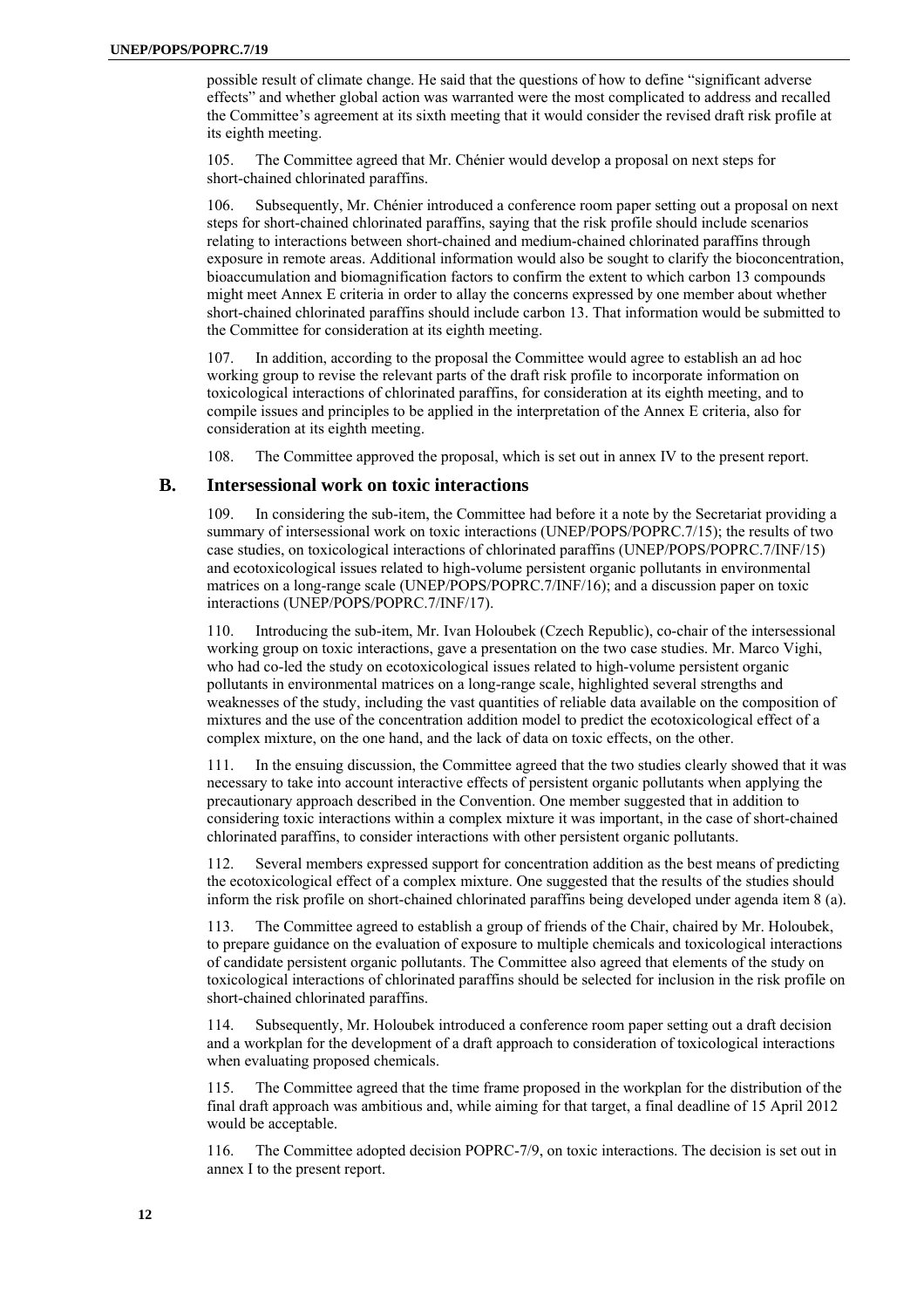possible result of climate change. He said that the questions of how to define "significant adverse effects" and whether global action was warranted were the most complicated to address and recalled the Committee's agreement at its sixth meeting that it would consider the revised draft risk profile at its eighth meeting.

105. The Committee agreed that Mr. Chénier would develop a proposal on next steps for short-chained chlorinated paraffins.

106. Subsequently, Mr. Chénier introduced a conference room paper setting out a proposal on next steps for short-chained chlorinated paraffins, saying that the risk profile should include scenarios relating to interactions between short-chained and medium-chained chlorinated paraffins through exposure in remote areas. Additional information would also be sought to clarify the bioconcentration, bioaccumulation and biomagnification factors to confirm the extent to which carbon 13 compounds might meet Annex E criteria in order to allay the concerns expressed by one member about whether short-chained chlorinated paraffins should include carbon 13. That information would be submitted to the Committee for consideration at its eighth meeting.

107. In addition, according to the proposal the Committee would agree to establish an ad hoc working group to revise the relevant parts of the draft risk profile to incorporate information on toxicological interactions of chlorinated paraffins, for consideration at its eighth meeting, and to compile issues and principles to be applied in the interpretation of the Annex E criteria, also for consideration at its eighth meeting.

108. The Committee approved the proposal, which is set out in annex IV to the present report.

## B. Intersessional work on toxic interactions

109. In considering the sub-item, the Committee had before it a note by the Secretariat providing a summary of intersessional work on toxic interactions (UNEP/POPS/POPRC.7/15); the results of two case studies, on toxicological interactions of chlorinated paraffins (UNEP/POPS/POPRC.7/INF/15) and ecotoxicological issues related to high-volume persistent organic pollutants in environmental matrices on a long-range scale (UNEP/POPS/POPRC.7/INF/16); and a discussion paper on toxic interactions (UNEP/POPS/POPRC.7/INF/17).

110. Introducing the sub-item, Mr. Ivan Holoubek (Czech Republic), co-chair of the intersessional working group on toxic interactions, gave a presentation on the two case studies. Mr. Marco Vighi, who had co-led the study on ecotoxicological issues related to high-volume persistent organic pollutants in environmental matrices on a long-range scale, highlighted several strengths and weaknesses of the study, including the vast quantities of reliable data available on the composition of mixtures and the use of the concentration addition model to predict the ecotoxicological effect of a complex mixture, on the one hand, and the lack of data on toxic effects, on the other.

111. In the ensuing discussion, the Committee agreed that the two studies clearly showed that it was necessary to take into account interactive effects of persistent organic pollutants when applying the precautionary approach described in the Convention. One member suggested that in addition to considering toxic interactions within a complex mixture it was important, in the case of short-chained chlorinated paraffins, to consider interactions with other persistent organic pollutants.

112. Several members expressed support for concentration addition as the best means of predicting the ecotoxicological effect of a complex mixture. One suggested that the results of the studies should inform the risk profile on short-chained chlorinated paraffins being developed under agenda item 8 (a).

113. The Committee agreed to establish a group of friends of the Chair, chaired by Mr. Holoubek, to prepare guidance on the evaluation of exposure to multiple chemicals and toxicological interactions of candidate persistent organic pollutants. The Committee also agreed that elements of the study on toxicological interactions of chlorinated paraffins should be selected for inclusion in the risk profile on short-chained chlorinated paraffins.

114. Subsequently, Mr. Holoubek introduced a conference room paper setting out a draft decision and a workplan for the development of a draft approach to consideration of toxicological interactions when evaluating proposed chemicals.

115. The Committee agreed that the time frame proposed in the workplan for the distribution of the final draft approach was ambitious and, while aiming for that target, a final deadline of 15 April 2012 would be acceptable.

116. The Committee adopted decision POPRC-7/9, on toxic interactions. The decision is set out in annex I to the present report.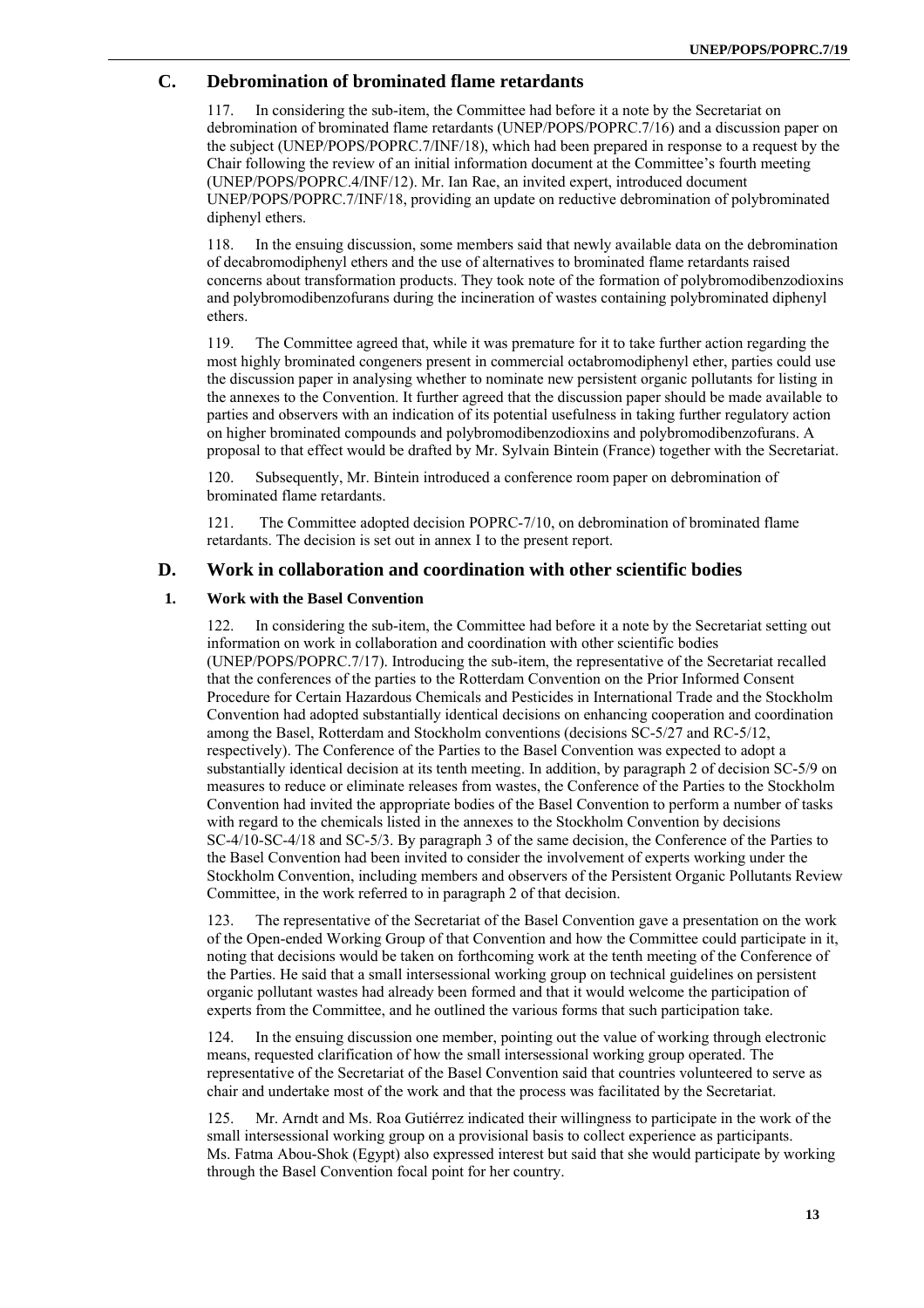## C. Debromination of brominated flame retardants

117. In considering the sub-item, the Committee had before it a note by the Secretariat on debromination of brominated flame retardants (UNEP/POPS/POPRC.7/16) and a discussion paper on the subject (UNEP/POPS/POPRC.7/INF/18), which had been prepared in response to a request by the Chair following the review of an initial information document at the Committee's fourth meeting (UNEP/POPS/POPRC.4/INF/12). Mr. Ian Rae, an invited expert, introduced document UNEP/POPS/POPRC.7/INF/18, providing an update on reductive debromination of polybrominated diphenyl ethers.

118. In the ensuing discussion, some members said that newly available data on the debromination of decabromodiphenyl ethers and the use of alternatives to brominated flame retardants raised concerns about transformation products. They took note of the formation of polybromodibenzodioxins and polybromodibenzofurans during the incineration of wastes containing polybrominated diphenyl ethers.

119. The Committee agreed that, while it was premature for it to take further action regarding the most highly brominated congeners present in commercial octabromodiphenyl ether, parties could use the discussion paper in analysing whether to nominate new persistent organic pollutants for listing in the annexes to the Convention. It further agreed that the discussion paper should be made available to parties and observers with an indication of its potential usefulness in taking further regulatory action on higher brominated compounds and polybromodibenzodioxins and polybromodibenzofurans. A proposal to that effect would be drafted by Mr. Sylvain Bintein (France) together with the Secretariat.

120. Subsequently, Mr. Bintein introduced a conference room paper on debromination of brominated flame retardants.

121. The Committee adopted decision POPRC-7/10, on debromination of brominated flame retardants. The decision is set out in annex I to the present report.

## D. Work in collaboration and coordination with other scientific bodies

### 1. Work with the Basel Convention

122. In considering the sub-item, the Committee had before it a note by the Secretariat setting out information on work in collaboration and coordination with other scientific bodies (UNEP/POPS/POPRC.7/17). Introducing the sub-item, the representative of the Secretariat recalled that the conferences of the parties to the Rotterdam Convention on the Prior Informed Consent Procedure for Certain Hazardous Chemicals and Pesticides in International Trade and the Stockholm Convention had adopted substantially identical decisions on enhancing cooperation and coordination among the Basel, Rotterdam and Stockholm conventions (decisions SC-5/27 and RC-5/12, respectively). The Conference of the Parties to the Basel Convention was expected to adopt a substantially identical decision at its tenth meeting. In addition, by paragraph 2 of decision SC-5/9 on measures to reduce or eliminate releases from wastes, the Conference of the Parties to the Stockholm Convention had invited the appropriate bodies of the Basel Convention to perform a number of tasks with regard to the chemicals listed in the annexes to the Stockholm Convention by decisions SC-4/10-SC-4/18 and SC-5/3. By paragraph 3 of the same decision, the Conference of the Parties to the Basel Convention had been invited to consider the involvement of experts working under the Stockholm Convention, including members and observers of the Persistent Organic Pollutants Review Committee, in the work referred to in paragraph 2 of that decision.

123. The representative of the Secretariat of the Basel Convention gave a presentation on the work of the Open-ended Working Group of that Convention and how the Committee could participate in it, noting that decisions would be taken on forthcoming work at the tenth meeting of the Conference of the Parties. He said that a small intersessional working group on technical guidelines on persistent organic pollutant wastes had already been formed and that it would welcome the participation of experts from the Committee, and he outlined the various forms that such participation take.

124. In the ensuing discussion one member, pointing out the value of working through electronic means, requested clarification of how the small intersessional working group operated. The representative of the Secretariat of the Basel Convention said that countries volunteered to serve as chair and undertake most of the work and that the process was facilitated by the Secretariat.

125. Mr. Arndt and Ms. Roa Gutiérrez indicated their willingness to participate in the work of the small intersessional working group on a provisional basis to collect experience as participants. Ms. Fatma Abou-Shok (Egypt) also expressed interest but said that she would participate by working through the Basel Convention focal point for her country.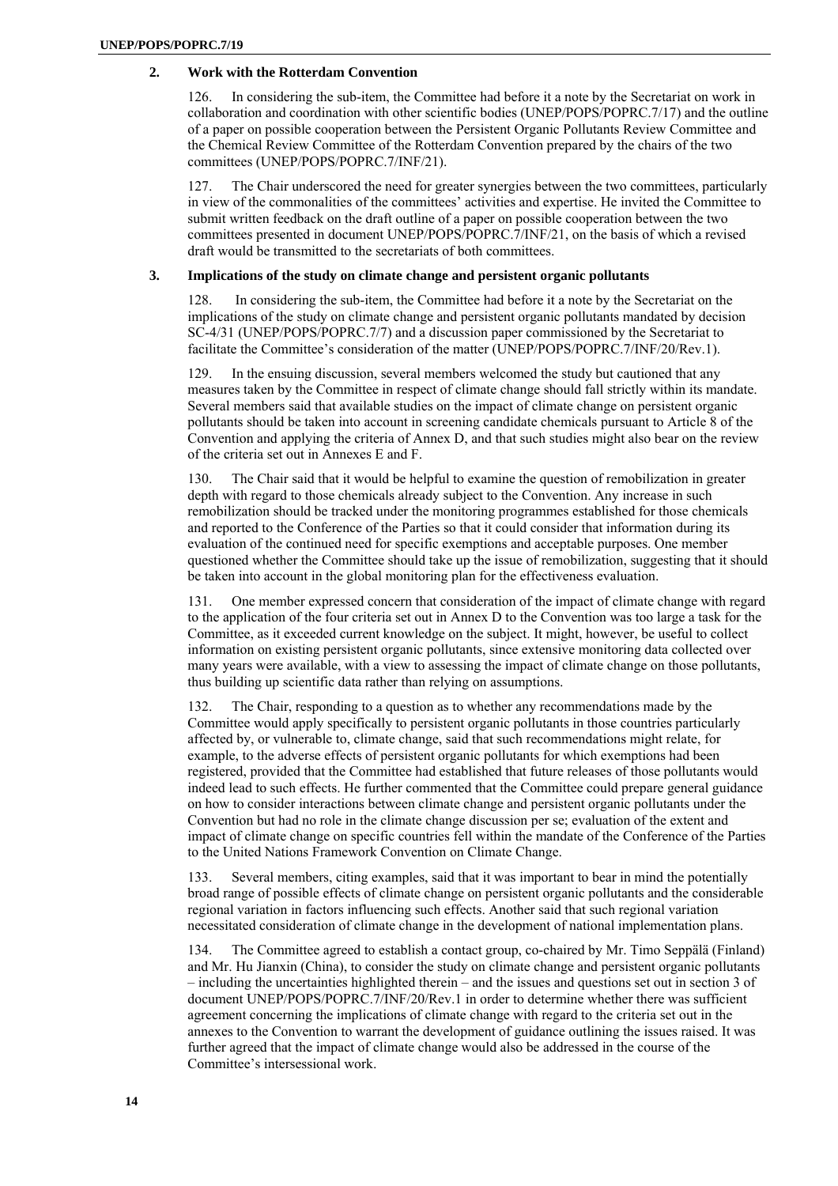### 2. Work with the Rotterdam Convention

126. In considering the sub-item, the Committee had before it a note by the Secretariat on work in collaboration and coordination with other scientific bodies (UNEP/POPS/POPRC.7/17) and the outline of a paper on possible cooperation between the Persistent Organic Pollutants Review Committee and the Chemical Review Committee of the Rotterdam Convention prepared by the chairs of the two committees (UNEP/POPS/POPRC.7/INF/21).

127. The Chair underscored the need for greater synergies between the two committees, particularly in view of the commonalities of the committees' activities and expertise. He invited the Committee to submit written feedback on the draft outline of a paper on possible cooperation between the two committees presented in document UNEP/POPS/POPRC.7/INF/21, on the basis of which a revised draft would be transmitted to the secretariats of both committees.

### 3. Implications of the study on climate change and persistent organic pollutants

128. In considering the sub-item, the Committee had before it a note by the Secretariat on the implications of the study on climate change and persistent organic pollutants mandated by decision SC-4/31 (UNEP/POPS/POPRC.7/7) and a discussion paper commissioned by the Secretariat to facilitate the Committee's consideration of the matter (UNEP/POPS/POPRC.7/INF/20/Rev.1).

129. In the ensuing discussion, several members welcomed the study but cautioned that any measures taken by the Committee in respect of climate change should fall strictly within its mandate. Several members said that available studies on the impact of climate change on persistent organic pollutants should be taken into account in screening candidate chemicals pursuant to Article 8 of the Convention and applying the criteria of Annex D, and that such studies might also bear on the review of the criteria set out in Annexes E and F.

130. The Chair said that it would be helpful to examine the question of remobilization in greater depth with regard to those chemicals already subject to the Convention. Any increase in such remobilization should be tracked under the monitoring programmes established for those chemicals and reported to the Conference of the Parties so that it could consider that information during its evaluation of the continued need for specific exemptions and acceptable purposes. One member questioned whether the Committee should take up the issue of remobilization, suggesting that it should be taken into account in the global monitoring plan for the effectiveness evaluation.

131. One member expressed concern that consideration of the impact of climate change with regard to the application of the four criteria set out in Annex D to the Convention was too large a task for the Committee, as it exceeded current knowledge on the subject. It might, however, be useful to collect information on existing persistent organic pollutants, since extensive monitoring data collected over many years were available, with a view to assessing the impact of climate change on those pollutants, thus building up scientific data rather than relying on assumptions.

132. The Chair, responding to a question as to whether any recommendations made by the Committee would apply specifically to persistent organic pollutants in those countries particularly affected by, or vulnerable to, climate change, said that such recommendations might relate, for example, to the adverse effects of persistent organic pollutants for which exemptions had been registered, provided that the Committee had established that future releases of those pollutants would indeed lead to such effects. He further commented that the Committee could prepare general guidance on how to consider interactions between climate change and persistent organic pollutants under the Convention but had no role in the climate change discussion per se; evaluation of the extent and impact of climate change on specific countries fell within the mandate of the Conference of the Parties to the United Nations Framework Convention on Climate Change.

133. Several members, citing examples, said that it was important to bear in mind the potentially broad range of possible effects of climate change on persistent organic pollutants and the considerable regional variation in factors influencing such effects. Another said that such regional variation necessitated consideration of climate change in the development of national implementation plans.

134. The Committee agreed to establish a contact group, co-chaired by Mr. Timo Seppälä (Finland) and Mr. Hu Jianxin (China), to consider the study on climate change and persistent organic pollutants – including the uncertainties highlighted therein – and the issues and questions set out in section 3 of document UNEP/POPS/POPRC.7/INF/20/Rev.1 in order to determine whether there was sufficient agreement concerning the implications of climate change with regard to the criteria set out in the annexes to the Convention to warrant the development of guidance outlining the issues raised. It was further agreed that the impact of climate change would also be addressed in the course of the Committee's intersessional work.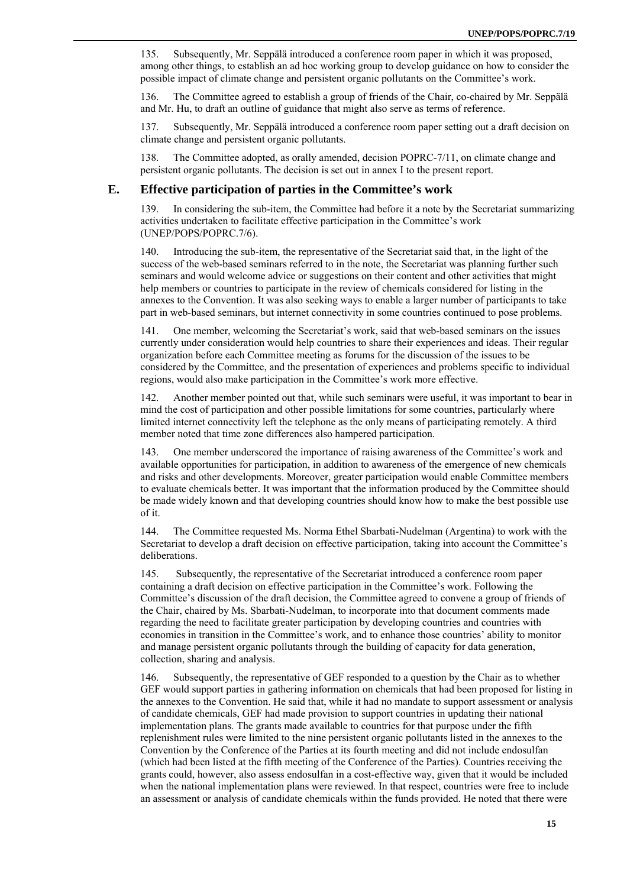135. Subsequently, Mr. Seppälä introduced a conference room paper in which it was proposed, among other things, to establish an ad hoc working group to develop guidance on how to consider the possible impact of climate change and persistent organic pollutants on the Committee's work.

136. The Committee agreed to establish a group of friends of the Chair, co-chaired by Mr. Seppälä and Mr. Hu, to draft an outline of guidance that might also serve as terms of reference.

137. Subsequently, Mr. Seppälä introduced a conference room paper setting out a draft decision on climate change and persistent organic pollutants.

138. The Committee adopted, as orally amended, decision POPRC-7/11, on climate change and persistent organic pollutants. The decision is set out in annex I to the present report.

## E. Effective participation of parties in the Committee's work

139. In considering the sub-item, the Committee had before it a note by the Secretariat summarizing activities undertaken to facilitate effective participation in the Committee's work (UNEP/POPS/POPRC.7/6).

140. Introducing the sub-item, the representative of the Secretariat said that, in the light of the success of the web-based seminars referred to in the note, the Secretariat was planning further such seminars and would welcome advice or suggestions on their content and other activities that might help members or countries to participate in the review of chemicals considered for listing in the annexes to the Convention. It was also seeking ways to enable a larger number of participants to take part in web-based seminars, but internet connectivity in some countries continued to pose problems.

141. One member, welcoming the Secretariat's work, said that web-based seminars on the issues currently under consideration would help countries to share their experiences and ideas. Their regular organization before each Committee meeting as forums for the discussion of the issues to be considered by the Committee, and the presentation of experiences and problems specific to individual regions, would also make participation in the Committee's work more effective.

142. Another member pointed out that, while such seminars were useful, it was important to bear in mind the cost of participation and other possible limitations for some countries, particularly where limited internet connectivity left the telephone as the only means of participating remotely. A third member noted that time zone differences also hampered participation.

143. One member underscored the importance of raising awareness of the Committee's work and available opportunities for participation, in addition to awareness of the emergence of new chemicals and risks and other developments. Moreover, greater participation would enable Committee members to evaluate chemicals better. It was important that the information produced by the Committee should be made widely known and that developing countries should know how to make the best possible use of it.

144. The Committee requested Ms. Norma Ethel Sbarbati-Nudelman (Argentina) to work with the Secretariat to develop a draft decision on effective participation, taking into account the Committee's deliberations.

145. Subsequently, the representative of the Secretariat introduced a conference room paper containing a draft decision on effective participation in the Committee's work. Following the Committee's discussion of the draft decision, the Committee agreed to convene a group of friends of the Chair, chaired by Ms. Sbarbati-Nudelman, to incorporate into that document comments made regarding the need to facilitate greater participation by developing countries and countries with economies in transition in the Committee's work, and to enhance those countries' ability to monitor and manage persistent organic pollutants through the building of capacity for data generation, collection, sharing and analysis.

146. Subsequently, the representative of GEF responded to a question by the Chair as to whether GEF would support parties in gathering information on chemicals that had been proposed for listing in the annexes to the Convention. He said that, while it had no mandate to support assessment or analysis of candidate chemicals, GEF had made provision to support countries in updating their national implementation plans. The grants made available to countries for that purpose under the fifth replenishment rules were limited to the nine persistent organic pollutants listed in the annexes to the Convention by the Conference of the Parties at its fourth meeting and did not include endosulfan (which had been listed at the fifth meeting of the Conference of the Parties). Countries receiving the grants could, however, also assess endosulfan in a cost-effective way, given that it would be included when the national implementation plans were reviewed. In that respect, countries were free to include an assessment or analysis of candidate chemicals within the funds provided. He noted that there were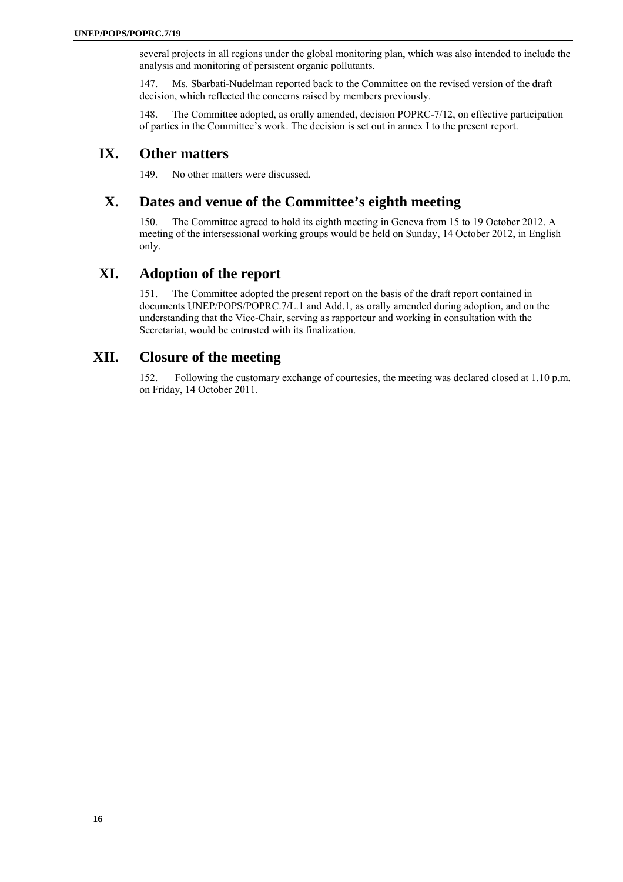several projects in all regions under the global monitoring plan, which was also intended to include the analysis and monitoring of persistent organic pollutants.

147. Ms. Sbarbati-Nudelman reported back to the Committee on the revised version of the draft decision, which reflected the concerns raised by members previously.

148. The Committee adopted, as orally amended, decision POPRC-7/12, on effective participation of parties in the Committee's work. The decision is set out in annex I to the present report.

# IX. Other matters

149. No other matters were discussed.

# X. Dates and venue of the Committee's eighth meeting

150. The Committee agreed to hold its eighth meeting in Geneva from 15 to 19 October 2012. A meeting of the intersessional working groups would be held on Sunday, 14 October 2012, in English only.

# XI. Adoption of the report

151. The Committee adopted the present report on the basis of the draft report contained in documents UNEP/POPS/POPRC.7/L.1 and Add.1, as orally amended during adoption, and on the understanding that the Vice-Chair, serving as rapporteur and working in consultation with the Secretariat, would be entrusted with its finalization.

# XII. Closure of the meeting

152. Following the customary exchange of courtesies, the meeting was declared closed at 1.10 p.m. on Friday, 14 October 2011.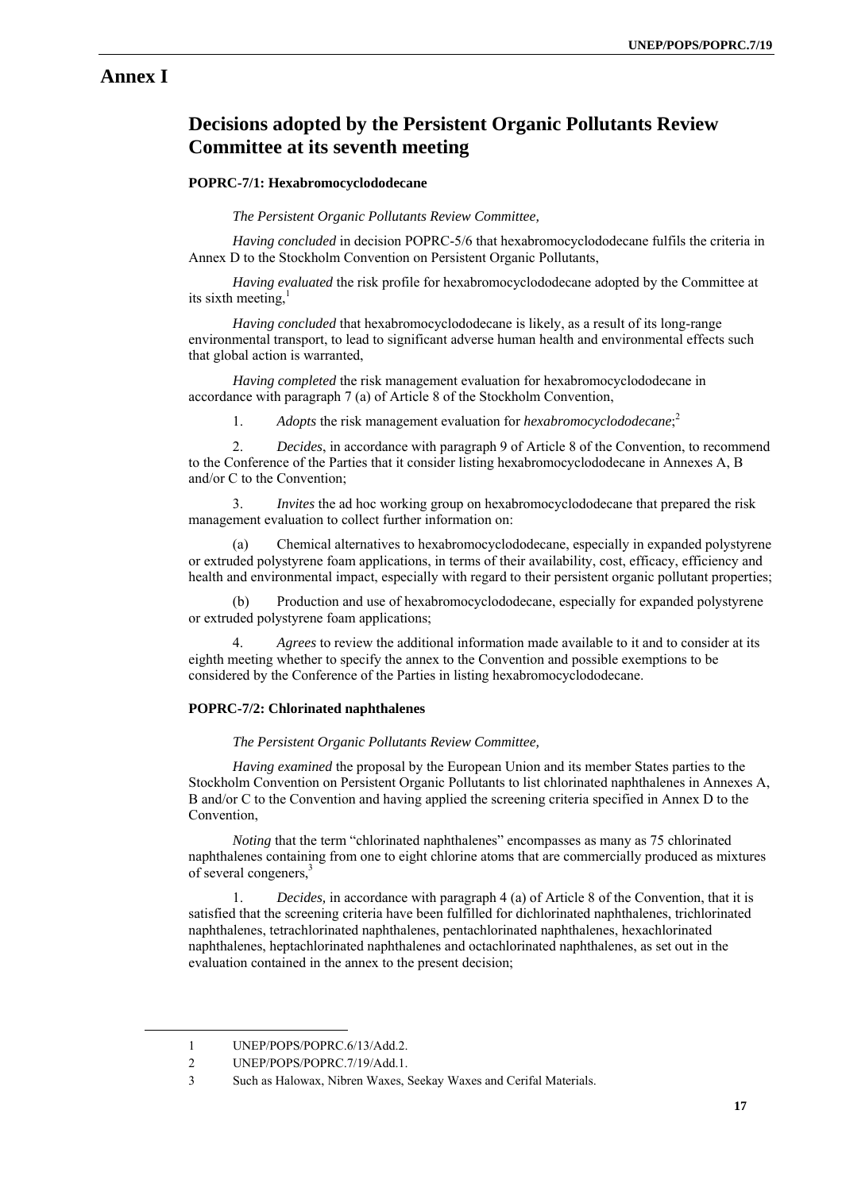# Annex I

## Decisions adopted by the Persistent Organic Pollutants Review Committee at its seventh meeting

### POPRC-7/1: Hexabromocyclododecane

*The Persistent Organic Pollutants Review Committee,*

*Having concluded* in decision POPRC-5/6 that hexabromocyclododecane fulfils the criteria in Annex D to the Stockholm Convention on Persistent Organic Pollutants,

*Having evaluated* the risk profile for hexabromocyclododecane adopted by the Committee at its sixth meeting,[1]

*Having concluded* that hexabromocyclododecane is likely, as a result of its long-range environmental transport, to lead to significant adverse human health and environmental effects such that global action is warranted,

*Having completed* the risk management evaluation for hexabromocyclododecane in accordance with paragraph 7 (a) of Article 8 of the Stockholm Convention,

1. *Adopts* the risk management evaluation for *hexabromocyclododecane*;[2]

2. *Decides*, in accordance with paragraph 9 of Article 8 of the Convention, to recommend to the Conference of the Parties that it consider listing hexabromocyclododecane in Annexes A, B and/or C to the Convention;

3. *Invites* the ad hoc working group on hexabromocyclododecane that prepared the risk management evaluation to collect further information on:

(a) Chemical alternatives to hexabromocyclododecane, especially in expanded polystyrene or extruded polystyrene foam applications, in terms of their availability, cost, efficacy, efficiency and health and environmental impact, especially with regard to their persistent organic pollutant properties;

(b) Production and use of hexabromocyclododecane, especially for expanded polystyrene or extruded polystyrene foam applications;

4. *Agrees* to review the additional information made available to it and to consider at its eighth meeting whether to specify the annex to the Convention and possible exemptions to be considered by the Conference of the Parties in listing hexabromocyclododecane.

### POPRC-7/2: Chlorinated naphthalenes

*The Persistent Organic Pollutants Review Committee,*

*Having examined* the proposal by the European Union and its member States parties to the Stockholm Convention on Persistent Organic Pollutants to list chlorinated naphthalenes in Annexes A, B and/or C to the Convention and having applied the screening criteria specified in Annex D to the Convention,

*Noting* that the term "chlorinated naphthalenes" encompasses as many as 75 chlorinated naphthalenes containing from one to eight chlorine atoms that are commercially produced as mixtures of several congeners,[3]

1. *Decides,* in accordance with paragraph 4 (a) of Article 8 of the Convention, that it is satisfied that the screening criteria have been fulfilled for dichlorinated naphthalenes, trichlorinated naphthalenes, tetrachlorinated naphthalenes, pentachlorinated naphthalenes, hexachlorinated naphthalenes, heptachlorinated naphthalenes and octachlorinated naphthalenes, as set out in the evaluation contained in the annex to the present decision;

---

1 UNEP/POPS/POPRC.6/13/Add.2.

2 UNEP/POPS/POPRC.7/19/Add.1.

3 Such as Halowax, Nibren Waxes, Seekay Waxes and Cerifal Materials.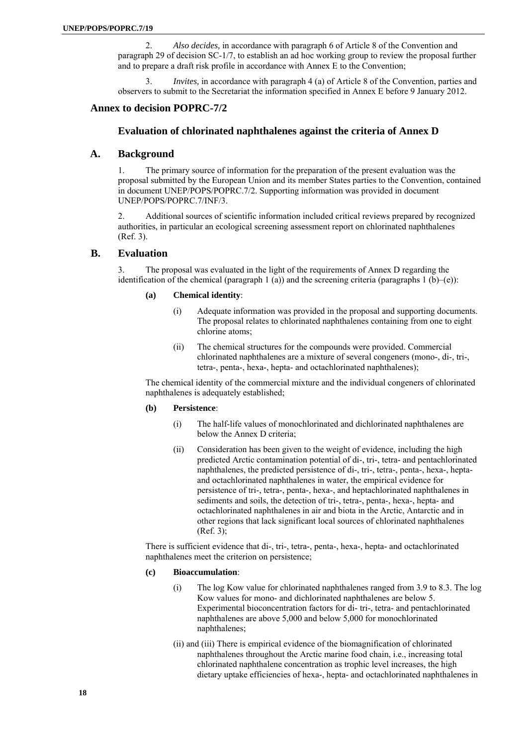2. *Also decides,* in accordance with paragraph 6 of Article 8 of the Convention and paragraph 29 of decision SC-1/7, to establish an ad hoc working group to review the proposal further and to prepare a draft risk profile in accordance with Annex E to the Convention;

3. *Invites,* in accordance with paragraph 4 (a) of Article 8 of the Convention, parties and observers to submit to the Secretariat the information specified in Annex E before 9 January 2012.

## Annex to decision POPRC-7/2

### Evaluation of chlorinated naphthalenes against the criteria of Annex D

## A. Background

1. The primary source of information for the preparation of the present evaluation was the proposal submitted by the European Union and its member States parties to the Convention, contained in document UNEP/POPS/POPRC.7/2. Supporting information was provided in document UNEP/POPS/POPRC.7/INF/3.

2. Additional sources of scientific information included critical reviews prepared by recognized authorities, in particular an ecological screening assessment report on chlorinated naphthalenes (Ref. 3).

## B. Evaluation

3. The proposal was evaluated in the light of the requirements of Annex D regarding the identification of the chemical (paragraph 1 (a)) and the screening criteria (paragraphs 1 (b)–(e)):

**(a) Chemical identity**:

(i) Adequate information was provided in the proposal and supporting documents. The proposal relates to chlorinated naphthalenes containing from one to eight chlorine atoms;

(ii) The chemical structures for the compounds were provided. Commercial chlorinated naphthalenes are a mixture of several congeners (mono-, di-, tri-, tetra-, penta-, hexa-, hepta- and octachlorinated naphthalenes);

The chemical identity of the commercial mixture and the individual congeners of chlorinated naphthalenes is adequately established;

**(b) Persistence**:

(i) The half-life values of monochlorinated and dichlorinated naphthalenes are below the Annex D criteria;

(ii) Consideration has been given to the weight of evidence, including the high predicted Arctic contamination potential of di-, tri-, tetra- and pentachlorinated naphthalenes, the predicted persistence of di-, tri-, tetra-, penta-, hexa-, hepta- and octachlorinated naphthalenes in water, the empirical evidence for persistence of tri-, tetra-, penta-, hexa-, and heptachlorinated naphthalenes in sediments and soils, the detection of tri-, tetra-, penta-, hexa-, hepta- and octachlorinated naphthalenes in air and biota in the Arctic, Antarctic and in other regions that lack significant local sources of chlorinated naphthalenes (Ref. 3);

There is sufficient evidence that di-, tri-, tetra-, penta-, hexa-, hepta- and octachlorinated naphthalenes meet the criterion on persistence;

**(c) Bioaccumulation**:

(i) The log Kow value for chlorinated naphthalenes ranged from 3.9 to 8.3. The log Kow values for mono- and dichlorinated naphthalenes are below 5. Experimental bioconcentration factors for di- tri-, tetra- and pentachlorinated naphthalenes are above 5,000 and below 5,000 for monochlorinated naphthalenes;

(ii) and (iii) There is empirical evidence of the biomagnification of chlorinated naphthalenes throughout the Arctic marine food chain, i.e., increasing total chlorinated naphthalene concentration as trophic level increases, the high dietary uptake efficiencies of hexa-, hepta- and octachlorinated naphthalenes in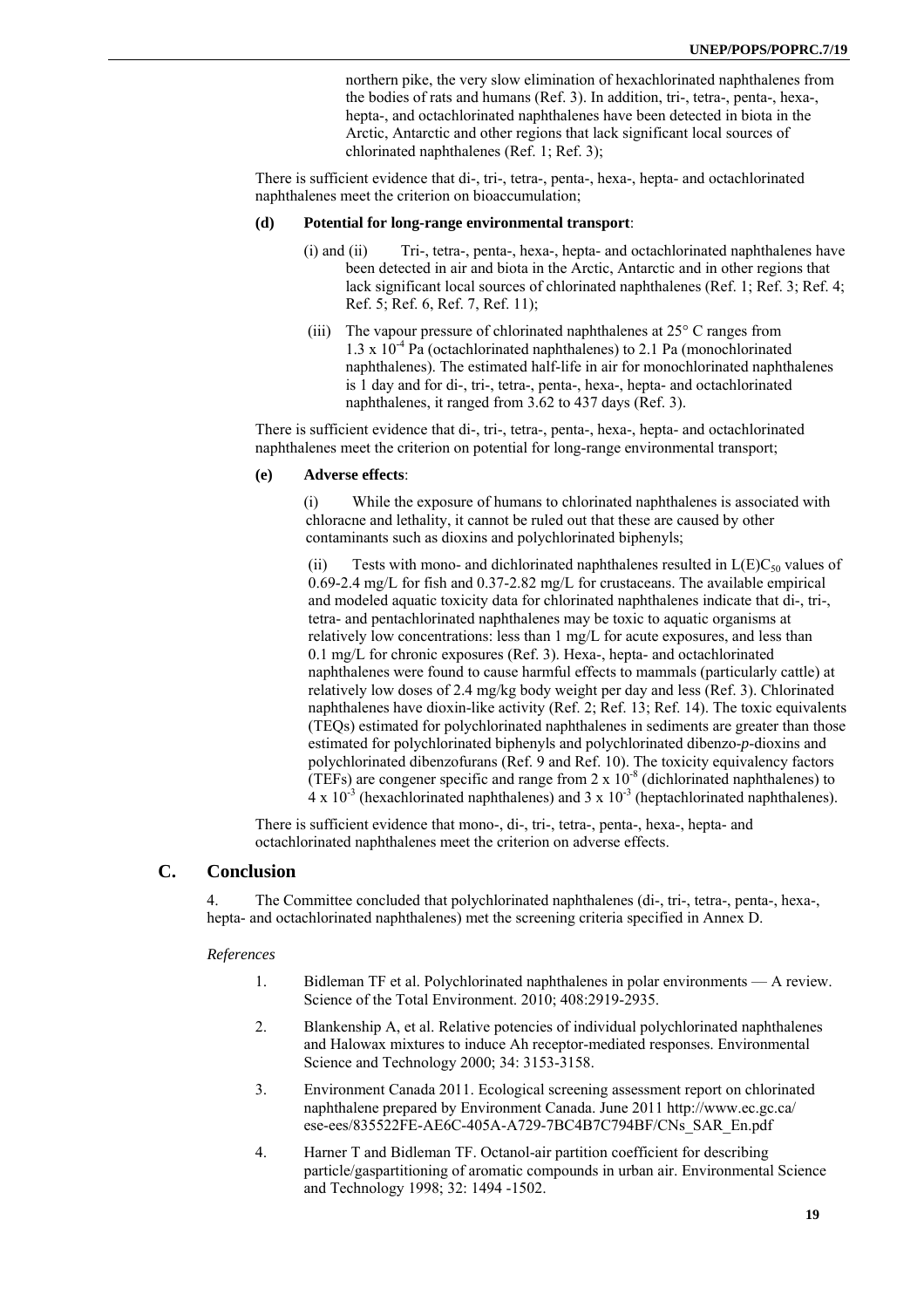northern pike, the very slow elimination of hexachlorinated naphthalenes from the bodies of rats and humans (Ref. 3). In addition, tri-, tetra-, penta-, hexa-, hepta-, and octachlorinated naphthalenes have been detected in biota in the Arctic, Antarctic and other regions that lack significant local sources of chlorinated naphthalenes (Ref. 1; Ref. 3);

There is sufficient evidence that di-, tri-, tetra-, penta-, hexa-, hepta- and octachlorinated naphthalenes meet the criterion on bioaccumulation;

**(d) Potential for long-range environmental transport**:

(i) and (ii) Tri-, tetra-, penta-, hexa-, hepta- and octachlorinated naphthalenes have been detected in air and biota in the Arctic, Antarctic and in other regions that lack significant local sources of chlorinated naphthalenes (Ref. 1; Ref. 3; Ref. 4; Ref. 5; Ref. 6, Ref. 7, Ref. 11);

(iii) The vapour pressure of chlorinated naphthalenes at 25° C ranges from $1.3 \times 10^{-4}$ Pa (octachlorinated naphthalenes) to 2.1 Pa (monochlorinated naphthalenes). The estimated half-life in air for monochlorinated naphthalenes is 1 day and for di-, tri-, tetra-, penta-, hexa-, hepta- and octachlorinated naphthalenes, it ranged from 3.62 to 437 days (Ref. 3).

There is sufficient evidence that di-, tri-, tetra-, penta-, hexa-, hepta- and octachlorinated naphthalenes meet the criterion on potential for long-range environmental transport;

**(e) Adverse effects**:

(i) While the exposure of humans to chlorinated naphthalenes is associated with chloracne and lethality, it cannot be ruled out that these are caused by other contaminants such as dioxins and polychlorinated biphenyls;

(ii) Tests with mono- and dichlorinated naphthalenes resulted in $L(E)C_{50}$ values of 0.69-2.4 mg/L for fish and 0.37-2.82 mg/L for crustaceans. The available empirical and modeled aquatic toxicity data for chlorinated naphthalenes indicate that di-, tri-, tetra- and pentachlorinated naphthalenes may be toxic to aquatic organisms at relatively low concentrations: less than 1 mg/L for acute exposures, and less than 0.1 mg/L for chronic exposures (Ref. 3). Hexa-, hepta- and octachlorinated naphthalenes were found to cause harmful effects to mammals (particularly cattle) at relatively low doses of 2.4 mg/kg body weight per day and less (Ref. 3). Chlorinated naphthalenes have dioxin-like activity (Ref. 2; Ref. 13; Ref. 14). The toxic equivalents (TEQs) estimated for polychlorinated naphthalenes in sediments are greater than those estimated for polychlorinated biphenyls and polychlorinated dibenzo-*p*-dioxins and polychlorinated dibenzofurans (Ref. 9 and Ref. 10). The toxicity equivalency factors (TEFs) are congener specific and range from $2 \times 10^{-8}$ (dichlorinated naphthalenes) to $4 \times 10^{-3}$ (hexachlorinated naphthalenes) and $3 \times 10^{-3}$ (heptachlorinated naphthalenes).

There is sufficient evidence that mono-, di-, tri-, tetra-, penta-, hexa-, hepta- and octachlorinated naphthalenes meet the criterion on adverse effects.

## C. Conclusion

4. The Committee concluded that polychlorinated naphthalenes (di-, tri-, tetra-, penta-, hexa-, hepta- and octachlorinated naphthalenes) met the screening criteria specified in Annex D.

*References*

1. Bidleman TF et al. Polychlorinated naphthalenes in polar environments — A review. Science of the Total Environment. 2010; 408:2919-2935.
2. Blankenship A, et al. Relative potencies of individual polychlorinated naphthalenes and Halowax mixtures to induce Ah receptor-mediated responses. Environmental Science and Technology 2000; 34: 3153-3158.
3. Environment Canada 2011. Ecological screening assessment report on chlorinated naphthalene prepared by Environment Canada. June 2011 http://www.ec.gc.ca/ese-ees/835522FE-AE6C-405A-A729-7BC4B7C794BF/CNs_SAR_En.pdf
4. Harner T and Bidleman TF. Octanol-air partition coefficient for describing particle/gaspartitioning of aromatic compounds in urban air. Environmental Science and Technology 1998; 32: 1494 -1502.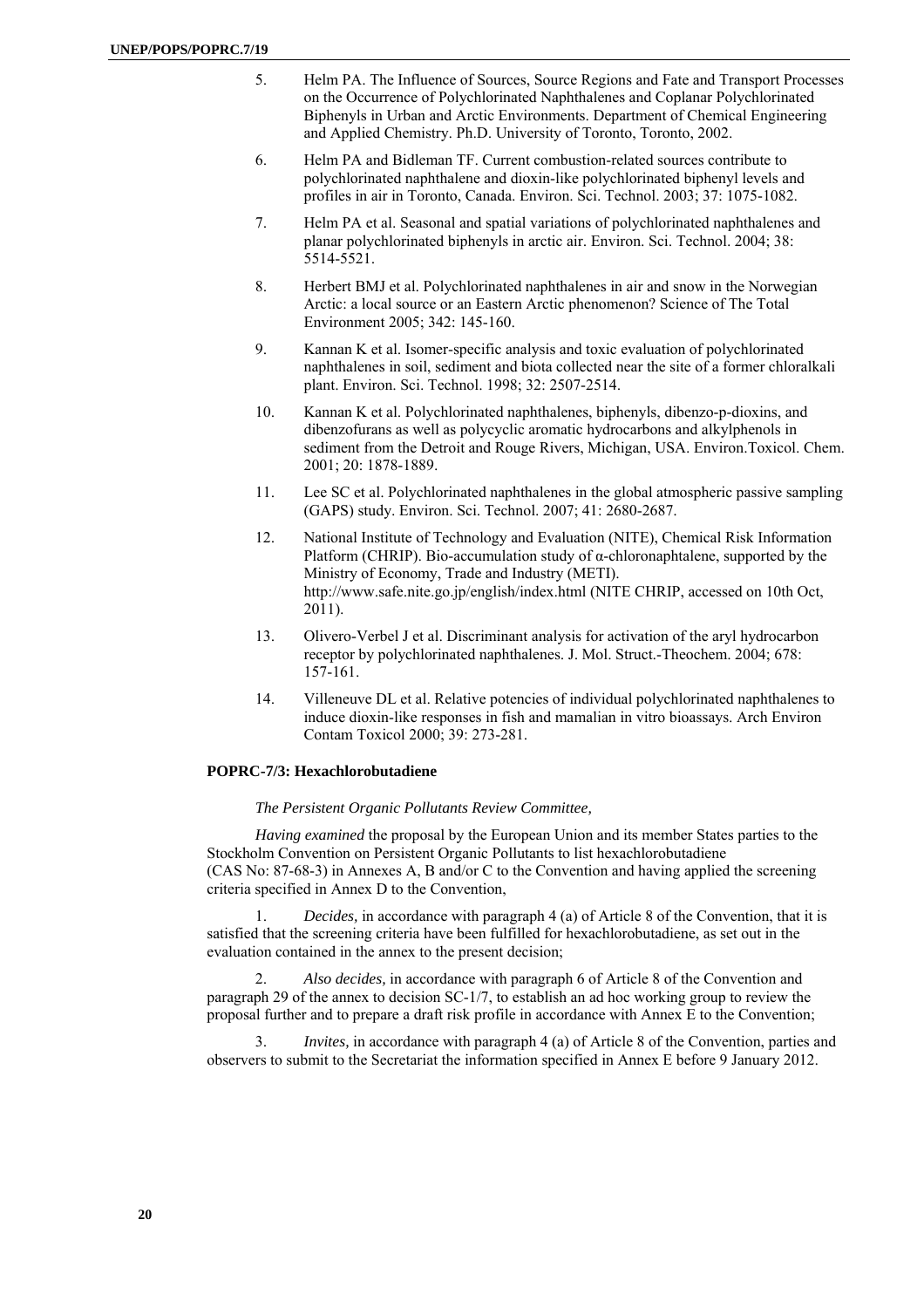5. Helm PA. The Influence of Sources, Source Regions and Fate and Transport Processes on the Occurrence of Polychlorinated Naphthalenes and Coplanar Polychlorinated Biphenyls in Urban and Arctic Environments. Department of Chemical Engineering and Applied Chemistry. Ph.D. University of Toronto, Toronto, 2002.

6. Helm PA and Bidleman TF. Current combustion-related sources contribute to polychlorinated naphthalene and dioxin-like polychlorinated biphenyl levels and profiles in air in Toronto, Canada. Environ. Sci. Technol. 2003; 37: 1075-1082.

7. Helm PA et al. Seasonal and spatial variations of polychlorinated naphthalenes and planar polychlorinated biphenyls in arctic air. Environ. Sci. Technol. 2004; 38: 5514-5521.

8. Herbert BMJ et al. Polychlorinated naphthalenes in air and snow in the Norwegian Arctic: a local source or an Eastern Arctic phenomenon? Science of The Total Environment 2005; 342: 145-160.

9. Kannan K et al. Isomer-specific analysis and toxic evaluation of polychlorinated naphthalenes in soil, sediment and biota collected near the site of a former chloralkali plant. Environ. Sci. Technol. 1998; 32: 2507-2514.

10. Kannan K et al. Polychlorinated naphthalenes, biphenyls, dibenzo-p-dioxins, and dibenzofurans as well as polycyclic aromatic hydrocarbons and alkylphenols in sediment from the Detroit and Rouge Rivers, Michigan, USA. Environ.Toxicol. Chem. 2001; 20: 1878-1889.

11. Lee SC et al. Polychlorinated naphthalenes in the global atmospheric passive sampling (GAPS) study. Environ. Sci. Technol. 2007; 41: 2680-2687.

12. National Institute of Technology and Evaluation (NITE), Chemical Risk Information Platform (CHRIP). Bio-accumulation study of α-chloronaphtalene, supported by the Ministry of Economy, Trade and Industry (METI). http://www.safe.nite.go.jp/english/index.html (NITE CHRIP, accessed on 10th Oct, 2011).

13. Olivero-Verbel J et al. Discriminant analysis for activation of the aryl hydrocarbon receptor by polychlorinated naphthalenes. J. Mol. Struct.-Theochem. 2004; 678: 157-161.

14. Villeneuve DL et al. Relative potencies of individual polychlorinated naphthalenes to induce dioxin-like responses in fish and mamalian in vitro bioassays. Arch Environ Contam Toxicol 2000; 39: 273-281.

### POPRC-7/3: Hexachlorobutadiene

*The Persistent Organic Pollutants Review Committee,*

*Having examined* the proposal by the European Union and its member States parties to the Stockholm Convention on Persistent Organic Pollutants to list hexachlorobutadiene (CAS No: 87-68-3) in Annexes A, B and/or C to the Convention and having applied the screening criteria specified in Annex D to the Convention,

1. *Decides,* in accordance with paragraph 4 (a) of Article 8 of the Convention, that it is satisfied that the screening criteria have been fulfilled for hexachlorobutadiene, as set out in the evaluation contained in the annex to the present decision;

2. *Also decides,* in accordance with paragraph 6 of Article 8 of the Convention and paragraph 29 of the annex to decision SC-1/7, to establish an ad hoc working group to review the proposal further and to prepare a draft risk profile in accordance with Annex E to the Convention;

3. *Invites,* in accordance with paragraph 4 (a) of Article 8 of the Convention, parties and observers to submit to the Secretariat the information specified in Annex E before 9 January 2012.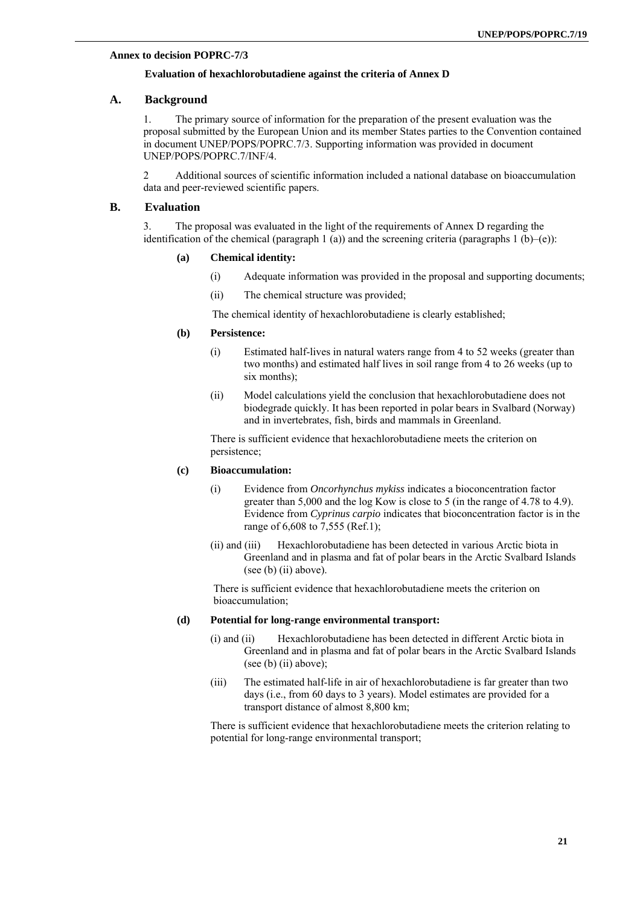**Annex to decision POPRC-7/3**

**Evaluation of hexachlorobutadiene against the criteria of Annex D**

## A. Background

1. The primary source of information for the preparation of the present evaluation was the proposal submitted by the European Union and its member States parties to the Convention contained in document UNEP/POPS/POPRC.7/3. Supporting information was provided in document UNEP/POPS/POPRC.7/INF/4.

2 Additional sources of scientific information included a national database on bioaccumulation data and peer-reviewed scientific papers.

## B. Evaluation

3. The proposal was evaluated in the light of the requirements of Annex D regarding the identification of the chemical (paragraph 1 (a)) and the screening criteria (paragraphs 1 (b)–(e)):

**(a) Chemical identity:**

(i) Adequate information was provided in the proposal and supporting documents;

(ii) The chemical structure was provided;

The chemical identity of hexachlorobutadiene is clearly established;

**(b) Persistence:**

(i) Estimated half-lives in natural waters range from 4 to 52 weeks (greater than two months) and estimated half lives in soil range from 4 to 26 weeks (up to six months);

(ii) Model calculations yield the conclusion that hexachlorobutadiene does not biodegrade quickly. It has been reported in polar bears in Svalbard (Norway) and in invertebrates, fish, birds and mammals in Greenland.

There is sufficient evidence that hexachlorobutadiene meets the criterion on persistence;

**(c) Bioaccumulation:**

(i) Evidence from *Oncorhynchus mykiss* indicates a bioconcentration factor greater than 5,000 and the log Kow is close to 5 (in the range of 4.78 to 4.9). Evidence from *Cyprinus carpio* indicates that bioconcentration factor is in the range of 6,608 to 7,555 (Ref.1);

(ii) and (iii) Hexachlorobutadiene has been detected in various Arctic biota in Greenland and in plasma and fat of polar bears in the Arctic Svalbard Islands (see (b) (ii) above).

There is sufficient evidence that hexachlorobutadiene meets the criterion on bioaccumulation;

**(d) Potential for long-range environmental transport:**

(i) and (ii) Hexachlorobutadiene has been detected in different Arctic biota in Greenland and in plasma and fat of polar bears in the Arctic Svalbard Islands (see (b) (ii) above);

(iii) The estimated half-life in air of hexachlorobutadiene is far greater than two days (i.e., from 60 days to 3 years). Model estimates are provided for a transport distance of almost 8,800 km;

There is sufficient evidence that hexachlorobutadiene meets the criterion relating to potential for long-range environmental transport;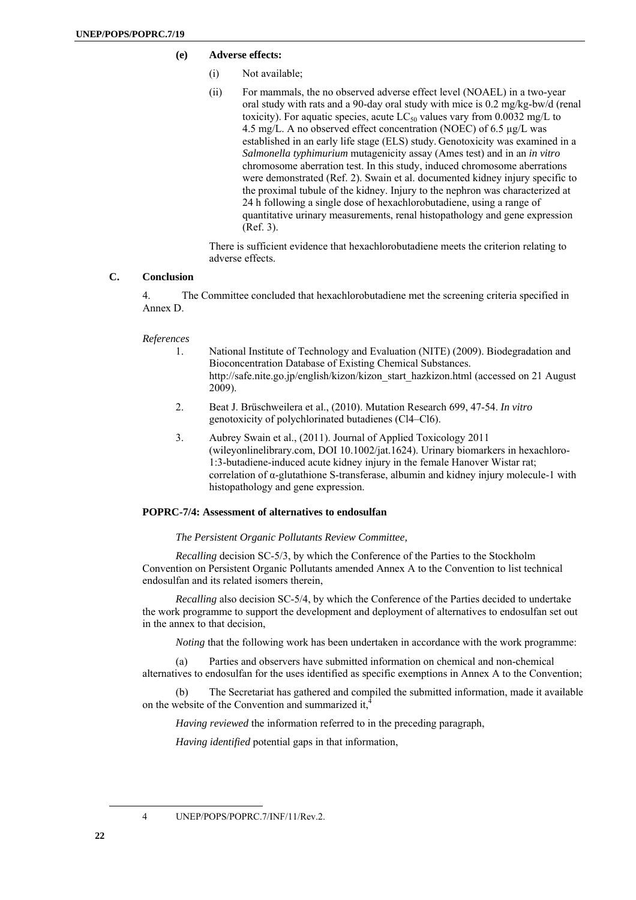**(e) Adverse effects:**

(i) Not available;

(ii) For mammals, the no observed adverse effect level (NOAEL) in a two-year oral study with rats and a 90-day oral study with mice is 0.2 mg/kg-bw/d (renal toxicity). For aquatic species, acute $LC_{50}$ values vary from 0.0032 mg/L to 4.5 mg/L. A no observed effect concentration (NOEC) of 6.5 µg/L was established in an early life stage (ELS) study. Genotoxicity was examined in a *Salmonella typhimurium* mutagenicity assay (Ames test) and in an *in vitro* chromosome aberration test. In this study, induced chromosome aberrations were demonstrated (Ref. 2). Swain et al. documented kidney injury specific to the proximal tubule of the kidney. Injury to the nephron was characterized at 24 h following a single dose of hexachlorobutadiene, using a range of quantitative urinary measurements, renal histopathology and gene expression (Ref. 3).

There is sufficient evidence that hexachlorobutadiene meets the criterion relating to adverse effects.

## C. Conclusion

4. The Committee concluded that hexachlorobutadiene met the screening criteria specified in Annex D.

*References*

1. National Institute of Technology and Evaluation (NITE) (2009). Biodegradation and Bioconcentration Database of Existing Chemical Substances. http://safe.nite.go.jp/english/kizon/kizon_start_hazkizon.html (accessed on 21 August 2009).

2. Beat J. Brüschweilera et al., (2010). Mutation Research 699, 47-54. *In vitro* genotoxicity of polychlorinated butadienes (Cl4–Cl6).

3. Aubrey Swain et al., (2011). Journal of Applied Toxicology 2011 (wileyonlinelibrary.com, DOI 10.1002/jat.1624). Urinary biomarkers in hexachloro-1:3-butadiene-induced acute kidney injury in the female Hanover Wistar rat; correlation of α-glutathione S-transferase, albumin and kidney injury molecule-1 with histopathology and gene expression.

### POPRC-7/4: Assessment of alternatives to endosulfan

*The Persistent Organic Pollutants Review Committee,*

*Recalling* decision SC-5/3, by which the Conference of the Parties to the Stockholm Convention on Persistent Organic Pollutants amended Annex A to the Convention to list technical endosulfan and its related isomers therein,

*Recalling* also decision SC-5/4, by which the Conference of the Parties decided to undertake the work programme to support the development and deployment of alternatives to endosulfan set out in the annex to that decision,

*Noting* that the following work has been undertaken in accordance with the work programme:

(a) Parties and observers have submitted information on chemical and non-chemical alternatives to endosulfan for the uses identified as specific exemptions in Annex A to the Convention;

(b) The Secretariat has gathered and compiled the submitted information, made it available on the website of the Convention and summarized it,[4]

*Having reviewed* the information referred to in the preceding paragraph,

*Having identified* potential gaps in that information,

---

4 UNEP/POPS/POPRC.7/INF/11/Rev.2.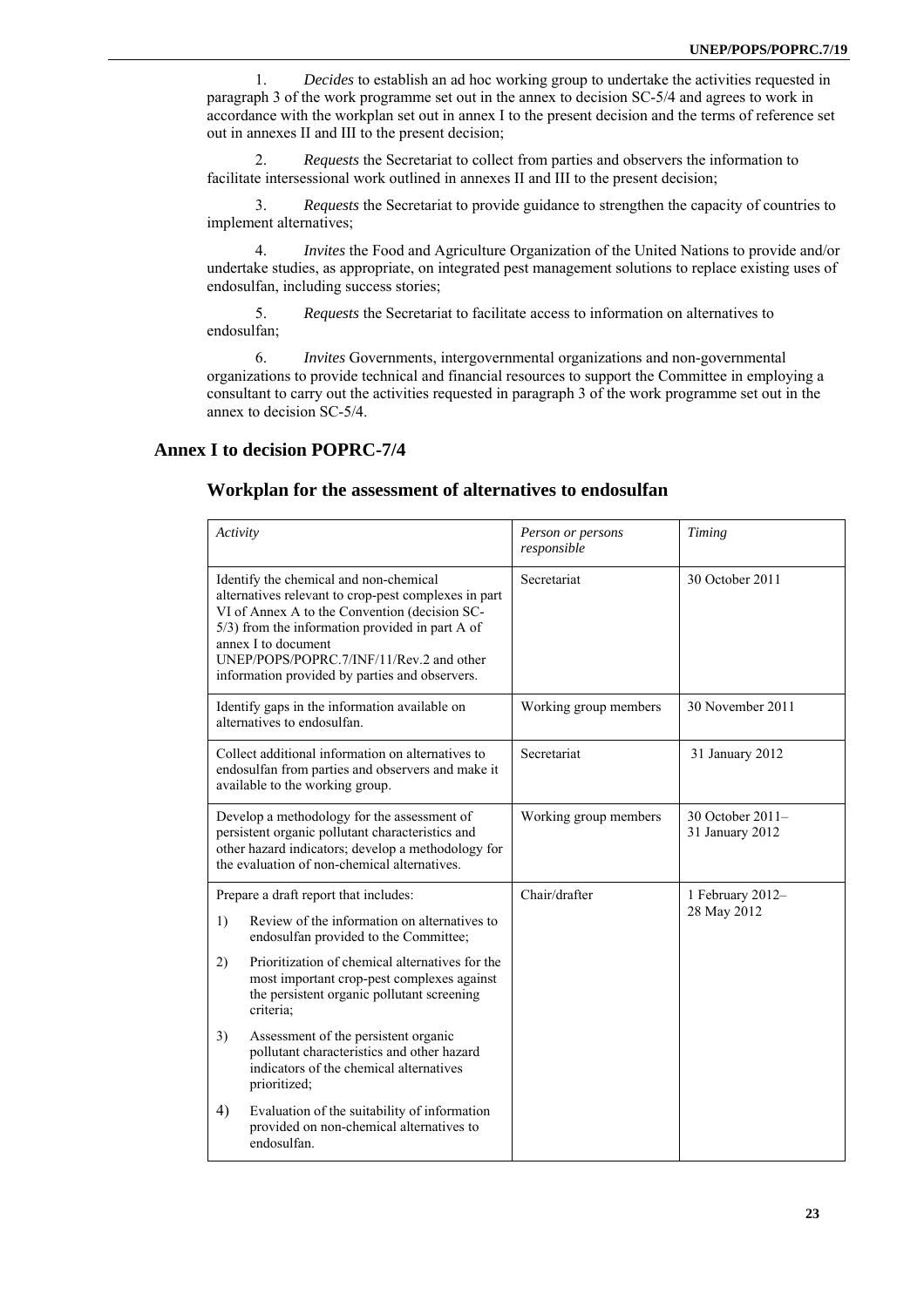1. *Decides* to establish an ad hoc working group to undertake the activities requested in paragraph 3 of the work programme set out in the annex to decision SC-5/4 and agrees to work in accordance with the workplan set out in annex I to the present decision and the terms of reference set out in annexes II and III to the present decision;

2. *Requests* the Secretariat to collect from parties and observers the information to facilitate intersessional work outlined in annexes II and III to the present decision;

3. *Requests* the Secretariat to provide guidance to strengthen the capacity of countries to implement alternatives;

4. *Invites* the Food and Agriculture Organization of the United Nations to provide and/or undertake studies, as appropriate, on integrated pest management solutions to replace existing uses of endosulfan, including success stories;

5. *Requests* the Secretariat to facilitate access to information on alternatives to endosulfan;

6. *Invites* Governments, intergovernmental organizations and non-governmental organizations to provide technical and financial resources to support the Committee in employing a consultant to carry out the activities requested in paragraph 3 of the work programme set out in the annex to decision SC-5/4.

## Annex I to decision POPRC-7/4

### Workplan for the assessment of alternatives to endosulfan

| *Activity* | *Person or persons responsible* | *Timing* |
|---|---|---|
| Identify the chemical and non-chemical alternatives relevant to crop-pest complexes in part VI of Annex A to the Convention (decision SC-5/3) from the information provided in part A of annex I to document UNEP/POPS/POPRC.7/INF/11/Rev.2 and other information provided by parties and observers. | Secretariat | 30 October 2011 |
| Identify gaps in the information available on alternatives to endosulfan. | Working group members | 30 November 2011 |
| Collect additional information on alternatives to endosulfan from parties and observers and make it available to the working group. | Secretariat | 31 January 2012 |
| Develop a methodology for the assessment of persistent organic pollutant characteristics and other hazard indicators; develop a methodology for the evaluation of non-chemical alternatives. | Working group members | 30 October 2011–31 January 2012 |
| Prepare a draft report that includes:<br>1) Review of the information on alternatives to endosulfan provided to the Committee;<br>2) Prioritization of chemical alternatives for the most important crop-pest complexes against the persistent organic pollutant screening criteria;<br>3) Assessment of the persistent organic pollutant characteristics and other hazard indicators of the chemical alternatives prioritized;<br>4) Evaluation of the suitability of information provided on non-chemical alternatives to endosulfan. | Chair/drafter | 1 February 2012–28 May 2012 |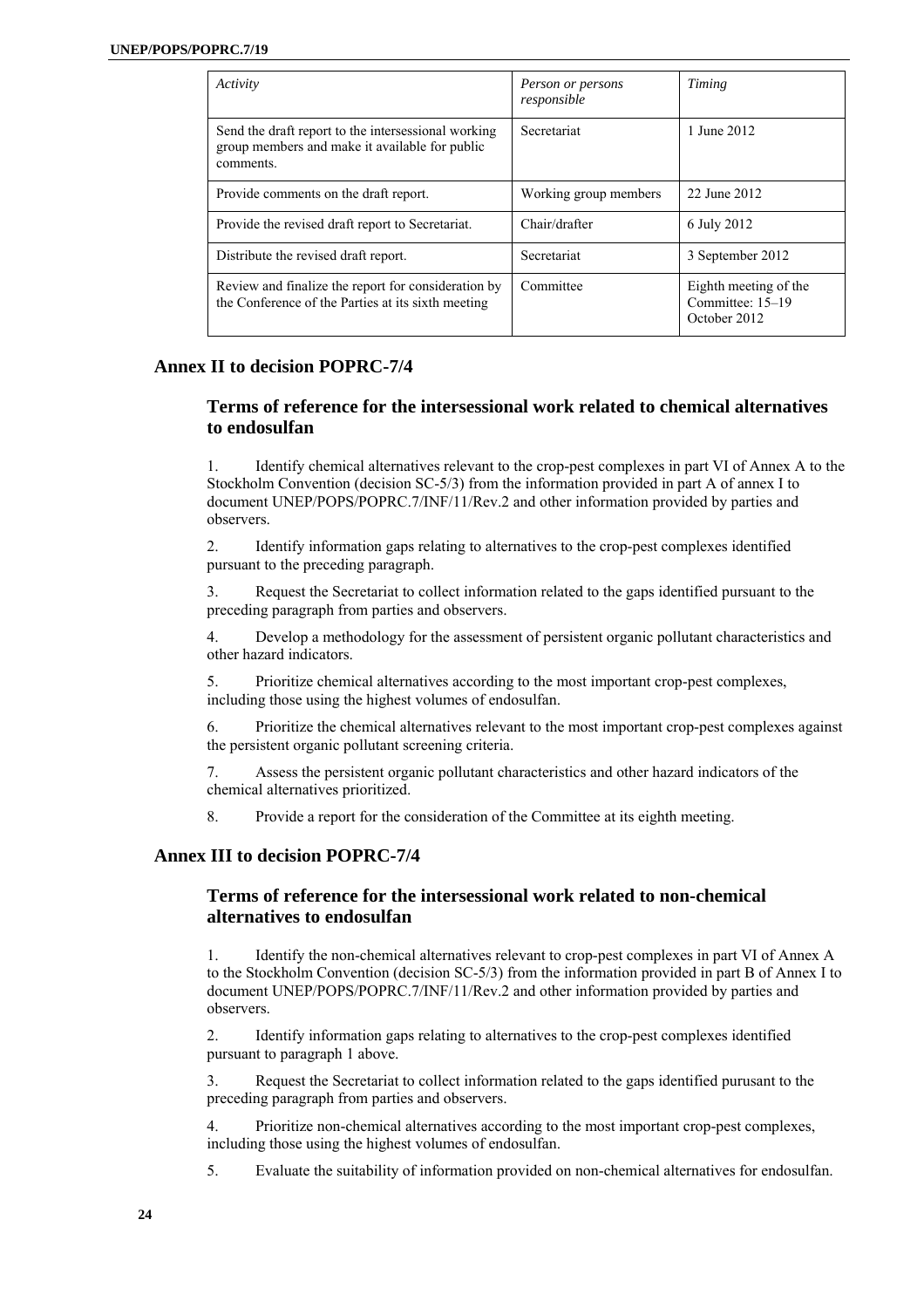| *Activity* | *Person or persons responsible* | *Timing* |
|---|---|---|
| Send the draft report to the intersessional working group members and make it available for public comments. | Secretariat | 1 June 2012 |
| Provide comments on the draft report. | Working group members | 22 June 2012 |
| Provide the revised draft report to Secretariat. | Chair/drafter | 6 July 2012 |
| Distribute the revised draft report. | Secretariat | 3 September 2012 |
| Review and finalize the report for consideration by the Conference of the Parties at its sixth meeting | Committee | Eighth meeting of the Committee: 15–19 October 2012 |

## Annex II to decision POPRC-7/4

### Terms of reference for the intersessional work related to chemical alternatives to endosulfan

1. Identify chemical alternatives relevant to the crop-pest complexes in part VI of Annex A to the Stockholm Convention (decision SC-5/3) from the information provided in part A of annex I to document UNEP/POPS/POPRC.7/INF/11/Rev.2 and other information provided by parties and observers.

2. Identify information gaps relating to alternatives to the crop-pest complexes identified pursuant to the preceding paragraph.

3. Request the Secretariat to collect information related to the gaps identified pursuant to the preceding paragraph from parties and observers.

4. Develop a methodology for the assessment of persistent organic pollutant characteristics and other hazard indicators.

5. Prioritize chemical alternatives according to the most important crop-pest complexes, including those using the highest volumes of endosulfan.

6. Prioritize the chemical alternatives relevant to the most important crop-pest complexes against the persistent organic pollutant screening criteria.

7. Assess the persistent organic pollutant characteristics and other hazard indicators of the chemical alternatives prioritized.

8. Provide a report for the consideration of the Committee at its eighth meeting.

## Annex III to decision POPRC-7/4

### Terms of reference for the intersessional work related to non-chemical alternatives to endosulfan

1. Identify the non-chemical alternatives relevant to crop-pest complexes in part VI of Annex A to the Stockholm Convention (decision SC-5/3) from the information provided in part B of Annex I to document UNEP/POPS/POPRC.7/INF/11/Rev.2 and other information provided by parties and observers.

2. Identify information gaps relating to alternatives to the crop-pest complexes identified pursuant to paragraph 1 above.

3. Request the Secretariat to collect information related to the gaps identified purusant to the preceding paragraph from parties and observers.

4. Prioritize non-chemical alternatives according to the most important crop-pest complexes, including those using the highest volumes of endosulfan.

5. Evaluate the suitability of information provided on non-chemical alternatives for endosulfan.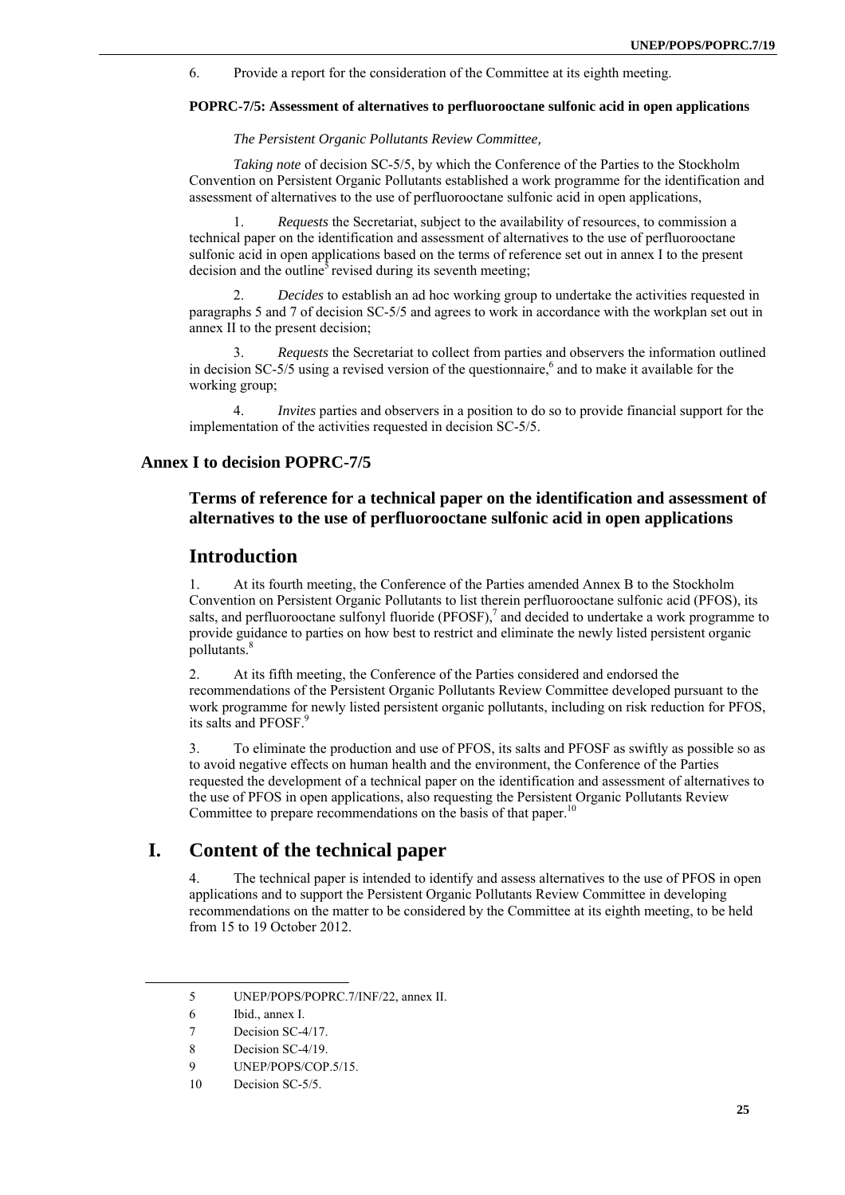6. Provide a report for the consideration of the Committee at its eighth meeting.

**POPRC-7/5: Assessment of alternatives to perfluorooctane sulfonic acid in open applications**

*The Persistent Organic Pollutants Review Committee,*

*Taking note* of decision SC-5/5, by which the Conference of the Parties to the Stockholm Convention on Persistent Organic Pollutants established a work programme for the identification and assessment of alternatives to the use of perfluorooctane sulfonic acid in open applications,

1. *Requests* the Secretariat, subject to the availability of resources, to commission a technical paper on the identification and assessment of alternatives to the use of perfluorooctane sulfonic acid in open applications based on the terms of reference set out in annex I to the present decision and the outline[5] revised during its seventh meeting;

2. *Decides* to establish an ad hoc working group to undertake the activities requested in paragraphs 5 and 7 of decision SC-5/5 and agrees to work in accordance with the workplan set out in annex II to the present decision;

3. *Requests* the Secretariat to collect from parties and observers the information outlined in decision SC-5/5 using a revised version of the questionnaire,[6] and to make it available for the working group;

4. *Invites* parties and observers in a position to do so to provide financial support for the implementation of the activities requested in decision SC-5/5.

## Annex I to decision POPRC-7/5

### Terms of reference for a technical paper on the identification and assessment of alternatives to the use of perfluorooctane sulfonic acid in open applications

## Introduction

1. At its fourth meeting, the Conference of the Parties amended Annex B to the Stockholm Convention on Persistent Organic Pollutants to list therein perfluorooctane sulfonic acid (PFOS), its salts, and perfluorooctane sulfonyl fluoride (PFOSF),[7] and decided to undertake a work programme to provide guidance to parties on how best to restrict and eliminate the newly listed persistent organic pollutants.[8]

2. At its fifth meeting, the Conference of the Parties considered and endorsed the recommendations of the Persistent Organic Pollutants Review Committee developed pursuant to the work programme for newly listed persistent organic pollutants, including on risk reduction for PFOS, its salts and PFOSF.[9]

3. To eliminate the production and use of PFOS, its salts and PFOSF as swiftly as possible so as to avoid negative effects on human health and the environment, the Conference of the Parties requested the development of a technical paper on the identification and assessment of alternatives to the use of PFOS in open applications, also requesting the Persistent Organic Pollutants Review Committee to prepare recommendations on the basis of that paper.[10]

## I. Content of the technical paper

4. The technical paper is intended to identify and assess alternatives to the use of PFOS in open applications and to support the Persistent Organic Pollutants Review Committee in developing recommendations on the matter to be considered by the Committee at its eighth meeting, to be held from 15 to 19 October 2012.

---

5 UNEP/POPS/POPRC.7/INF/22, annex II.

6 Ibid., annex I.

7 Decision SC-4/17.

8 Decision SC-4/19.

9 UNEP/POPS/COP.5/15.

10 Decision SC-5/5.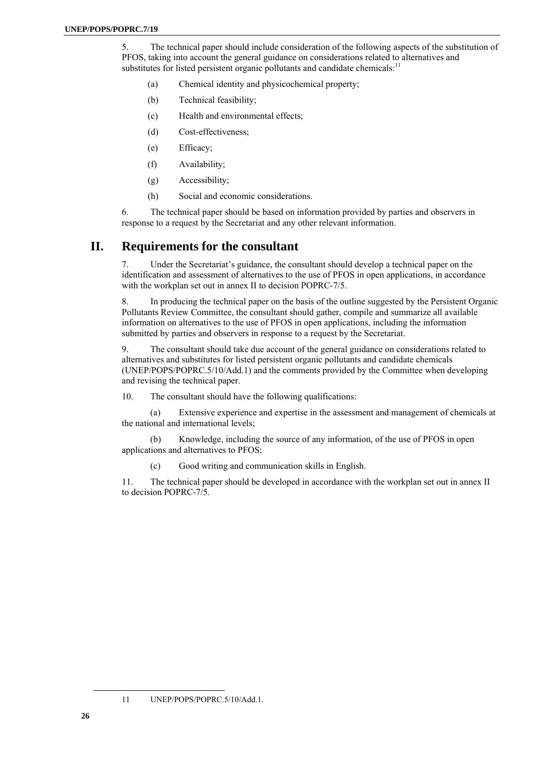5. The technical paper should include consideration of the following aspects of the substitution of PFOS, taking into account the general guidance on considerations related to alternatives and substitutes for listed persistent organic pollutants and candidate chemicals:[11]

(a) Chemical identity and physicochemical property;

(b) Technical feasibility;

(c) Health and environmental effects;

(d) Cost-effectiveness;

(e) Efficacy;

(f) Availability;

(g) Accessibility;

(h) Social and economic considerations.

6. The technical paper should be based on information provided by parties and observers in response to a request by the Secretariat and any other relevant information.

# II. Requirements for the consultant

7. Under the Secretariat's guidance, the consultant should develop a technical paper on the identification and assessment of alternatives to the use of PFOS in open applications, in accordance with the workplan set out in annex II to decision POPRC-7/5.

8. In producing the technical paper on the basis of the outline suggested by the Persistent Organic Pollutants Review Committee, the consultant should gather, compile and summarize all available information on alternatives to the use of PFOS in open applications, including the information submitted by parties and observers in response to a request by the Secretariat.

9. The consultant should take due account of the general guidance on considerations related to alternatives and substitutes for listed persistent organic pollutants and candidate chemicals (UNEP/POPS/POPRC.5/10/Add.1) and the comments provided by the Committee when developing and revising the technical paper.

10. The consultant should have the following qualifications:

(a) Extensive experience and expertise in the assessment and management of chemicals at the national and international levels;

(b) Knowledge, including the source of any information, of the use of PFOS in open applications and alternatives to PFOS;

(c) Good writing and communication skills in English.

11. The technical paper should be developed in accordance with the workplan set out in annex II to decision POPRC-7/5.

11 UNEP/POPS/POPRC.5/10/Add.1.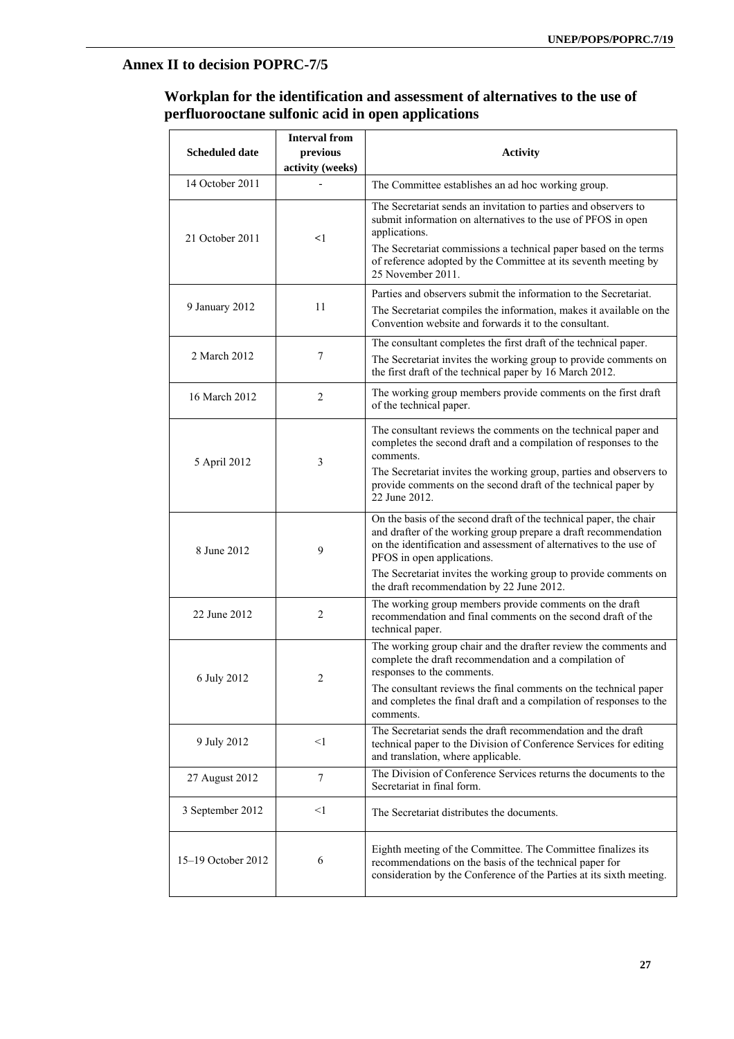## Annex II to decision POPRC-7/5

### Workplan for the identification and assessment of alternatives to the use of perfluorooctane sulfonic acid in open applications

| Scheduled date | Interval from previous activity (weeks) | Activity |
|---|---|---|
| 14 October 2011 | - | The Committee establishes an ad hoc working group. |
| 21 October 2011 | <1 | The Secretariat sends an invitation to parties and observers to submit information on alternatives to the use of PFOS in open applications.<br>The Secretariat commissions a technical paper based on the terms of reference adopted by the Committee at its seventh meeting by 25 November 2011. |
| 9 January 2012 | 11 | Parties and observers submit the information to the Secretariat.<br>The Secretariat compiles the information, makes it available on the Convention website and forwards it to the consultant. |
| 2 March 2012 | 7 | The consultant completes the first draft of the technical paper.<br>The Secretariat invites the working group to provide comments on the first draft of the technical paper by 16 March 2012. |
| 16 March 2012 | 2 | The working group members provide comments on the first draft of the technical paper. |
| 5 April 2012 | 3 | The consultant reviews the comments on the technical paper and completes the second draft and a compilation of responses to the comments.<br>The Secretariat invites the working group, parties and observers to provide comments on the second draft of the technical paper by 22 June 2012. |
| 8 June 2012 | 9 | On the basis of the second draft of the technical paper, the chair and drafter of the working group prepare a draft recommendation on the identification and assessment of alternatives to the use of PFOS in open applications.<br>The Secretariat invites the working group to provide comments on the draft recommendation by 22 June 2012. |
| 22 June 2012 | 2 | The working group members provide comments on the draft recommendation and final comments on the second draft of the technical paper. |
| 6 July 2012 | 2 | The working group chair and the drafter review the comments and complete the draft recommendation and a compilation of responses to the comments.<br>The consultant reviews the final comments on the technical paper and completes the final draft and a compilation of responses to the comments. |
| 9 July 2012 | <1 | The Secretariat sends the draft recommendation and the draft technical paper to the Division of Conference Services for editing and translation, where applicable. |
| 27 August 2012 | 7 | The Division of Conference Services returns the documents to the Secretariat in final form. |
| 3 September 2012 | <1 | The Secretariat distributes the documents. |
| 15–19 October 2012 | 6 | Eighth meeting of the Committee. The Committee finalizes its recommendations on the basis of the technical paper for consideration by the Conference of the Parties at its sixth meeting. |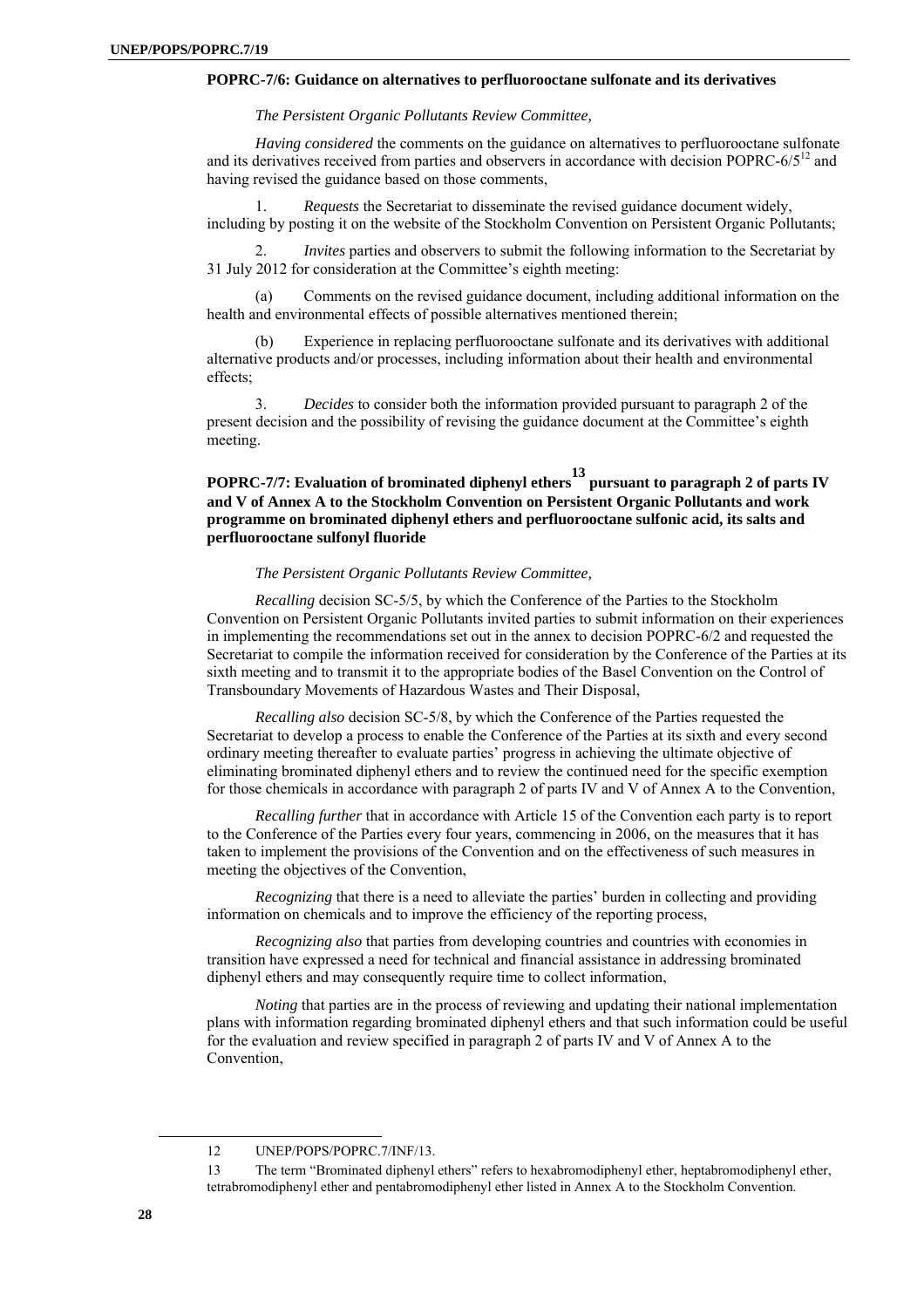### POPRC-7/6: Guidance on alternatives to perfluorooctane sulfonate and its derivatives

*The Persistent Organic Pollutants Review Committee,*

*Having considered* the comments on the guidance on alternatives to perfluorooctane sulfonate and its derivatives received from parties and observers in accordance with decision POPRC-6/5[12] and having revised the guidance based on those comments,

1. *Requests* the Secretariat to disseminate the revised guidance document widely, including by posting it on the website of the Stockholm Convention on Persistent Organic Pollutants;

2. *Invites* parties and observers to submit the following information to the Secretariat by 31 July 2012 for consideration at the Committee's eighth meeting:

(a) Comments on the revised guidance document, including additional information on the health and environmental effects of possible alternatives mentioned therein;

(b) Experience in replacing perfluorooctane sulfonate and its derivatives with additional alternative products and/or processes, including information about their health and environmental effects;

3. *Decides* to consider both the information provided pursuant to paragraph 2 of the present decision and the possibility of revising the guidance document at the Committee's eighth meeting.

### POPRC-7/7: Evaluation of brominated diphenyl ethers[13] pursuant to paragraph 2 of parts IV and V of Annex A to the Stockholm Convention on Persistent Organic Pollutants and work programme on brominated diphenyl ethers and perfluorooctane sulfonic acid, its salts and perfluorooctane sulfonyl fluoride

*The Persistent Organic Pollutants Review Committee,*

*Recalling* decision SC-5/5, by which the Conference of the Parties to the Stockholm Convention on Persistent Organic Pollutants invited parties to submit information on their experiences in implementing the recommendations set out in the annex to decision POPRC-6/2 and requested the Secretariat to compile the information received for consideration by the Conference of the Parties at its sixth meeting and to transmit it to the appropriate bodies of the Basel Convention on the Control of Transboundary Movements of Hazardous Wastes and Their Disposal,

*Recalling also* decision SC-5/8, by which the Conference of the Parties requested the Secretariat to develop a process to enable the Conference of the Parties at its sixth and every second ordinary meeting thereafter to evaluate parties' progress in achieving the ultimate objective of eliminating brominated diphenyl ethers and to review the continued need for the specific exemption for those chemicals in accordance with paragraph 2 of parts IV and V of Annex A to the Convention,

*Recalling further* that in accordance with Article 15 of the Convention each party is to report to the Conference of the Parties every four years, commencing in 2006, on the measures that it has taken to implement the provisions of the Convention and on the effectiveness of such measures in meeting the objectives of the Convention,

*Recognizing* that there is a need to alleviate the parties' burden in collecting and providing information on chemicals and to improve the efficiency of the reporting process,

*Recognizing also* that parties from developing countries and countries with economies in transition have expressed a need for technical and financial assistance in addressing brominated diphenyl ethers and may consequently require time to collect information,

*Noting* that parties are in the process of reviewing and updating their national implementation plans with information regarding brominated diphenyl ethers and that such information could be useful for the evaluation and review specified in paragraph 2 of parts IV and V of Annex A to the Convention,

---

12 UNEP/POPS/POPRC.7/INF/13.

13 The term "Brominated diphenyl ethers" refers to hexabromodiphenyl ether, heptabromodiphenyl ether, tetrabromodiphenyl ether and pentabromodiphenyl ether listed in Annex A to the Stockholm Convention.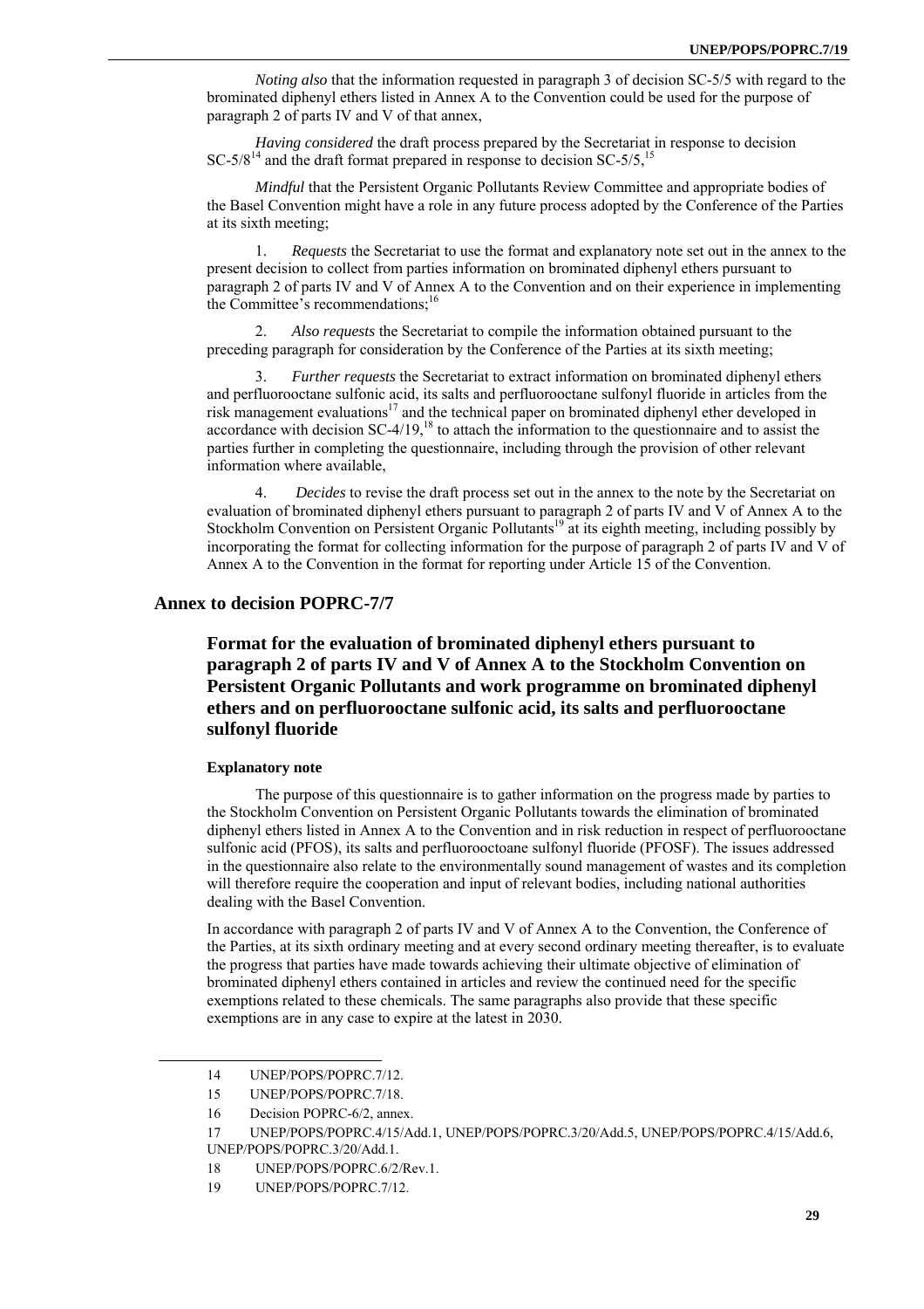*Noting also* that the information requested in paragraph 3 of decision SC-5/5 with regard to the brominated diphenyl ethers listed in Annex A to the Convention could be used for the purpose of paragraph 2 of parts IV and V of that annex,

*Having considered* the draft process prepared by the Secretariat in response to decision SC-5/8[14] and the draft format prepared in response to decision SC-5/5,[15]

*Mindful* that the Persistent Organic Pollutants Review Committee and appropriate bodies of the Basel Convention might have a role in any future process adopted by the Conference of the Parties at its sixth meeting;

1. *Requests* the Secretariat to use the format and explanatory note set out in the annex to the present decision to collect from parties information on brominated diphenyl ethers pursuant to paragraph 2 of parts IV and V of Annex A to the Convention and on their experience in implementing the Committee's recommendations;[16]

2. *Also requests* the Secretariat to compile the information obtained pursuant to the preceding paragraph for consideration by the Conference of the Parties at its sixth meeting;

3. *Further requests* the Secretariat to extract information on brominated diphenyl ethers and perfluorooctane sulfonic acid, its salts and perfluorooctane sulfonyl fluoride in articles from the risk management evaluations[17] and the technical paper on brominated diphenyl ether developed in accordance with decision SC-4/19,[18] to attach the information to the questionnaire and to assist the parties further in completing the questionnaire, including through the provision of other relevant information where available,

4. *Decides* to revise the draft process set out in the annex to the note by the Secretariat on evaluation of brominated diphenyl ethers pursuant to paragraph 2 of parts IV and V of Annex A to the Stockholm Convention on Persistent Organic Pollutants[19] at its eighth meeting, including possibly by incorporating the format for collecting information for the purpose of paragraph 2 of parts IV and V of Annex A to the Convention in the format for reporting under Article 15 of the Convention.

## Annex to decision POPRC-7/7

### Format for the evaluation of brominated diphenyl ethers pursuant to paragraph 2 of parts IV and V of Annex A to the Stockholm Convention on Persistent Organic Pollutants and work programme on brominated diphenyl ethers and on perfluorooctane sulfonic acid, its salts and perfluorooctane sulfonyl fluoride

#### Explanatory note

The purpose of this questionnaire is to gather information on the progress made by parties to the Stockholm Convention on Persistent Organic Pollutants towards the elimination of brominated diphenyl ethers listed in Annex A to the Convention and in risk reduction in respect of perfluorooctane sulfonic acid (PFOS), its salts and perfluorooctoane sulfonyl fluoride (PFOSF). The issues addressed in the questionnaire also relate to the environmentally sound management of wastes and its completion will therefore require the cooperation and input of relevant bodies, including national authorities dealing with the Basel Convention.

In accordance with paragraph 2 of parts IV and V of Annex A to the Convention, the Conference of the Parties, at its sixth ordinary meeting and at every second ordinary meeting thereafter, is to evaluate the progress that parties have made towards achieving their ultimate objective of elimination of brominated diphenyl ethers contained in articles and review the continued need for the specific exemptions related to these chemicals. The same paragraphs also provide that these specific exemptions are in any case to expire at the latest in 2030.

---

14 UNEP/POPS/POPRC.7/12.

15 UNEP/POPS/POPRC.7/18.

16 Decision POPRC-6/2, annex.

17 UNEP/POPS/POPRC.4/15/Add.1, UNEP/POPS/POPRC.3/20/Add.5, UNEP/POPS/POPRC.4/15/Add.6, UNEP/POPS/POPRC.3/20/Add.1.

18 UNEP/POPS/POPRC.6/2/Rev.1.

19 UNEP/POPS/POPRC.7/12.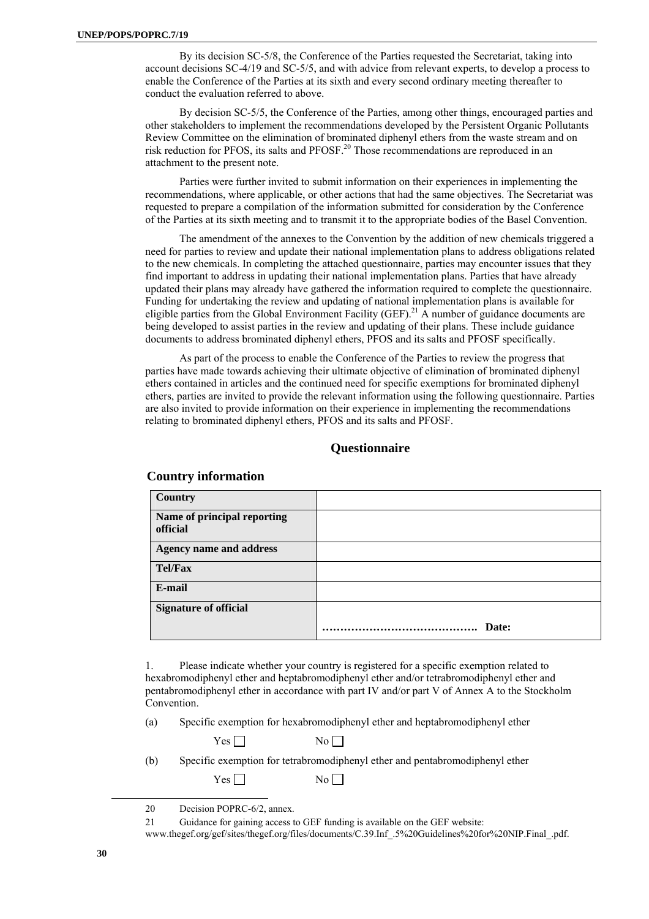By its decision SC-5/8, the Conference of the Parties requested the Secretariat, taking into account decisions SC-4/19 and SC-5/5, and with advice from relevant experts, to develop a process to enable the Conference of the Parties at its sixth and every second ordinary meeting thereafter to conduct the evaluation referred to above.

By decision SC-5/5, the Conference of the Parties, among other things, encouraged parties and other stakeholders to implement the recommendations developed by the Persistent Organic Pollutants Review Committee on the elimination of brominated diphenyl ethers from the waste stream and on risk reduction for PFOS, its salts and PFOSF.[20] Those recommendations are reproduced in an attachment to the present note.

Parties were further invited to submit information on their experiences in implementing the recommendations, where applicable, or other actions that had the same objectives. The Secretariat was requested to prepare a compilation of the information submitted for consideration by the Conference of the Parties at its sixth meeting and to transmit it to the appropriate bodies of the Basel Convention.

The amendment of the annexes to the Convention by the addition of new chemicals triggered a need for parties to review and update their national implementation plans to address obligations related to the new chemicals. In completing the attached questionnaire, parties may encounter issues that they find important to address in updating their national implementation plans. Parties that have already updated their plans may already have gathered the information required to complete the questionnaire. Funding for undertaking the review and updating of national implementation plans is available for eligible parties from the Global Environment Facility (GEF).[21] A number of guidance documents are being developed to assist parties in the review and updating of their plans. These include guidance documents to address brominated diphenyl ethers, PFOS and its salts and PFOSF specifically.

As part of the process to enable the Conference of the Parties to review the progress that parties have made towards achieving their ultimate objective of elimination of brominated diphenyl ethers contained in articles and the continued need for specific exemptions for brominated diphenyl ethers, parties are invited to provide the relevant information using the following questionnaire. Parties are also invited to provide information on their experience in implementing the recommendations relating to brominated diphenyl ethers, PFOS and its salts and PFOSF.

## Questionnaire

### Country information

| **Country** | |
|---|---|
| **Name of principal reporting official** | |
| **Agency name and address** | |
| **Tel/Fax** | |
| **E-mail** | |
| **Signature of official** | **……………………………………. Date:** |

1. Please indicate whether your country is registered for a specific exemption related to hexabromodiphenyl ether and heptabromodiphenyl ether and/or tetrabromodiphenyl ether and pentabromodiphenyl ether in accordance with part IV and/or part V of Annex A to the Stockholm Convention.

(a) Specific exemption for hexabromodiphenyl ether and heptabromodiphenyl ether

Yes ☐ No ☐

(b) Specific exemption for tetrabromodiphenyl ether and pentabromodiphenyl ether

Yes ☐ No ☐

---

20 Decision POPRC-6/2, annex.

21 Guidance for gaining access to GEF funding is available on the GEF website: www.thegef.org/gef/sites/thegef.org/files/documents/C.39.Inf_.5%20Guidelines%20for%20NIP.Final_.pdf.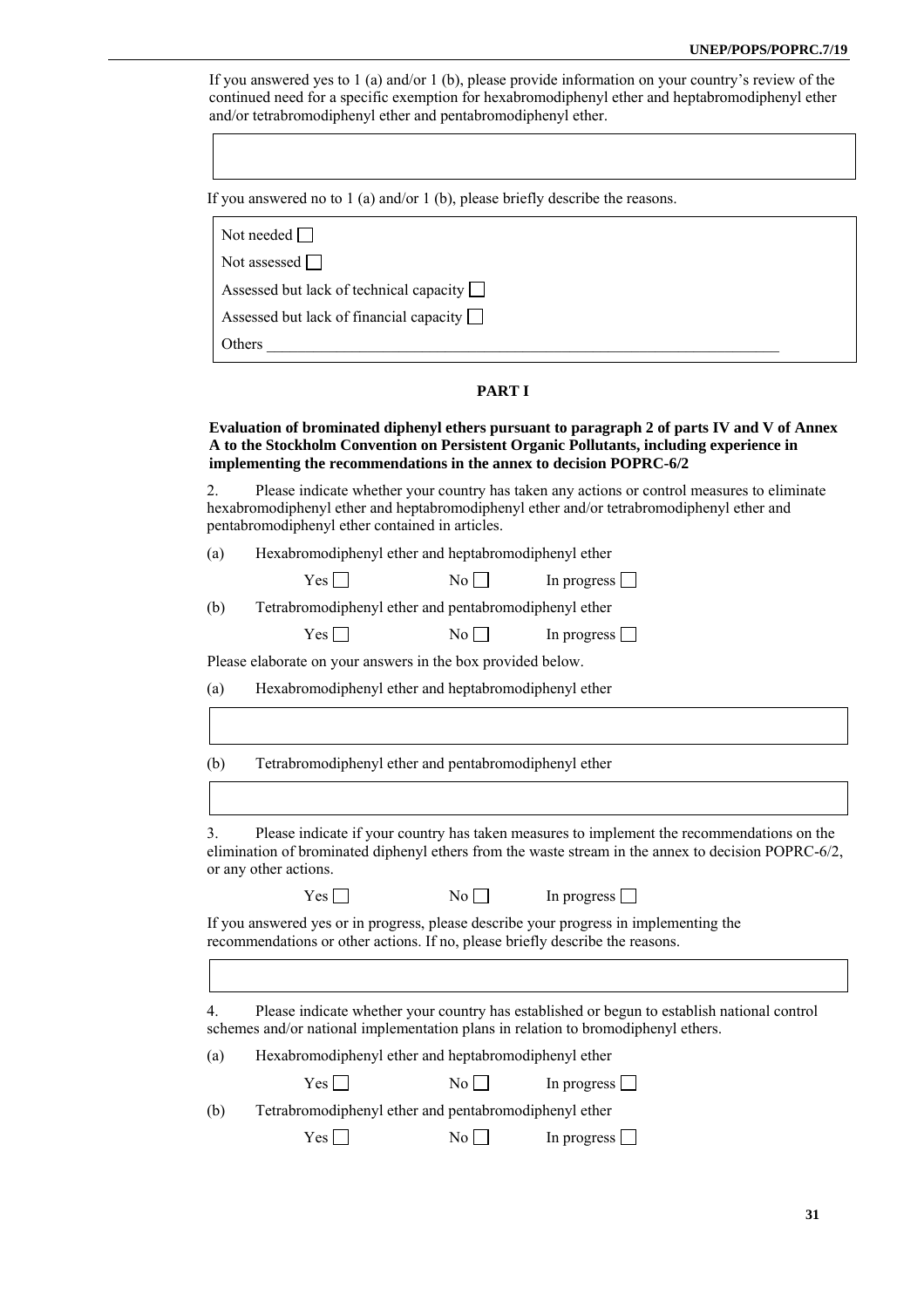If you answered yes to 1 (a) and/or 1 (b), please provide information on your country's review of the continued need for a specific exemption for hexabromodiphenyl ether and heptabromodiphenyl ether and/or tetrabromodiphenyl ether and pentabromodiphenyl ether.

| |
|---|
| |

If you answered no to 1 (a) and/or 1 (b), please briefly describe the reasons.

| |
|---|
| Not needed ☐ |
| Not assessed ☐ |
| Assessed but lack of technical capacity ☐ |
| Assessed but lack of financial capacity ☐ |
| Others ________________________________________________ |

## PART I

**Evaluation of brominated diphenyl ethers pursuant to paragraph 2 of parts IV and V of Annex A to the Stockholm Convention on Persistent Organic Pollutants, including experience in implementing the recommendations in the annex to decision POPRC-6/2**

2. Please indicate whether your country has taken any actions or control measures to eliminate hexabromodiphenyl ether and heptabromodiphenyl ether and/or tetrabromodiphenyl ether and pentabromodiphenyl ether contained in articles.

(a) Hexabromodiphenyl ether and heptabromodiphenyl ether

Yes ☐ No ☐ In progress ☐

(b) Tetrabromodiphenyl ether and pentabromodiphenyl ether

Yes ☐ No ☐ In progress ☐

Please elaborate on your answers in the box provided below.

(a) Hexabromodiphenyl ether and heptabromodiphenyl ether

| |
|---|
| |

(b) Tetrabromodiphenyl ether and pentabromodiphenyl ether

| |
|---|
| |

3. Please indicate if your country has taken measures to implement the recommendations on the elimination of brominated diphenyl ethers from the waste stream in the annex to decision POPRC-6/2, or any other actions.

Yes ☐ No ☐ In progress ☐

If you answered yes or in progress, please describe your progress in implementing the recommendations or other actions. If no, please briefly describe the reasons.

| |
|---|
| |

4. Please indicate whether your country has established or begun to establish national control schemes and/or national implementation plans in relation to bromodiphenyl ethers.

(a) Hexabromodiphenyl ether and heptabromodiphenyl ether

Yes ☐ No ☐ In progress ☐

(b) Tetrabromodiphenyl ether and pentabromodiphenyl ether

Yes ☐ No ☐ In progress ☐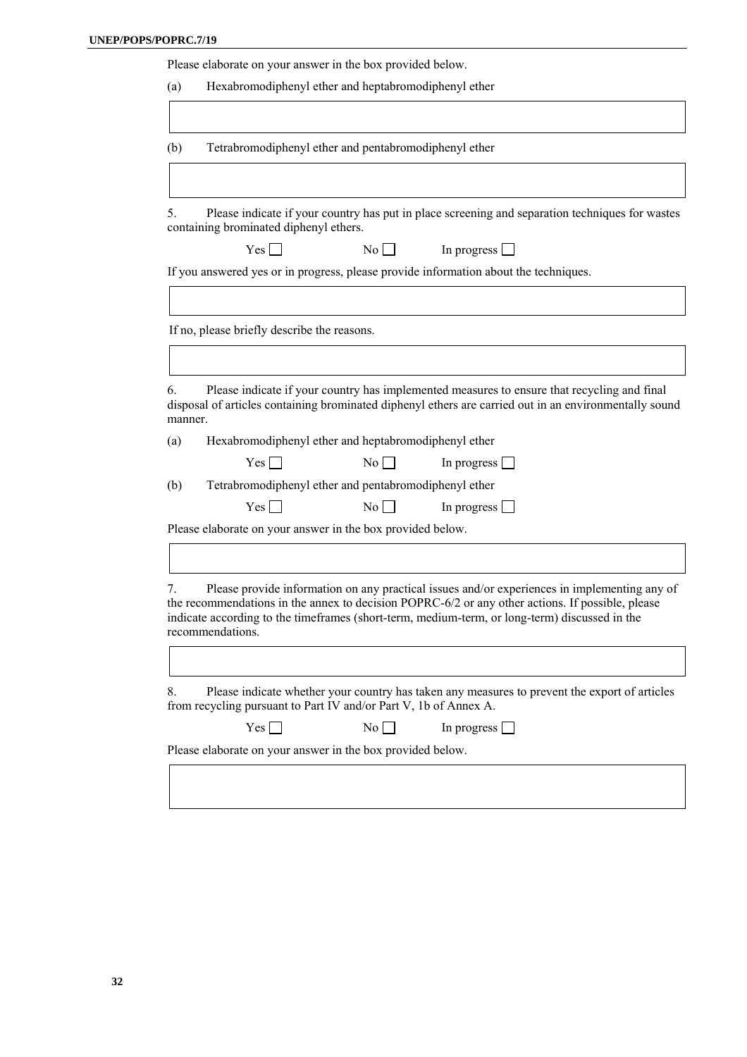Please elaborate on your answer in the box provided below.

(a) Hexabromodiphenyl ether and heptabromodiphenyl ether

| |
|---|
| |

(b) Tetrabromodiphenyl ether and pentabromodiphenyl ether

| |
|---|
| |

5. Please indicate if your country has put in place screening and separation techniques for wastes containing brominated diphenyl ethers.

Yes ☐ No ☐ In progress ☐

If you answered yes or in progress, please provide information about the techniques.

| |
|---|
| |

If no, please briefly describe the reasons.

| |
|---|
| |

6. Please indicate if your country has implemented measures to ensure that recycling and final disposal of articles containing brominated diphenyl ethers are carried out in an environmentally sound manner.

(a) Hexabromodiphenyl ether and heptabromodiphenyl ether

Yes ☐ No ☐ In progress ☐

(b) Tetrabromodiphenyl ether and pentabromodiphenyl ether

Yes ☐ No ☐ In progress ☐

Please elaborate on your answer in the box provided below.

| |
|---|
| |

7. Please provide information on any practical issues and/or experiences in implementing any of the recommendations in the annex to decision POPRC-6/2 or any other actions. If possible, please indicate according to the timeframes (short-term, medium-term, or long-term) discussed in the recommendations.

| |
|---|
| |

8. Please indicate whether your country has taken any measures to prevent the export of articles from recycling pursuant to Part IV and/or Part V, 1b of Annex A.

Yes ☐ No ☐ In progress ☐

Please elaborate on your answer in the box provided below.

| |
|---|
| |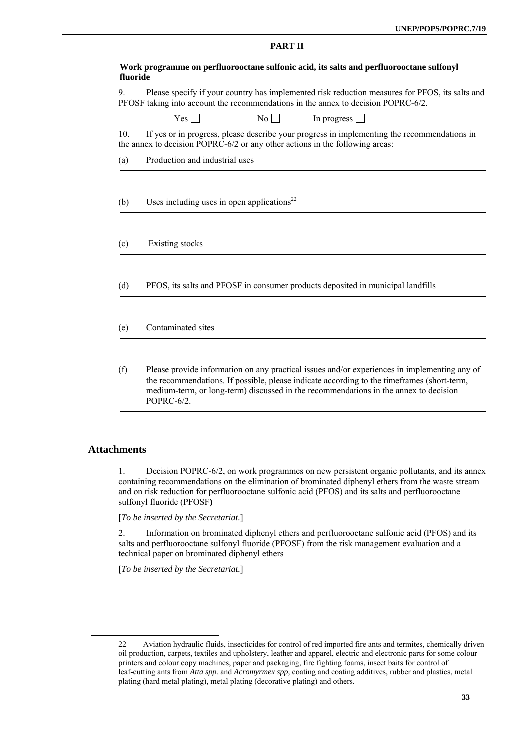**PART II**

**Work programme on perfluorooctane sulfonic acid, its salts and perfluorooctane sulfonyl fluoride**

9. Please specify if your country has implemented risk reduction measures for PFOS, its salts and PFOSF taking into account the recommendations in the annex to decision POPRC-6/2.

Yes ☐ No ☐ In progress ☐

10. If yes or in progress, please describe your progress in implementing the recommendations in the annex to decision POPRC-6/2 or any other actions in the following areas:

(a) Production and industrial uses

| |
|---|
| |

(b) Uses including uses in open applications[22]

| |
|---|
| |

(c) Existing stocks

| |
|---|
| |

(d) PFOS, its salts and PFOSF in consumer products deposited in municipal landfills

| |
|---|
| |

(e) Contaminated sites

| |
|---|
| |

(f) Please provide information on any practical issues and/or experiences in implementing any of the recommendations. If possible, please indicate according to the timeframes (short-term, medium-term, or long-term) discussed in the recommendations in the annex to decision POPRC-6/2.

| |
|---|
| |

## Attachments

1. Decision POPRC-6/2, on work programmes on new persistent organic pollutants, and its annex containing recommendations on the elimination of brominated diphenyl ethers from the waste stream and on risk reduction for perfluorooctane sulfonic acid (PFOS) and its salts and perfluorooctane sulfonyl fluoride (PFOSF**)**

[*To be inserted by the Secretariat.*]

2. Information on brominated diphenyl ethers and perfluorooctane sulfonic acid (PFOS) and its salts and perfluorooctane sulfonyl fluoride (PFOSF) from the risk management evaluation and a technical paper on brominated diphenyl ethers

[*To be inserted by the Secretariat.*]

---

22 Aviation hydraulic fluids, insecticides for control of red imported fire ants and termites, chemically driven oil production, carpets, textiles and upholstery, leather and apparel, electric and electronic parts for some colour printers and colour copy machines, paper and packaging, fire fighting foams, insect baits for control of leaf-cutting ants from *Atta spp.* and *Acromyrmex spp,* coating and coating additives, rubber and plastics, metal plating (hard metal plating), metal plating (decorative plating) and others.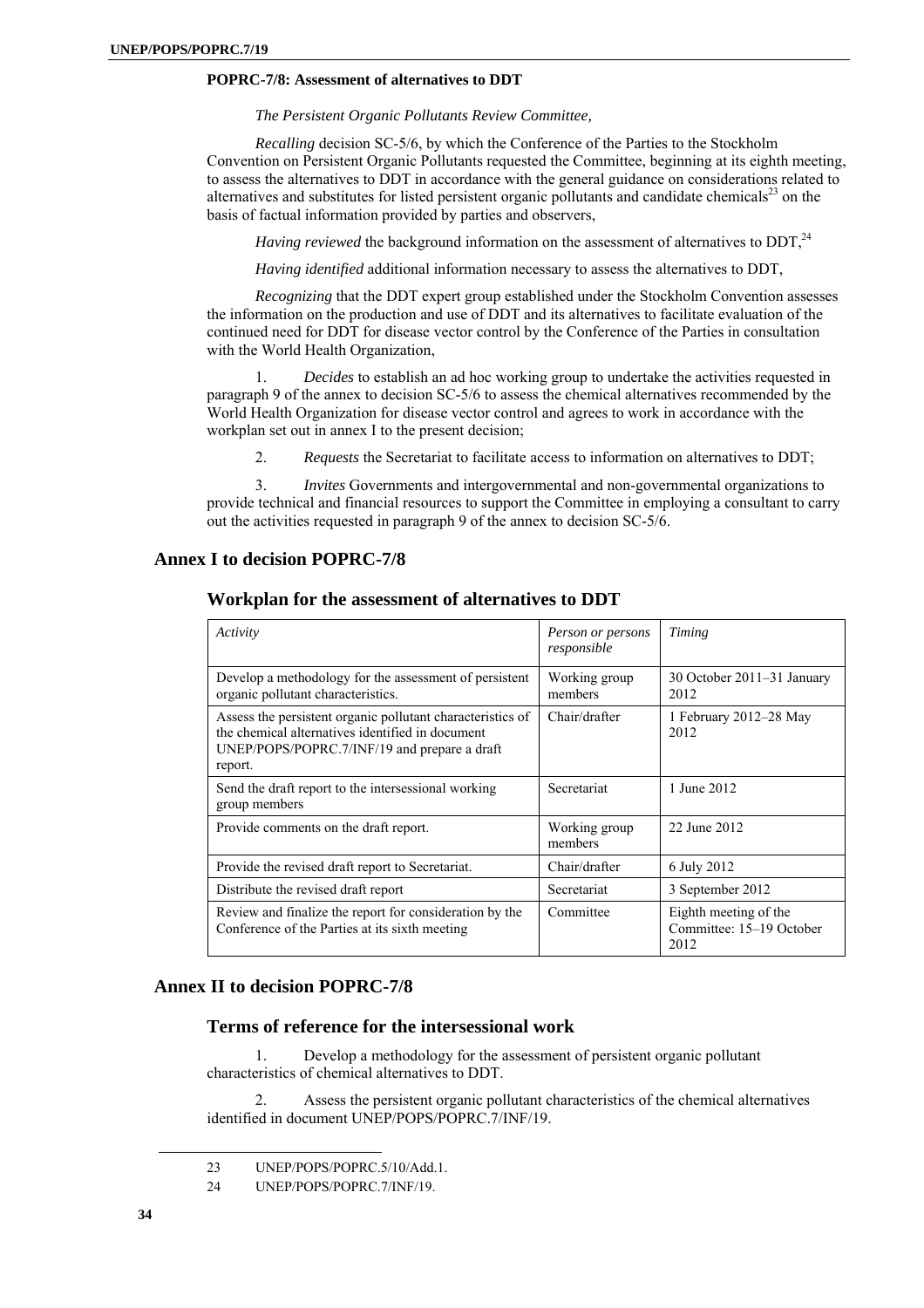**POPRC-7/8: Assessment of alternatives to DDT**

*The Persistent Organic Pollutants Review Committee,*

*Recalling* decision SC-5/6, by which the Conference of the Parties to the Stockholm Convention on Persistent Organic Pollutants requested the Committee, beginning at its eighth meeting, to assess the alternatives to DDT in accordance with the general guidance on considerations related to alternatives and substitutes for listed persistent organic pollutants and candidate chemicals[23] on the basis of factual information provided by parties and observers,

*Having reviewed* the background information on the assessment of alternatives to DDT,[24]

*Having identified* additional information necessary to assess the alternatives to DDT,

*Recognizing* that the DDT expert group established under the Stockholm Convention assesses the information on the production and use of DDT and its alternatives to facilitate evaluation of the continued need for DDT for disease vector control by the Conference of the Parties in consultation with the World Health Organization,

1. *Decides* to establish an ad hoc working group to undertake the activities requested in paragraph 9 of the annex to decision SC-5/6 to assess the chemical alternatives recommended by the World Health Organization for disease vector control and agrees to work in accordance with the workplan set out in annex I to the present decision;

2. *Requests* the Secretariat to facilitate access to information on alternatives to DDT;

3. *Invites* Governments and intergovernmental and non-governmental organizations to provide technical and financial resources to support the Committee in employing a consultant to carry out the activities requested in paragraph 9 of the annex to decision SC-5/6.

## Annex I to decision POPRC-7/8

### Workplan for the assessment of alternatives to DDT

| *Activity* | *Person or persons responsible* | *Timing* |
|---|---|---|
| Develop a methodology for the assessment of persistent organic pollutant characteristics. | Working group members | 30 October 2011–31 January 2012 |
| Assess the persistent organic pollutant characteristics of the chemical alternatives identified in document UNEP/POPS/POPRC.7/INF/19 and prepare a draft report. | Chair/drafter | 1 February 2012–28 May 2012 |
| Send the draft report to the intersessional working group members | Secretariat | 1 June 2012 |
| Provide comments on the draft report. | Working group members | 22 June 2012 |
| Provide the revised draft report to Secretariat. | Chair/drafter | 6 July 2012 |
| Distribute the revised draft report | Secretariat | 3 September 2012 |
| Review and finalize the report for consideration by the Conference of the Parties at its sixth meeting | Committee | Eighth meeting of the Committee: 15–19 October 2012 |

## Annex II to decision POPRC-7/8

### Terms of reference for the intersessional work

1. Develop a methodology for the assessment of persistent organic pollutant characteristics of chemical alternatives to DDT.

2. Assess the persistent organic pollutant characteristics of the chemical alternatives identified in document UNEP/POPS/POPRC.7/INF/19.

---

23 UNEP/POPS/POPRC.5/10/Add.1.

24 UNEP/POPS/POPRC.7/INF/19.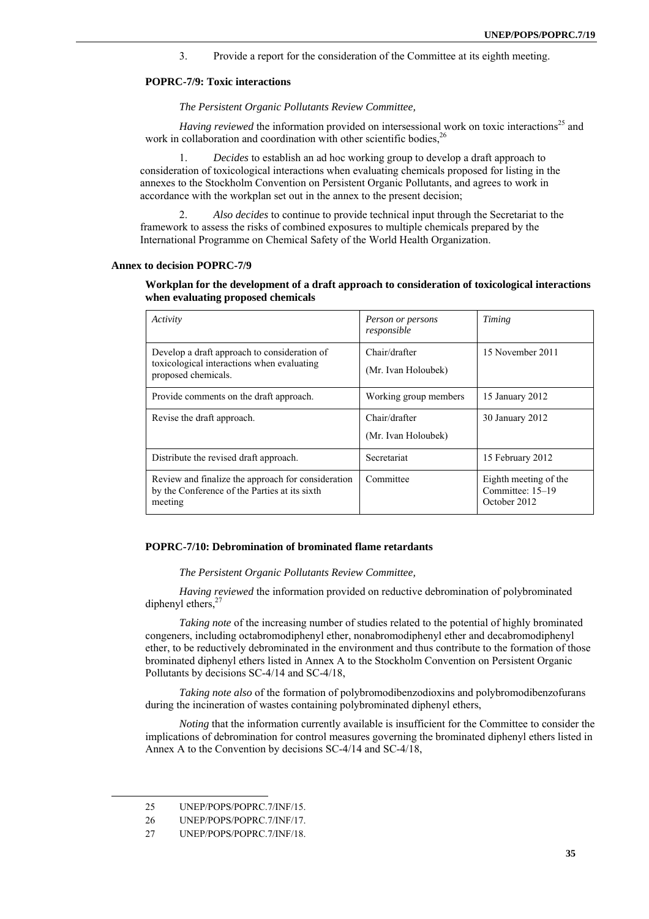3. Provide a report for the consideration of the Committee at its eighth meeting.

### POPRC-7/9: Toxic interactions

*The Persistent Organic Pollutants Review Committee,*

*Having reviewed* the information provided on intersessional work on toxic interactions[25] and work in collaboration and coordination with other scientific bodies,[26]

1. *Decides* to establish an ad hoc working group to develop a draft approach to consideration of toxicological interactions when evaluating chemicals proposed for listing in the annexes to the Stockholm Convention on Persistent Organic Pollutants, and agrees to work in accordance with the workplan set out in the annex to the present decision;

2. *Also decides* to continue to provide technical input through the Secretariat to the framework to assess the risks of combined exposures to multiple chemicals prepared by the International Programme on Chemical Safety of the World Health Organization.

### Annex to decision POPRC-7/9

**Workplan for the development of a draft approach to consideration of toxicological interactions when evaluating proposed chemicals**

| *Activity* | *Person or persons responsible* | *Timing* |
|---|---|---|
| Develop a draft approach to consideration of toxicological interactions when evaluating proposed chemicals. | Chair/drafter (Mr. Ivan Holoubek) | 15 November 2011 |
| Provide comments on the draft approach. | Working group members | 15 January 2012 |
| Revise the draft approach. | Chair/drafter (Mr. Ivan Holoubek) | 30 January 2012 |
| Distribute the revised draft approach. | Secretariat | 15 February 2012 |
| Review and finalize the approach for consideration by the Conference of the Parties at its sixth meeting | Committee | Eighth meeting of the Committee: 15–19 October 2012 |

### POPRC-7/10: Debromination of brominated flame retardants

*The Persistent Organic Pollutants Review Committee,*

*Having reviewed* the information provided on reductive debromination of polybrominated diphenyl ethers,[27]

*Taking note* of the increasing number of studies related to the potential of highly brominated congeners, including octabromodiphenyl ether, nonabromodiphenyl ether and decabromodiphenyl ether, to be reductively debrominated in the environment and thus contribute to the formation of those brominated diphenyl ethers listed in Annex A to the Stockholm Convention on Persistent Organic Pollutants by decisions SC-4/14 and SC-4/18,

*Taking note also* of the formation of polybromodibenzodioxins and polybromodibenzofurans during the incineration of wastes containing polybrominated diphenyl ethers,

*Noting* that the information currently available is insufficient for the Committee to consider the implications of debromination for control measures governing the brominated diphenyl ethers listed in Annex A to the Convention by decisions SC-4/14 and SC-4/18,

---

25 UNEP/POPS/POPRC.7/INF/15.

26 UNEP/POPS/POPRC.7/INF/17.

27 UNEP/POPS/POPRC.7/INF/18.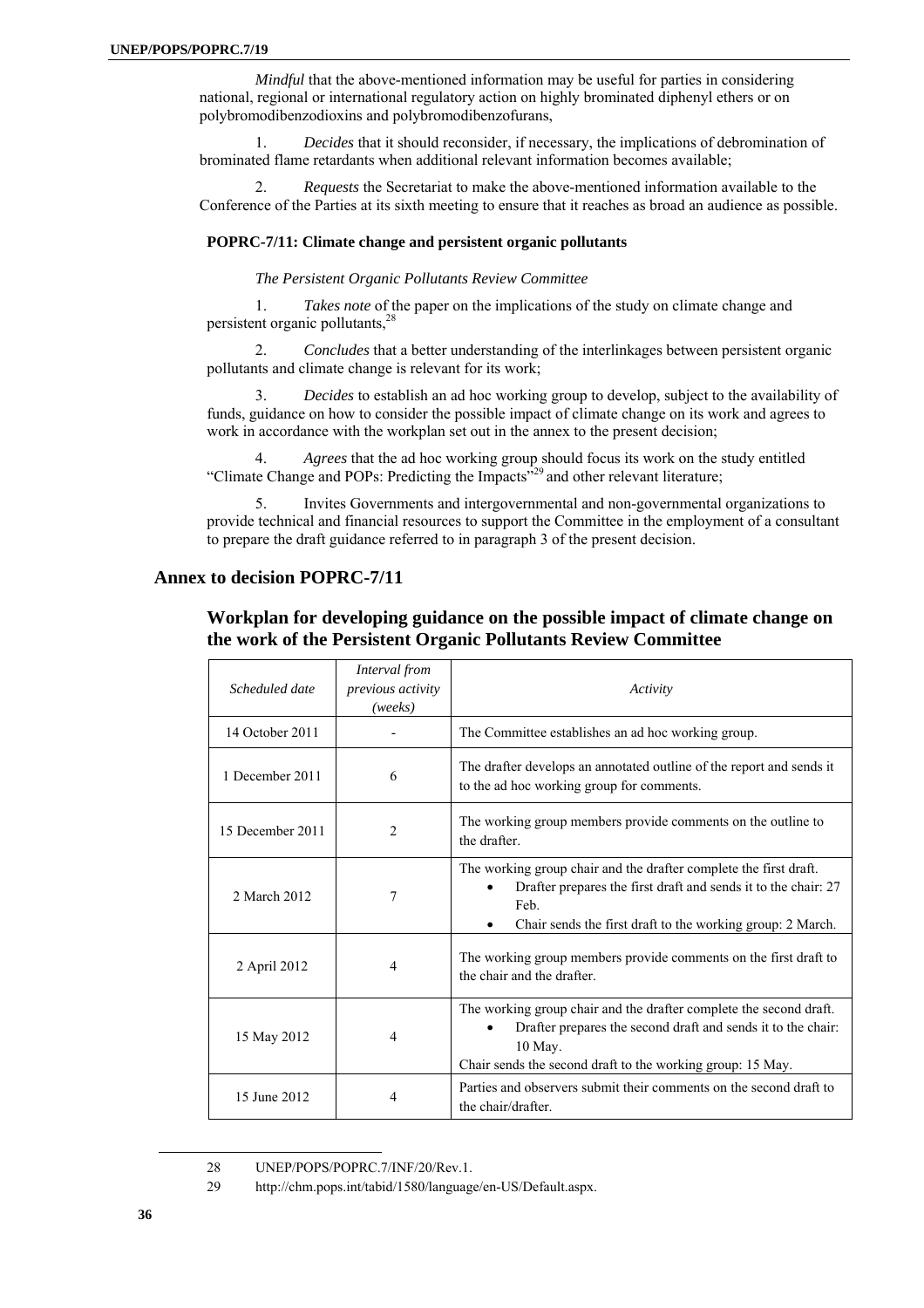*Mindful* that the above-mentioned information may be useful for parties in considering national, regional or international regulatory action on highly brominated diphenyl ethers or on polybromodibenzodioxins and polybromodibenzofurans,

1. *Decides* that it should reconsider, if necessary, the implications of debromination of brominated flame retardants when additional relevant information becomes available;

2. *Requests* the Secretariat to make the above-mentioned information available to the Conference of the Parties at its sixth meeting to ensure that it reaches as broad an audience as possible.

#### POPRC-7/11: Climate change and persistent organic pollutants

*The Persistent Organic Pollutants Review Committee*

1. *Takes note* of the paper on the implications of the study on climate change and persistent organic pollutants,[28]

2. *Concludes* that a better understanding of the interlinkages between persistent organic pollutants and climate change is relevant for its work;

3. *Decides* to establish an ad hoc working group to develop, subject to the availability of funds, guidance on how to consider the possible impact of climate change on its work and agrees to work in accordance with the workplan set out in the annex to the present decision;

4. *Agrees* that the ad hoc working group should focus its work on the study entitled "Climate Change and POPs: Predicting the Impacts"[29] and other relevant literature;

5. Invites Governments and intergovernmental and non-governmental organizations to provide technical and financial resources to support the Committee in the employment of a consultant to prepare the draft guidance referred to in paragraph 3 of the present decision.

## Annex to decision POPRC-7/11

### Workplan for developing guidance on the possible impact of climate change on the work of the Persistent Organic Pollutants Review Committee

| *Scheduled date* | *Interval from previous activity (weeks)* | *Activity* |
|---|---|---|
| 14 October 2011 | - | The Committee establishes an ad hoc working group. |
| 1 December 2011 | 6 | The drafter develops an annotated outline of the report and sends it to the ad hoc working group for comments. |
| 15 December 2011 | 2 | The working group members provide comments on the outline to the drafter. |
| 2 March 2012 | 7 | The working group chair and the drafter complete the first draft.<br>• Drafter prepares the first draft and sends it to the chair: 27 Feb.<br>• Chair sends the first draft to the working group: 2 March. |
| 2 April 2012 | 4 | The working group members provide comments on the first draft to the chair and the drafter. |
| 15 May 2012 | 4 | The working group chair and the drafter complete the second draft.<br>• Drafter prepares the second draft and sends it to the chair: 10 May.<br>Chair sends the second draft to the working group: 15 May. |
| 15 June 2012 | 4 | Parties and observers submit their comments on the second draft to the chair/drafter. |

28 UNEP/POPS/POPRC.7/INF/20/Rev.1.

29 http://chm.pops.int/tabid/1580/language/en-US/Default.aspx.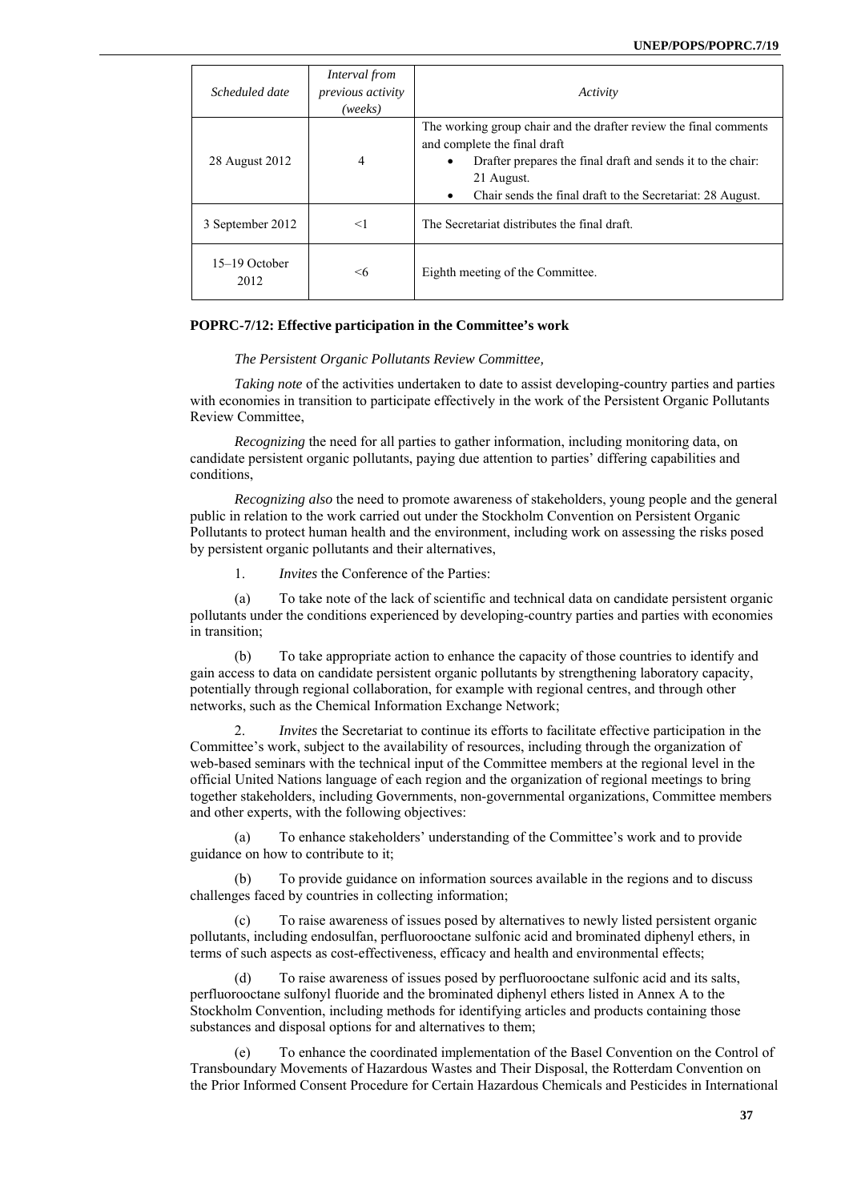| *Scheduled date* | *Interval from previous activity (weeks)* | *Activity* |
|---|---|---|
| 28 August 2012 | 4 | The working group chair and the drafter review the final comments and complete the final draft<br>• Drafter prepares the final draft and sends it to the chair: 21 August.<br>• Chair sends the final draft to the Secretariat: 28 August. |
| 3 September 2012 | <1 | The Secretariat distributes the final draft. |
| 15–19 October 2012 | <6 | Eighth meeting of the Committee. |

**POPRC-7/12: Effective participation in the Committee's work**

*The Persistent Organic Pollutants Review Committee,*

*Taking note* of the activities undertaken to date to assist developing-country parties and parties with economies in transition to participate effectively in the work of the Persistent Organic Pollutants Review Committee,

*Recognizing* the need for all parties to gather information, including monitoring data, on candidate persistent organic pollutants, paying due attention to parties' differing capabilities and conditions,

*Recognizing also* the need to promote awareness of stakeholders, young people and the general public in relation to the work carried out under the Stockholm Convention on Persistent Organic Pollutants to protect human health and the environment, including work on assessing the risks posed by persistent organic pollutants and their alternatives,

1. *Invites* the Conference of the Parties:

(a) To take note of the lack of scientific and technical data on candidate persistent organic pollutants under the conditions experienced by developing-country parties and parties with economies in transition;

(b) To take appropriate action to enhance the capacity of those countries to identify and gain access to data on candidate persistent organic pollutants by strengthening laboratory capacity, potentially through regional collaboration, for example with regional centres, and through other networks, such as the Chemical Information Exchange Network;

2. *Invites* the Secretariat to continue its efforts to facilitate effective participation in the Committee's work, subject to the availability of resources, including through the organization of web-based seminars with the technical input of the Committee members at the regional level in the official United Nations language of each region and the organization of regional meetings to bring together stakeholders, including Governments, non-governmental organizations, Committee members and other experts, with the following objectives:

(a) To enhance stakeholders' understanding of the Committee's work and to provide guidance on how to contribute to it;

(b) To provide guidance on information sources available in the regions and to discuss challenges faced by countries in collecting information;

(c) To raise awareness of issues posed by alternatives to newly listed persistent organic pollutants, including endosulfan, perfluorooctane sulfonic acid and brominated diphenyl ethers, in terms of such aspects as cost-effectiveness, efficacy and health and environmental effects;

(d) To raise awareness of issues posed by perfluorooctane sulfonic acid and its salts, perfluorooctane sulfonyl fluoride and the brominated diphenyl ethers listed in Annex A to the Stockholm Convention, including methods for identifying articles and products containing those substances and disposal options for and alternatives to them;

(e) To enhance the coordinated implementation of the Basel Convention on the Control of Transboundary Movements of Hazardous Wastes and Their Disposal, the Rotterdam Convention on the Prior Informed Consent Procedure for Certain Hazardous Chemicals and Pesticides in International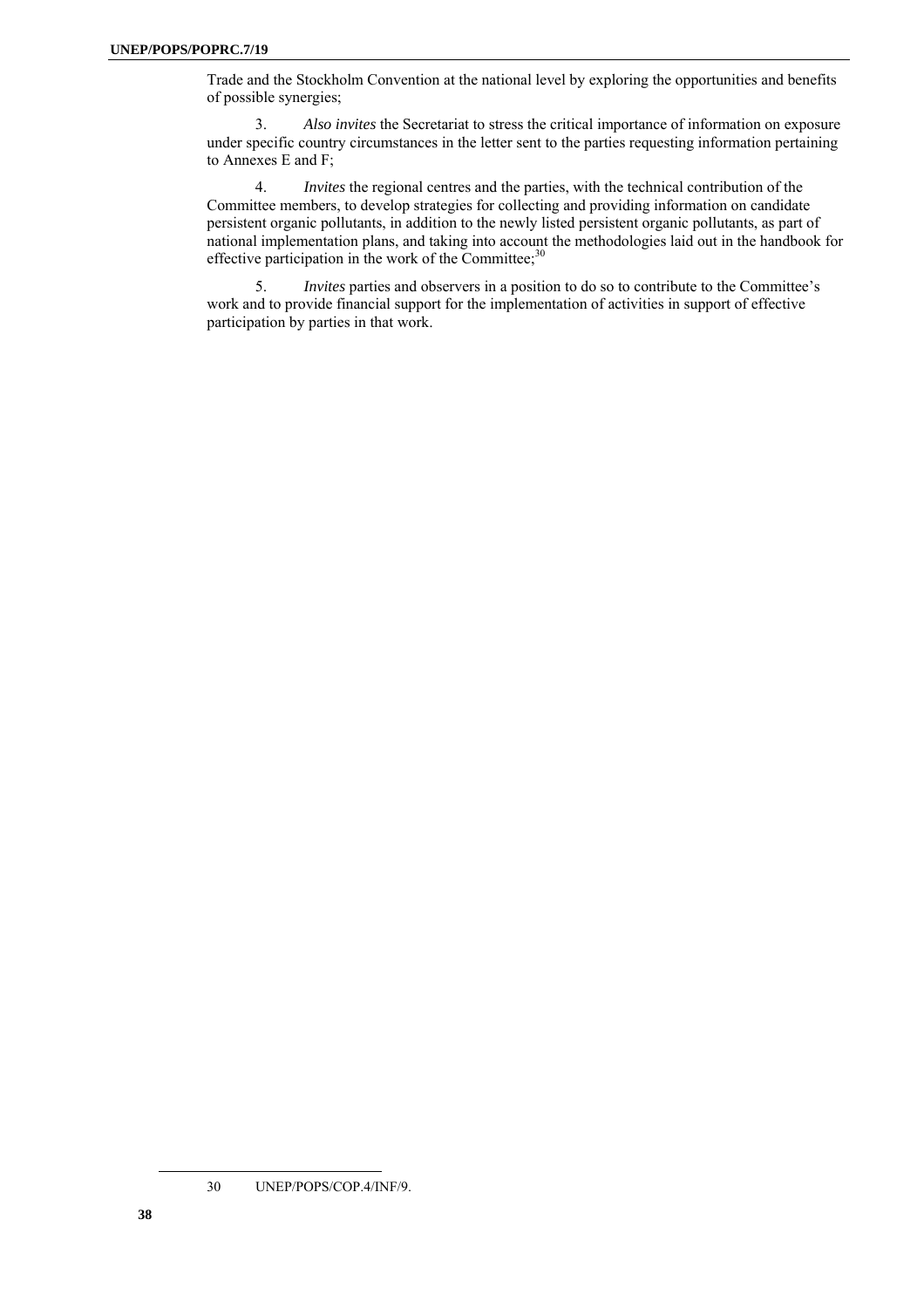Trade and the Stockholm Convention at the national level by exploring the opportunities and benefits of possible synergies;

3. *Also invites* the Secretariat to stress the critical importance of information on exposure under specific country circumstances in the letter sent to the parties requesting information pertaining to Annexes E and F;

4. *Invites* the regional centres and the parties, with the technical contribution of the Committee members, to develop strategies for collecting and providing information on candidate persistent organic pollutants, in addition to the newly listed persistent organic pollutants, as part of national implementation plans, and taking into account the methodologies laid out in the handbook for effective participation in the work of the Committee;[30]

5. *Invites* parties and observers in a position to do so to contribute to the Committee's work and to provide financial support for the implementation of activities in support of effective participation by parties in that work.

---

30 UNEP/POPS/COP.4/INF/9.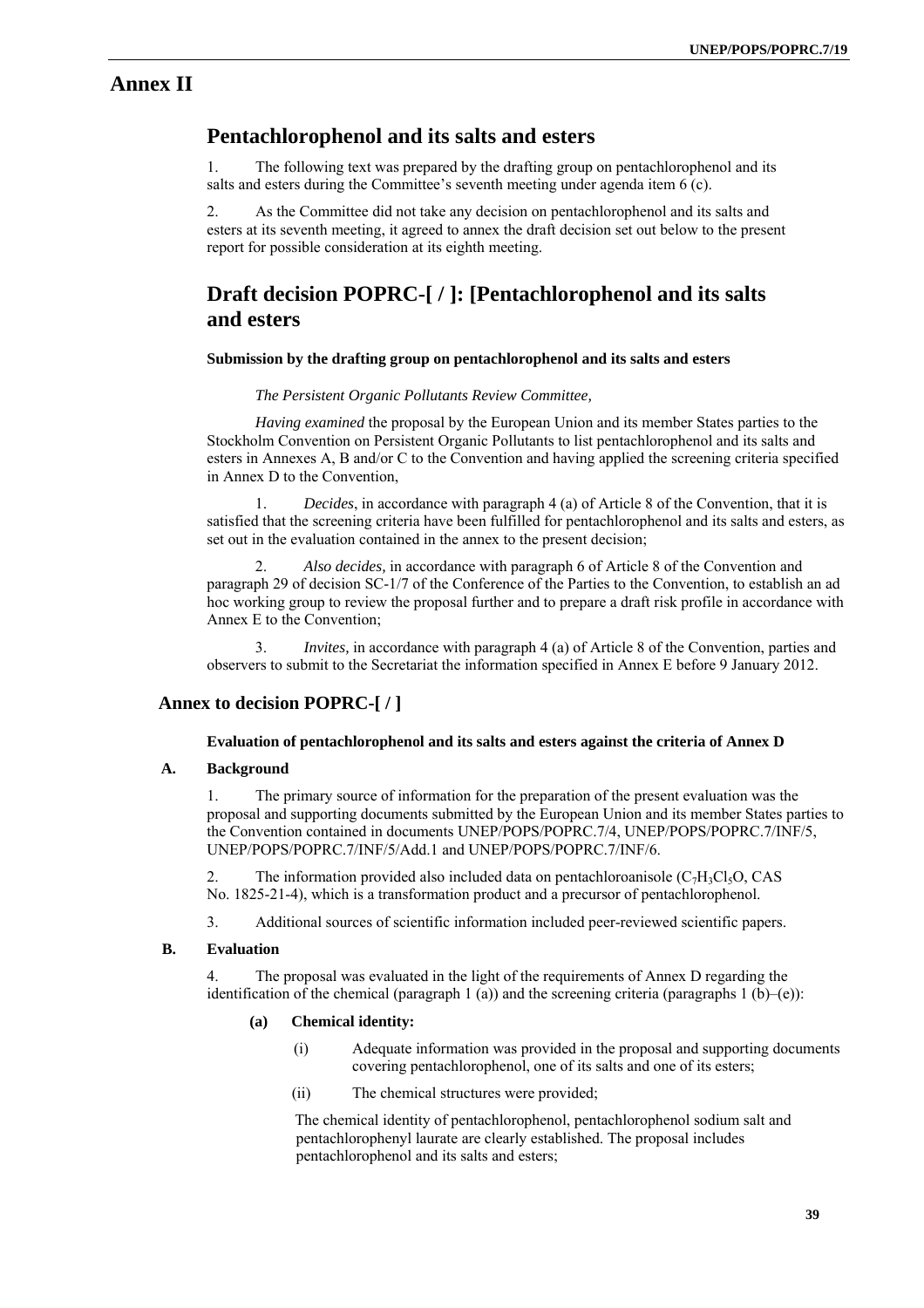# Annex II

## Pentachlorophenol and its salts and esters

1. The following text was prepared by the drafting group on pentachlorophenol and its salts and esters during the Committee's seventh meeting under agenda item 6 (c).

2. As the Committee did not take any decision on pentachlorophenol and its salts and esters at its seventh meeting, it agreed to annex the draft decision set out below to the present report for possible consideration at its eighth meeting.

## Draft decision POPRC-[ / ]: [Pentachlorophenol and its salts and esters

**Submission by the drafting group on pentachlorophenol and its salts and esters**

*The Persistent Organic Pollutants Review Committee,*

*Having examined* the proposal by the European Union and its member States parties to the Stockholm Convention on Persistent Organic Pollutants to list pentachlorophenol and its salts and esters in Annexes A, B and/or C to the Convention and having applied the screening criteria specified in Annex D to the Convention,

1. *Decides*, in accordance with paragraph 4 (a) of Article 8 of the Convention, that it is satisfied that the screening criteria have been fulfilled for pentachlorophenol and its salts and esters, as set out in the evaluation contained in the annex to the present decision;

2. *Also decides,* in accordance with paragraph 6 of Article 8 of the Convention and paragraph 29 of decision SC-1/7 of the Conference of the Parties to the Convention, to establish an ad hoc working group to review the proposal further and to prepare a draft risk profile in accordance with Annex E to the Convention;

3. *Invites,* in accordance with paragraph 4 (a) of Article 8 of the Convention, parties and observers to submit to the Secretariat the information specified in Annex E before 9 January 2012.

### Annex to decision POPRC-[ / ]

**Evaluation of pentachlorophenol and its salts and esters against the criteria of Annex D**

#### A. Background

1. The primary source of information for the preparation of the present evaluation was the proposal and supporting documents submitted by the European Union and its member States parties to the Convention contained in documents UNEP/POPS/POPRC.7/4, UNEP/POPS/POPRC.7/INF/5, UNEP/POPS/POPRC.7/INF/5/Add.1 and UNEP/POPS/POPRC.7/INF/6.

2. The information provided also included data on pentachloroanisole ($C_7H_3Cl_5O$, CAS No. 1825-21-4), which is a transformation product and a precursor of pentachlorophenol.

3. Additional sources of scientific information included peer-reviewed scientific papers.

#### B. Evaluation

4. The proposal was evaluated in the light of the requirements of Annex D regarding the identification of the chemical (paragraph 1 (a)) and the screening criteria (paragraphs 1 (b)–(e)):

**(a) Chemical identity:**

(i) Adequate information was provided in the proposal and supporting documents covering pentachlorophenol, one of its salts and one of its esters;

(ii) The chemical structures were provided;

The chemical identity of pentachlorophenol, pentachlorophenol sodium salt and pentachlorophenyl laurate are clearly established. The proposal includes pentachlorophenol and its salts and esters;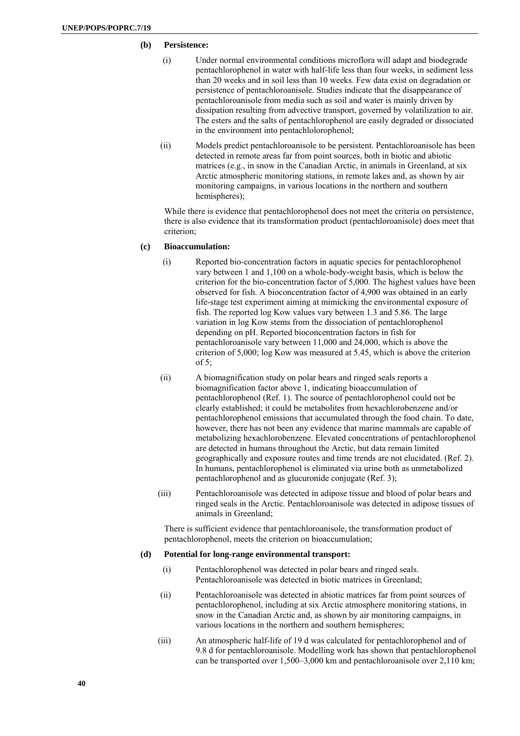**(b) Persistence:**

(i) Under normal environmental conditions microflora will adapt and biodegrade pentachlorophenol in water with half-life less than four weeks, in sediment less than 20 weeks and in soil less than 10 weeks. Few data exist on degradation or persistence of pentachloroanisole. Studies indicate that the disappearance of pentachloroanisole from media such as soil and water is mainly driven by dissipation resulting from advective transport, governed by volatilization to air. The esters and the salts of pentachlorophenol are easily degraded or dissociated in the environment into pentachlolorophenol;

(ii) Models predict pentachloroanisole to be persistent. Pentachloroanisole has been detected in remote areas far from point sources, both in biotic and abiotic matrices (e.g., in snow in the Canadian Arctic, in animals in Greenland, at six Arctic atmospheric monitoring stations, in remote lakes and, as shown by air monitoring campaigns, in various locations in the northern and southern hemispheres);

While there is evidence that pentachlorophenol does not meet the criteria on persistence, there is also evidence that its transformation product (pentachloroanisole) does meet that criterion;

**(c) Bioaccumulation:**

(i) Reported bio-concentration factors in aquatic species for pentachlorophenol vary between 1 and 1,100 on a whole-body-weight basis, which is below the criterion for the bio-concentration factor of 5,000. The highest values have been observed for fish. A bioconcentration factor of 4,900 was obtained in an early life-stage test experiment aiming at mimicking the environmental exposure of fish. The reported log Kow values vary between 1.3 and 5.86. The large variation in log Kow stems from the dissociation of pentachlorophenol depending on pH. Reported bioconcentration factors in fish for pentachloroanisole vary between 11,000 and 24,000, which is above the criterion of 5,000; log Kow was measured at 5.45, which is above the criterion of 5;

(ii) A biomagnification study on polar bears and ringed seals reports a biomagnification factor above 1, indicating bioaccumulation of pentachlorophenol (Ref. 1). The source of pentachlorophenol could not be clearly established; it could be metabolites from hexachlorobenzene and/or pentachlorophenol emissions that accumulated through the food chain. To date, however, there has not been any evidence that marine mammals are capable of metabolizing hexachlorobenzene. Elevated concentrations of pentachlorophenol are detected in humans throughout the Arctic, but data remain limited geographically and exposure routes and time trends are not elucidated. (Ref. 2). In humans, pentachlorophenol is eliminated via urine both as unmetabolized pentachlorophenol and as glucuronide conjugate (Ref. 3);

(iii) Pentachloroanisole was detected in adipose tissue and blood of polar bears and ringed seals in the Arctic. Pentachloroanisole was detected in adipose tissues of animals in Greenland;

There is sufficient evidence that pentachloroanisole, the transformation product of pentachlorophenol, meets the criterion on bioaccumulation;

**(d) Potential for long-range environmental transport:**

(i) Pentachlorophenol was detected in polar bears and ringed seals. Pentachloroanisole was detected in biotic matrices in Greenland;

(ii) Pentachloroanisole was detected in abiotic matrices far from point sources of pentachlorophenol, including at six Arctic atmosphere monitoring stations, in snow in the Canadian Arctic and, as shown by air monitoring campaigns, in various locations in the northern and southern hemispheres;

(iii) An atmospheric half-life of 19 d was calculated for pentachlorophenol and of 9.8 d for pentachloroanisole. Modelling work has shown that pentachlorophenol can be transported over 1,500–3,000 km and pentachloroanisole over 2,110 km;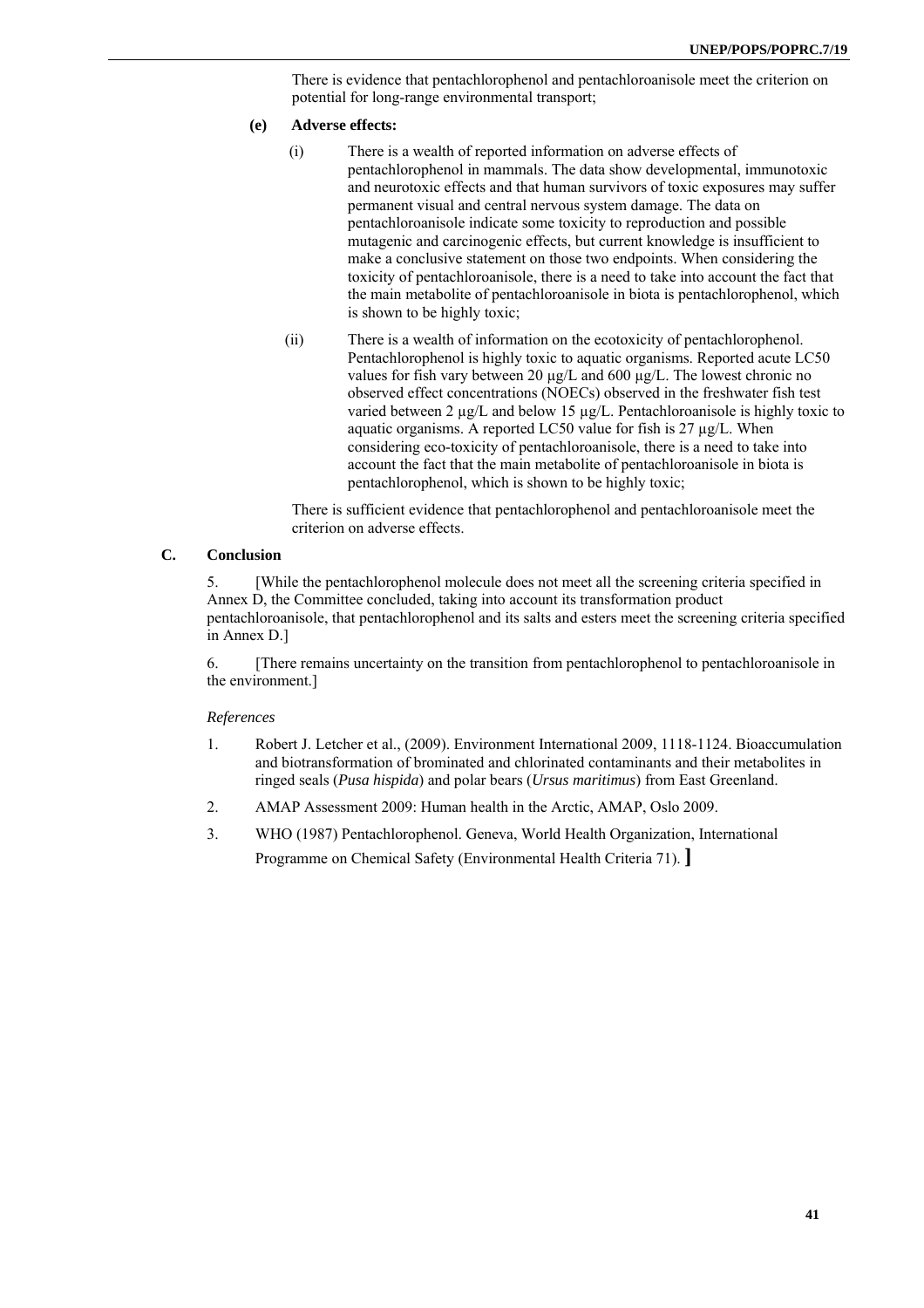There is evidence that pentachlorophenol and pentachloroanisole meet the criterion on potential for long-range environmental transport;

**(e) Adverse effects:**

(i) There is a wealth of reported information on adverse effects of pentachlorophenol in mammals. The data show developmental, immunotoxic and neurotoxic effects and that human survivors of toxic exposures may suffer permanent visual and central nervous system damage. The data on pentachloroanisole indicate some toxicity to reproduction and possible mutagenic and carcinogenic effects, but current knowledge is insufficient to make a conclusive statement on those two endpoints. When considering the toxicity of pentachloroanisole, there is a need to take into account the fact that the main metabolite of pentachloroanisole in biota is pentachlorophenol, which is shown to be highly toxic;

(ii) There is a wealth of information on the ecotoxicity of pentachlorophenol. Pentachlorophenol is highly toxic to aquatic organisms. Reported acute LC50 values for fish vary between 20 µg/L and 600 µg/L. The lowest chronic no observed effect concentrations (NOECs) observed in the freshwater fish test varied between 2 µg/L and below 15 µg/L. Pentachloroanisole is highly toxic to aquatic organisms. A reported LC50 value for fish is 27 µg/L. When considering eco-toxicity of pentachloroanisole, there is a need to take into account the fact that the main metabolite of pentachloroanisole in biota is pentachlorophenol, which is shown to be highly toxic;

There is sufficient evidence that pentachlorophenol and pentachloroanisole meet the criterion on adverse effects.

## C. Conclusion

5. [While the pentachlorophenol molecule does not meet all the screening criteria specified in Annex D, the Committee concluded, taking into account its transformation product pentachloroanisole, that pentachlorophenol and its salts and esters meet the screening criteria specified in Annex D.]

6. [There remains uncertainty on the transition from pentachlorophenol to pentachloroanisole in the environment.]

*References*

1. Robert J. Letcher et al., (2009). Environment International 2009, 1118-1124. Bioaccumulation and biotransformation of brominated and chlorinated contaminants and their metabolites in ringed seals (*Pusa hispida*) and polar bears (*Ursus maritimus*) from East Greenland.
2. AMAP Assessment 2009: Human health in the Arctic, AMAP, Oslo 2009.
3. WHO (1987) Pentachlorophenol. Geneva, World Health Organization, International Programme on Chemical Safety (Environmental Health Criteria 71). ]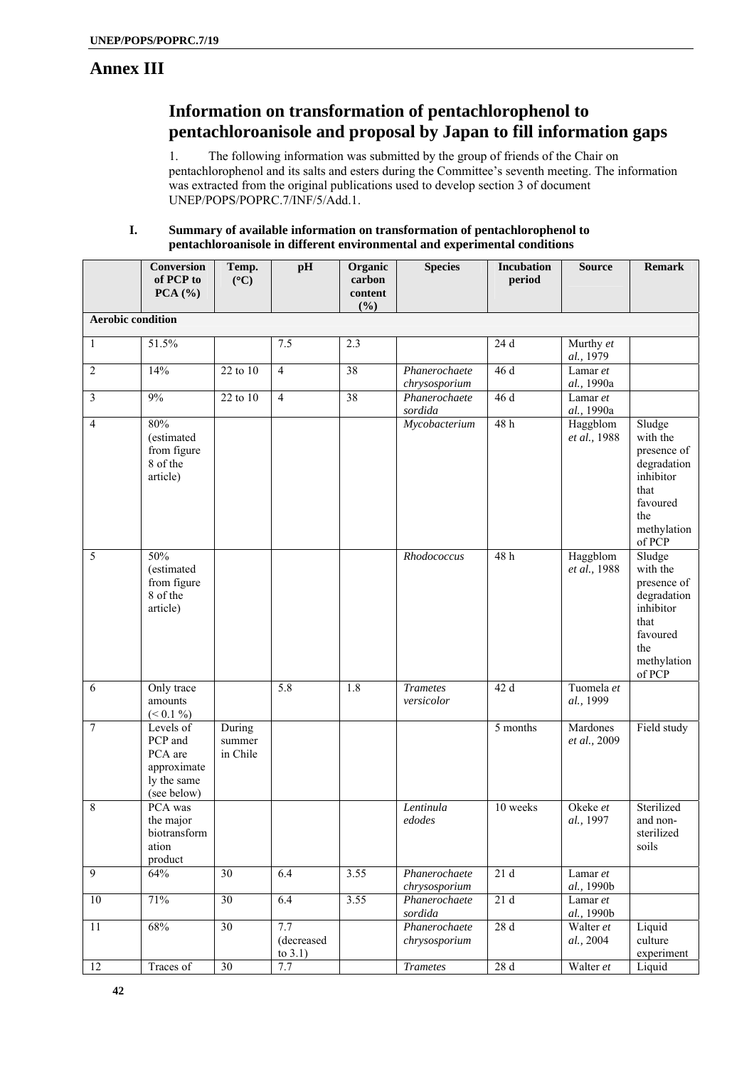# Annex III

## Information on transformation of pentachlorophenol to pentachloroanisole and proposal by Japan to fill information gaps

1. The following information was submitted by the group of friends of the Chair on pentachlorophenol and its salts and esters during the Committee's seventh meeting. The information was extracted from the original publications used to develop section 3 of document UNEP/POPS/POPRC.7/INF/5/Add.1.

### I. Summary of available information on transformation of pentachlorophenol to pentachloroanisole in different environmental and experimental conditions

| | Conversion of PCP to PCA (%) | Temp. (°C) | pH | Organic carbon content (%) | Species | Incubation period | Source | Remark |
|---|---|---|---|---|---|---|---|---|
| **Aerobic condition** | | | | | | | | |
| 1 | 51.5% | | 7.5 | 2.3 | | 24 d | Murthy *et al.*, 1979 | |
| 2 | 14% | 22 to 10 | 4 | 38 | *Phanerochaete chrysosporium* | 46 d | Lamar *et al.*, 1990a | |
| 3 | 9% | 22 to 10 | 4 | 38 | *Phanerochaete sordida* | 46 d | Lamar *et al.*, 1990a | |
| 4 | 80% (estimated from figure 8 of the article) | | | | *Mycobacterium* | 48 h | Haggblom *et al.*, 1988 | Sludge with the presence of degradation inhibitor that favoured the methylation of PCP |
| 5 | 50% (estimated from figure 8 of the article) | | | | *Rhodococcus* | 48 h | Haggblom *et al.*, 1988 | Sludge with the presence of degradation inhibitor that favoured the methylation of PCP |
| 6 | Only trace amounts (< 0.1 %) | | 5.8 | 1.8 | *Trametes versicolor* | 42 d | Tuomela *et al.*, 1999 | |
| 7 | Levels of PCP and PCA are approximately the same (see below) | During summer in Chile | | | | 5 months | Mardones *et al.*, 2009 | Field study |
| 8 | PCA was the major biotransformation product | | | | *Lentinula edodes* | 10 weeks | Okeke *et al.*, 1997 | Sterilized and non-sterilized soils |
| 9 | 64% | 30 | 6.4 | 3.55 | *Phanerochaete chrysosporium* | 21 d | Lamar *et al.*, 1990b | |
| 10 | 71% | 30 | 6.4 | 3.55 | *Phanerochaete sordida* | 21 d | Lamar *et al.*, 1990b | |
| 11 | 68% | 30 | 7.7 (decreased to 3.1) | | *Phanerochaete chrysosporium* | 28 d | Walter *et al.*, 2004 | Liquid culture experiment |
| 12 | Traces of | 30 | 7.7 | | *Trametes* | 28 d | Walter *et* | Liquid |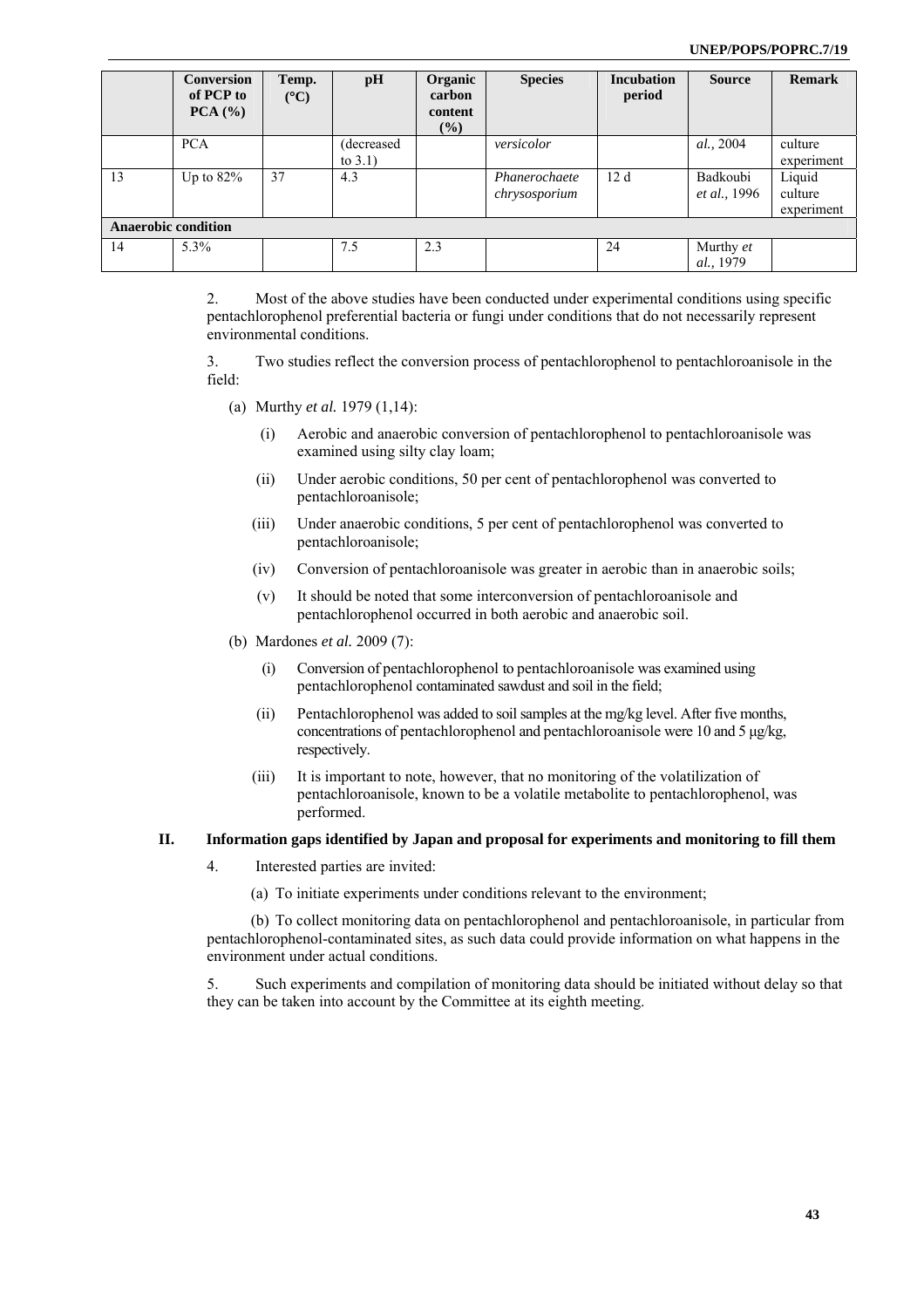| | Conversion of PCP to PCA (%) | Temp. (°C) | pH | Organic carbon content (%) | Species | Incubation period | Source | Remark |
|---|---|---|---|---|---|---|---|---|
| | PCA | | (decreased to 3.1) | | *versicolor* | | *al.,* 2004 | culture experiment |
| 13 | Up to 82% | 37 | 4.3 | | *Phanerochaete chrysosporium* | 12 d | Badkoubi *et al.*, 1996 | Liquid culture experiment |
| **Anaerobic condition** | | | | | | | | |
| 14 | 5.3% | | 7.5 | 2.3 | | 24 | Murthy *et al.,* 1979 | |

2. Most of the above studies have been conducted under experimental conditions using specific pentachlorophenol preferential bacteria or fungi under conditions that do not necessarily represent environmental conditions.

3. Two studies reflect the conversion process of pentachlorophenol to pentachloroanisole in the field:

(a) Murthy *et al.* 1979 (1,14):

(i) Aerobic and anaerobic conversion of pentachlorophenol to pentachloroanisole was examined using silty clay loam;

(ii) Under aerobic conditions, 50 per cent of pentachlorophenol was converted to pentachloroanisole;

(iii) Under anaerobic conditions, 5 per cent of pentachlorophenol was converted to pentachloroanisole;

(iv) Conversion of pentachloroanisole was greater in aerobic than in anaerobic soils;

(v) It should be noted that some interconversion of pentachloroanisole and pentachlorophenol occurred in both aerobic and anaerobic soil.

(b) Mardones *et al.* 2009 (7):

(i) Conversion of pentachlorophenol to pentachloroanisole was examined using pentachlorophenol contaminated sawdust and soil in the field;

(ii) Pentachlorophenol was added to soil samples at the mg/kg level. After five months, concentrations of pentachlorophenol and pentachloroanisole were 10 and 5 μg/kg, respectively.

(iii) It is important to note, however, that no monitoring of the volatilization of pentachloroanisole, known to be a volatile metabolite to pentachlorophenol, was performed.

## II. Information gaps identified by Japan and proposal for experiments and monitoring to fill them

4. Interested parties are invited:

(a) To initiate experiments under conditions relevant to the environment;

(b) To collect monitoring data on pentachlorophenol and pentachloroanisole, in particular from pentachlorophenol-contaminated sites, as such data could provide information on what happens in the environment under actual conditions.

5. Such experiments and compilation of monitoring data should be initiated without delay so that they can be taken into account by the Committee at its eighth meeting.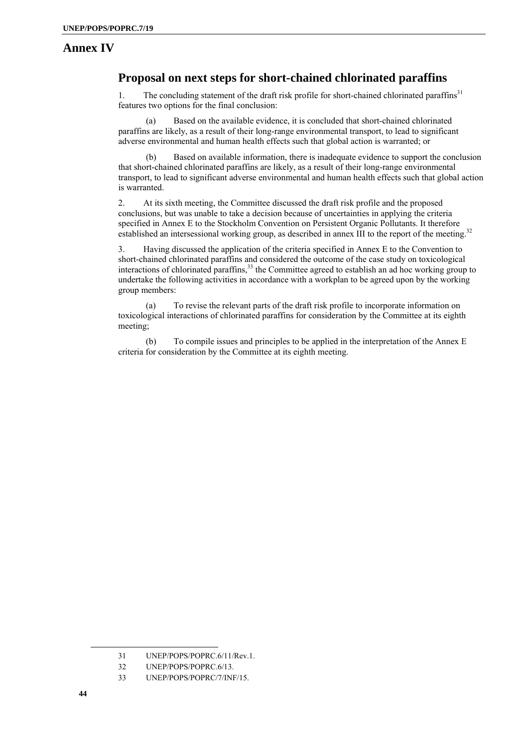# Annex IV

## Proposal on next steps for short-chained chlorinated paraffins

1. The concluding statement of the draft risk profile for short-chained chlorinated paraffins[31] features two options for the final conclusion:

   (a) Based on the available evidence, it is concluded that short-chained chlorinated paraffins are likely, as a result of their long-range environmental transport, to lead to significant adverse environmental and human health effects such that global action is warranted; or

   (b) Based on available information, there is inadequate evidence to support the conclusion that short-chained chlorinated paraffins are likely, as a result of their long-range environmental transport, to lead to significant adverse environmental and human health effects such that global action is warranted.

2. At its sixth meeting, the Committee discussed the draft risk profile and the proposed conclusions, but was unable to take a decision because of uncertainties in applying the criteria specified in Annex E to the Stockholm Convention on Persistent Organic Pollutants. It therefore established an intersessional working group, as described in annex III to the report of the meeting.[32]

3. Having discussed the application of the criteria specified in Annex E to the Convention to short-chained chlorinated paraffins and considered the outcome of the case study on toxicological interactions of chlorinated paraffins,[33] the Committee agreed to establish an ad hoc working group to undertake the following activities in accordance with a workplan to be agreed upon by the working group members:

   (a) To revise the relevant parts of the draft risk profile to incorporate information on toxicological interactions of chlorinated paraffins for consideration by the Committee at its eighth meeting;

   (b) To compile issues and principles to be applied in the interpretation of the Annex E criteria for consideration by the Committee at its eighth meeting.

---

31 UNEP/POPS/POPRC.6/11/Rev.1.

32 UNEP/POPS/POPRC.6/13.

33 UNEP/POPS/POPRC/7/INF/15.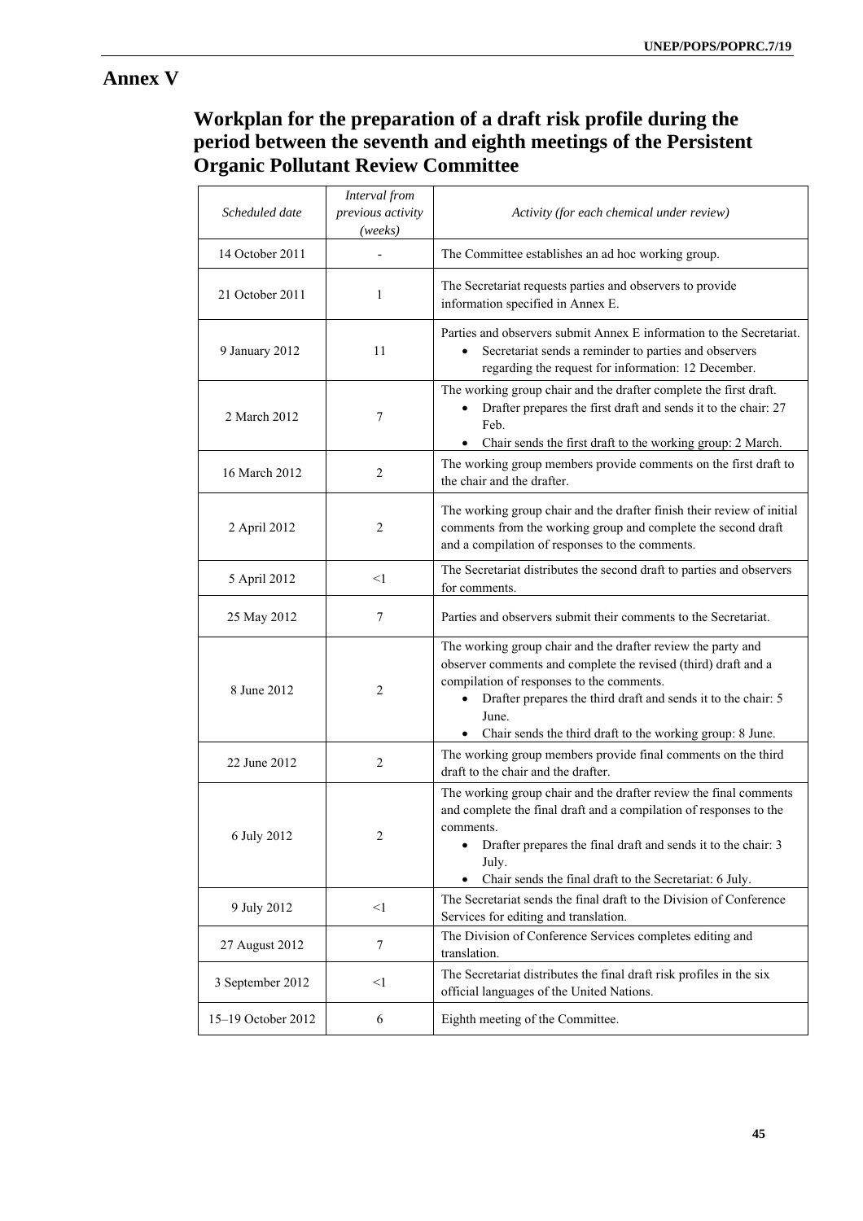# Annex V

## Workplan for the preparation of a draft risk profile during the period between the seventh and eighth meetings of the Persistent Organic Pollutant Review Committee

| *Scheduled date* | *Interval from previous activity (weeks)* | *Activity (for each chemical under review)* |
|---|---|---|
| 14 October 2011 | - | The Committee establishes an ad hoc working group. |
| 21 October 2011 | 1 | The Secretariat requests parties and observers to provide information specified in Annex E. |
| 9 January 2012 | 11 | Parties and observers submit Annex E information to the Secretariat. <br>• Secretariat sends a reminder to parties and observers regarding the request for information: 12 December. |
| 2 March 2012 | 7 | The working group chair and the drafter complete the first draft. <br>• Drafter prepares the first draft and sends it to the chair: 27 Feb. <br>• Chair sends the first draft to the working group: 2 March. |
| 16 March 2012 | 2 | The working group members provide comments on the first draft to the chair and the drafter. |
| 2 April 2012 | 2 | The working group chair and the drafter finish their review of initial comments from the working group and complete the second draft and a compilation of responses to the comments. |
| 5 April 2012 | <1 | The Secretariat distributes the second draft to parties and observers for comments. |
| 25 May 2012 | 7 | Parties and observers submit their comments to the Secretariat. |
| 8 June 2012 | 2 | The working group chair and the drafter review the party and observer comments and complete the revised (third) draft and a compilation of responses to the comments. <br>• Drafter prepares the third draft and sends it to the chair: 5 June. <br>• Chair sends the third draft to the working group: 8 June. |
| 22 June 2012 | 2 | The working group members provide final comments on the third draft to the chair and the drafter. |
| 6 July 2012 | 2 | The working group chair and the drafter review the final comments and complete the final draft and a compilation of responses to the comments. <br>• Drafter prepares the final draft and sends it to the chair: 3 July. <br>• Chair sends the final draft to the Secretariat: 6 July. |
| 9 July 2012 | <1 | The Secretariat sends the final draft to the Division of Conference Services for editing and translation. |
| 27 August 2012 | 7 | The Division of Conference Services completes editing and translation. |
| 3 September 2012 | <1 | The Secretariat distributes the final draft risk profiles in the six official languages of the United Nations. |
| 15–19 October 2012 | 6 | Eighth meeting of the Committee. |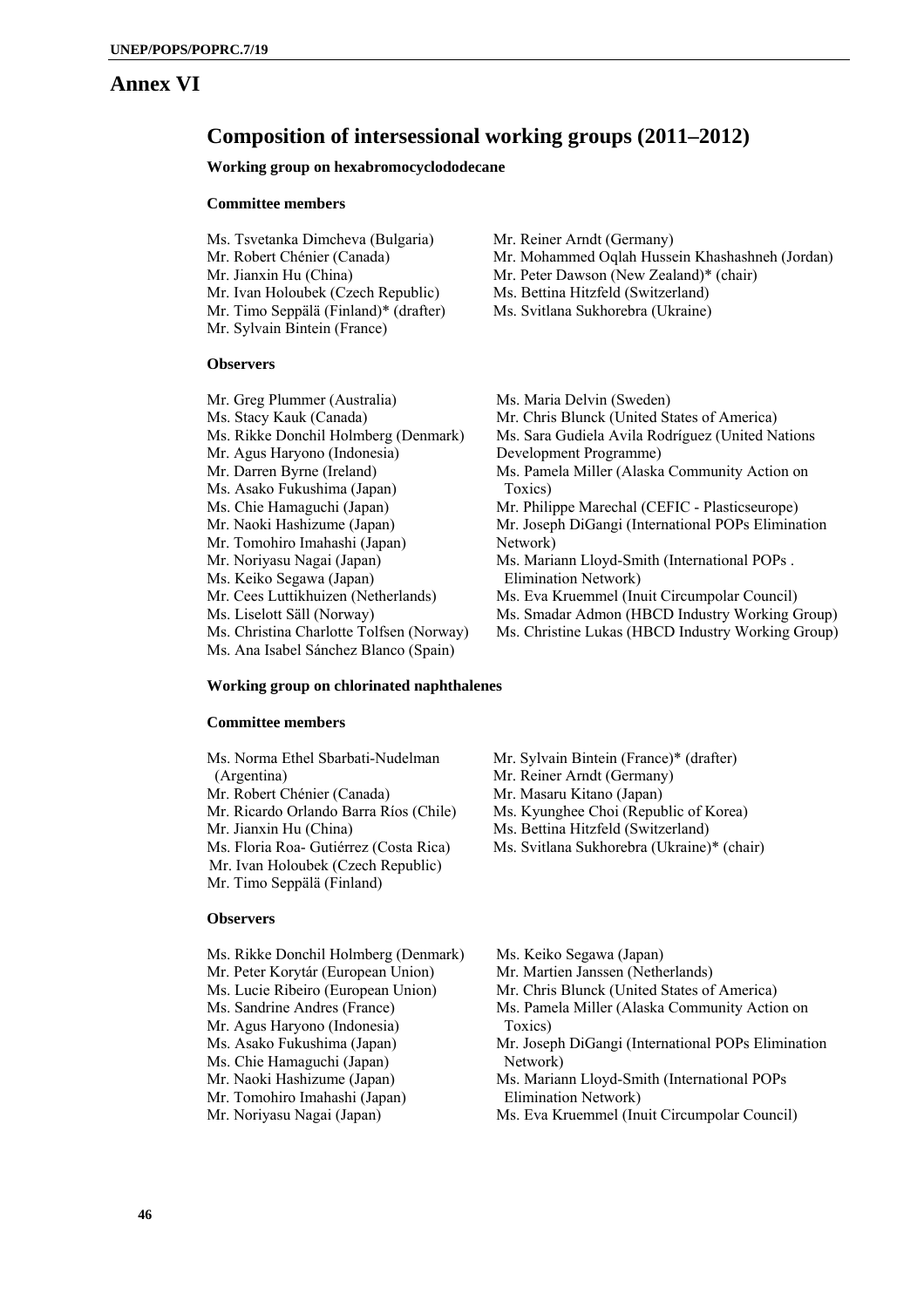# Annex VI

## Composition of intersessional working groups (2011–2012)

### Working group on hexabromocyclododecane

#### Committee members

Ms. Tsvetanka Dimcheva (Bulgaria)
Mr. Robert Chénier (Canada)
Mr. Jianxin Hu (China)
Mr. Ivan Holoubek (Czech Republic)
Mr. Timo Seppälä (Finland)* (drafter)
Mr. Sylvain Bintein (France)
Mr. Reiner Arndt (Germany)
Mr. Mohammed Oqlah Hussein Khashashneh (Jordan)
Mr. Peter Dawson (New Zealand)* (chair)
Ms. Bettina Hitzfeld (Switzerland)
Ms. Svitlana Sukhorebra (Ukraine)

#### Observers

Mr. Greg Plummer (Australia)
Ms. Stacy Kauk (Canada)
Ms. Rikke Donchil Holmberg (Denmark)
Mr. Agus Haryono (Indonesia)
Mr. Darren Byrne (Ireland)
Ms. Asako Fukushima (Japan)
Ms. Chie Hamaguchi (Japan)
Mr. Naoki Hashizume (Japan)
Mr. Tomohiro Imahashi (Japan)
Mr. Noriyasu Nagai (Japan)
Ms. Keiko Segawa (Japan)
Mr. Cees Luttikhuizen (Netherlands)
Ms. Liselott Säll (Norway)
Ms. Christina Charlotte Tolfsen (Norway)
Ms. Ana Isabel Sánchez Blanco (Spain)
Ms. Maria Delvin (Sweden)
Mr. Chris Blunck (United States of America)
Ms. Sara Gudiela Avila Rodríguez (United Nations Development Programme)
Ms. Pamela Miller (Alaska Community Action on Toxics)
Mr. Philippe Marechal (CEFIC - Plasticseurope)
Mr. Joseph DiGangi (International POPs Elimination Network)
Ms. Mariann Lloyd-Smith (International POPs . Elimination Network)
Ms. Eva Kruemmel (Inuit Circumpolar Council)
Ms. Smadar Admon (HBCD Industry Working Group)
Ms. Christine Lukas (HBCD Industry Working Group)

### Working group on chlorinated naphthalenes

#### Committee members

Ms. Norma Ethel Sbarbati-Nudelman (Argentina)
Mr. Robert Chénier (Canada)
Mr. Ricardo Orlando Barra Ríos (Chile)
Mr. Jianxin Hu (China)
Ms. Floria Roa- Gutiérrez (Costa Rica)
Mr. Ivan Holoubek (Czech Republic)
Mr. Timo Seppälä (Finland)
Mr. Sylvain Bintein (France)* (drafter)
Mr. Reiner Arndt (Germany)
Mr. Masaru Kitano (Japan)
Ms. Kyunghee Choi (Republic of Korea)
Ms. Bettina Hitzfeld (Switzerland)
Ms. Svitlana Sukhorebra (Ukraine)* (chair)

#### Observers

Ms. Rikke Donchil Holmberg (Denmark)
Mr. Peter Korytár (European Union)
Ms. Lucie Ribeiro (European Union)
Ms. Sandrine Andres (France)
Mr. Agus Haryono (Indonesia)
Ms. Asako Fukushima (Japan)
Ms. Chie Hamaguchi (Japan)
Mr. Naoki Hashizume (Japan)
Mr. Tomohiro Imahashi (Japan)
Mr. Noriyasu Nagai (Japan)
Ms. Keiko Segawa (Japan)
Mr. Martien Janssen (Netherlands)
Mr. Chris Blunck (United States of America)
Ms. Pamela Miller (Alaska Community Action on Toxics)
Mr. Joseph DiGangi (International POPs Elimination Network)
Ms. Mariann Lloyd-Smith (International POPs Elimination Network)
Ms. Eva Kruemmel (Inuit Circumpolar Council)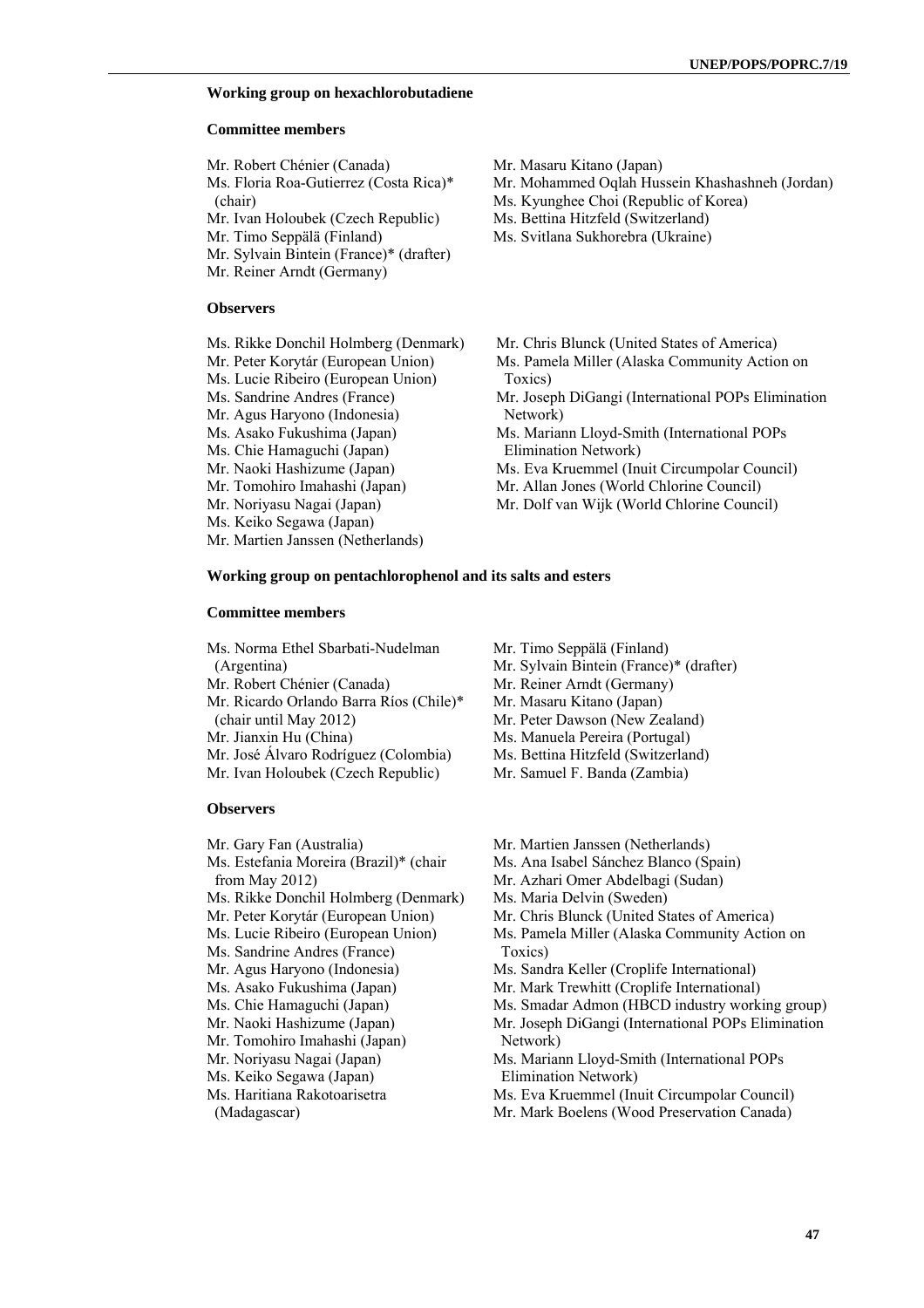**Working group on hexachlorobutadiene**

**Committee members**

Mr. Robert Chénier (Canada)
Ms. Floria Roa-Gutierrez (Costa Rica)* (chair)
Mr. Ivan Holoubek (Czech Republic)
Mr. Timo Seppälä (Finland)
Mr. Sylvain Bintein (France)* (drafter)
Mr. Reiner Arndt (Germany)
Mr. Masaru Kitano (Japan)
Mr. Mohammed Oqlah Hussein Khashashneh (Jordan)
Ms. Kyunghee Choi (Republic of Korea)
Ms. Bettina Hitzfeld (Switzerland)
Ms. Svitlana Sukhorebra (Ukraine)

**Observers**

Ms. Rikke Donchil Holmberg (Denmark)
Mr. Peter Korytár (European Union)
Ms. Lucie Ribeiro (European Union)
Ms. Sandrine Andres (France)
Mr. Agus Haryono (Indonesia)
Ms. Asako Fukushima (Japan)
Ms. Chie Hamaguchi (Japan)
Mr. Naoki Hashizume (Japan)
Mr. Tomohiro Imahashi (Japan)
Mr. Noriyasu Nagai (Japan)
Ms. Keiko Segawa (Japan)
Mr. Martien Janssen (Netherlands)
Mr. Chris Blunck (United States of America)
Ms. Pamela Miller (Alaska Community Action on Toxics)
Mr. Joseph DiGangi (International POPs Elimination Network)
Ms. Mariann Lloyd-Smith (International POPs Elimination Network)
Ms. Eva Kruemmel (Inuit Circumpolar Council)
Mr. Allan Jones (World Chlorine Council)
Mr. Dolf van Wijk (World Chlorine Council)

**Working group on pentachlorophenol and its salts and esters**

**Committee members**

Ms. Norma Ethel Sbarbati-Nudelman (Argentina)
Mr. Robert Chénier (Canada)
Mr. Ricardo Orlando Barra Ríos (Chile)* (chair until May 2012)
Mr. Jianxin Hu (China)
Mr. José Álvaro Rodríguez (Colombia)
Mr. Ivan Holoubek (Czech Republic)
Mr. Timo Seppälä (Finland)
Mr. Sylvain Bintein (France)* (drafter)
Mr. Reiner Arndt (Germany)
Mr. Masaru Kitano (Japan)
Mr. Peter Dawson (New Zealand)
Ms. Manuela Pereira (Portugal)
Ms. Bettina Hitzfeld (Switzerland)
Mr. Samuel F. Banda (Zambia)

**Observers**

Mr. Gary Fan (Australia)
Ms. Estefania Moreira (Brazil)* (chair from May 2012)
Ms. Rikke Donchil Holmberg (Denmark)
Mr. Peter Korytár (European Union)
Ms. Lucie Ribeiro (European Union)
Ms. Sandrine Andres (France)
Mr. Agus Haryono (Indonesia)
Ms. Asako Fukushima (Japan)
Ms. Chie Hamaguchi (Japan)
Mr. Naoki Hashizume (Japan)
Mr. Tomohiro Imahashi (Japan)
Mr. Noriyasu Nagai (Japan)
Ms. Keiko Segawa (Japan)
Ms. Haritiana Rakotoarisetra (Madagascar)
Mr. Martien Janssen (Netherlands)
Ms. Ana Isabel Sánchez Blanco (Spain)
Mr. Azhari Omer Abdelbagi (Sudan)
Ms. Maria Delvin (Sweden)
Mr. Chris Blunck (United States of America)
Ms. Pamela Miller (Alaska Community Action on Toxics)
Ms. Sandra Keller (Croplife International)
Mr. Mark Trewhitt (Croplife International)
Ms. Smadar Admon (HBCD industry working group)
Mr. Joseph DiGangi (International POPs Elimination Network)
Ms. Mariann Lloyd-Smith (International POPs Elimination Network)
Ms. Eva Kruemmel (Inuit Circumpolar Council)
Mr. Mark Boelens (Wood Preservation Canada)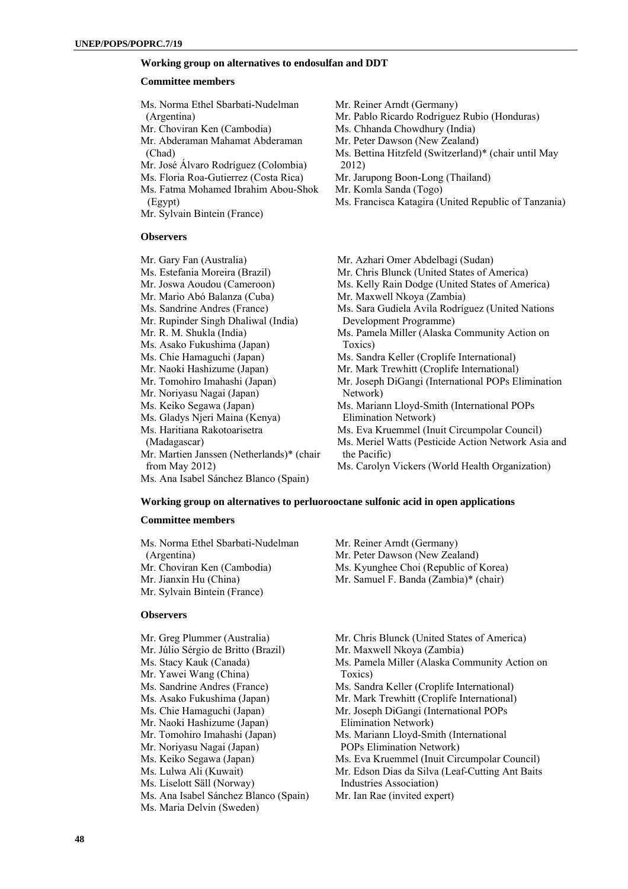**Working group on alternatives to endosulfan and DDT**

**Committee members**

Ms. Norma Ethel Sbarbati-Nudelman (Argentina)
Mr. Choviran Ken (Cambodia)
Mr. Abderaman Mahamat Abderaman (Chad)
Mr. José Álvaro Rodríguez (Colombia)
Ms. Floria Roa-Gutierrez (Costa Rica)
Ms. Fatma Mohamed Ibrahim Abou-Shok (Egypt)
Mr. Sylvain Bintein (France)
Mr. Reiner Arndt (Germany)
Mr. Pablo Ricardo Rodriguez Rubio (Honduras)
Ms. Chhanda Chowdhury (India)
Mr. Peter Dawson (New Zealand)
Ms. Bettina Hitzfeld (Switzerland)* (chair until May 2012)
Mr. Jarupong Boon-Long (Thailand)
Mr. Komla Sanda (Togo)
Ms. Francisca Katagira (United Republic of Tanzania)

**Observers**

Mr. Gary Fan (Australia)
Ms. Estefania Moreira (Brazil)
Mr. Joswa Aoudou (Cameroon)
Mr. Mario Abó Balanza (Cuba)
Ms. Sandrine Andres (France)
Mr. Rupinder Singh Dhaliwal (India)
Mr. R. M. Shukla (India)
Ms. Asako Fukushima (Japan)
Ms. Chie Hamaguchi (Japan)
Mr. Naoki Hashizume (Japan)
Mr. Tomohiro Imahashi (Japan)
Mr. Noriyasu Nagai (Japan)
Ms. Keiko Segawa (Japan)
Ms. Gladys Njeri Maina (Kenya)
Ms. Haritiana Rakotoarisetra (Madagascar)
Mr. Martien Janssen (Netherlands)* (chair from May 2012)
Ms. Ana Isabel Sánchez Blanco (Spain)
Mr. Azhari Omer Abdelbagi (Sudan)
Mr. Chris Blunck (United States of America)
Ms. Kelly Rain Dodge (United States of America)
Mr. Maxwell Nkoya (Zambia)
Ms. Sara Gudiela Avila Rodríguez (United Nations Development Programme)
Ms. Pamela Miller (Alaska Community Action on Toxics)
Ms. Sandra Keller (Croplife International)
Mr. Mark Trewhitt (Croplife International)
Mr. Joseph DiGangi (International POPs Elimination Network)
Ms. Mariann Lloyd-Smith (International POPs Elimination Network)
Ms. Eva Kruemmel (Inuit Circumpolar Council)
Ms. Meriel Watts (Pesticide Action Network Asia and the Pacific)
Ms. Carolyn Vickers (World Health Organization)

**Working group on alternatives to perluorooctane sulfonic acid in open applications**

**Committee members**

Ms. Norma Ethel Sbarbati-Nudelman (Argentina)
Mr. Choviran Ken (Cambodia)
Mr. Jianxin Hu (China)
Mr. Sylvain Bintein (France)
Mr. Reiner Arndt (Germany)
Mr. Peter Dawson (New Zealand)
Ms. Kyunghee Choi (Republic of Korea)
Mr. Samuel F. Banda (Zambia)* (chair)

**Observers**

Mr. Greg Plummer (Australia)
Mr. Júlio Sérgio de Britto (Brazil)
Ms. Stacy Kauk (Canada)
Mr. Yawei Wang (China)
Ms. Sandrine Andres (France)
Ms. Asako Fukushima (Japan)
Ms. Chie Hamaguchi (Japan)
Mr. Naoki Hashizume (Japan)
Mr. Tomohiro Imahashi (Japan)
Mr. Noriyasu Nagai (Japan)
Ms. Keiko Segawa (Japan)
Ms. Lulwa Ali (Kuwait)
Ms. Liselott Säll (Norway)
Ms. Ana Isabel Sánchez Blanco (Spain)
Ms. Maria Delvin (Sweden)
Mr. Chris Blunck (United States of America)
Mr. Maxwell Nkoya (Zambia)
Ms. Pamela Miller (Alaska Community Action on Toxics)
Ms. Sandra Keller (Croplife International)
Mr. Mark Trewhitt (Croplife International)
Mr. Joseph DiGangi (International POPs Elimination Network)
Ms. Mariann Lloyd-Smith (International POPs Elimination Network)
Ms. Eva Kruemmel (Inuit Circumpolar Council)
Mr. Edson Dias da Silva (Leaf-Cutting Ant Baits Industries Association)
Mr. Ian Rae (invited expert)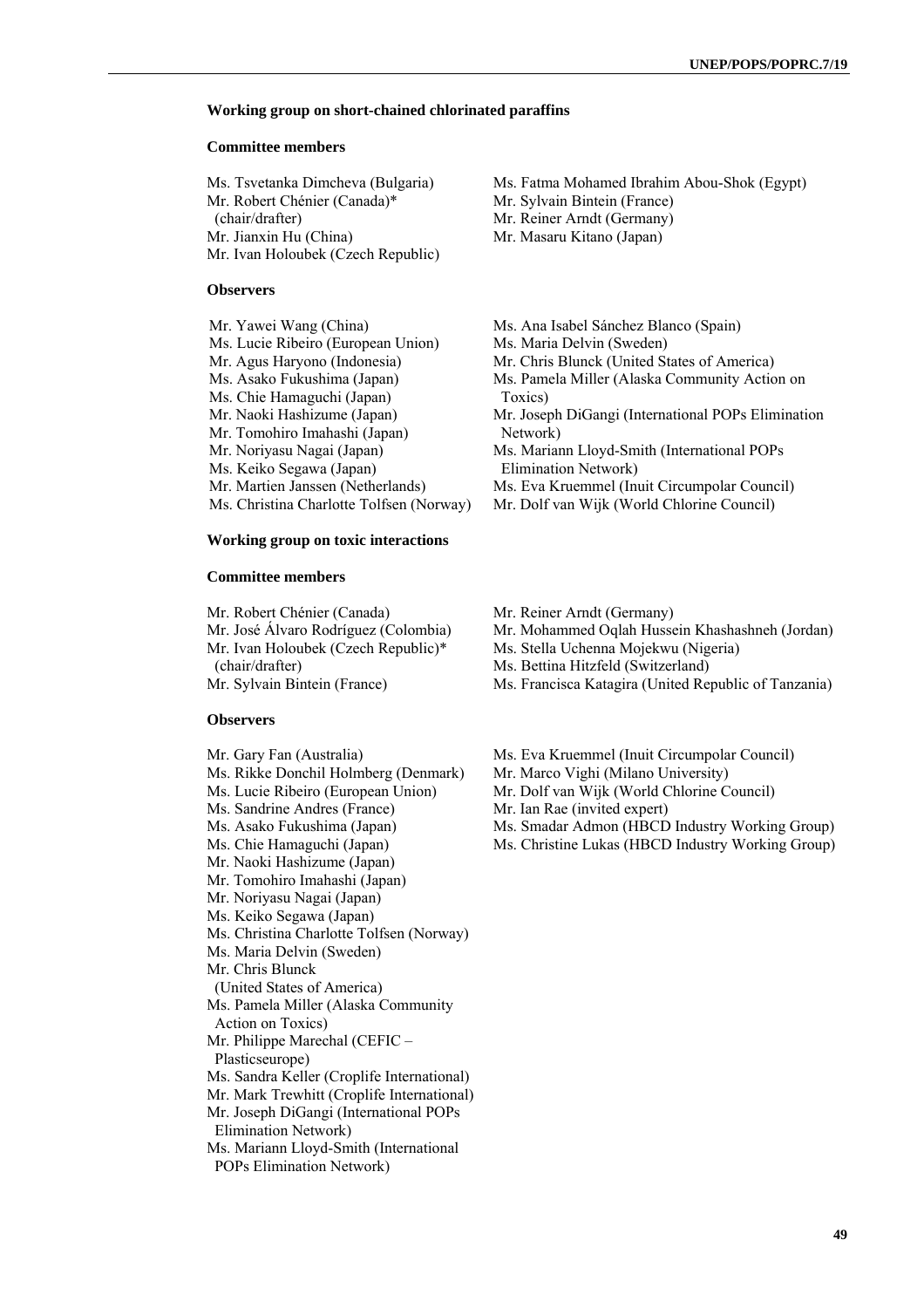### Working group on short-chained chlorinated paraffins

#### Committee members

Ms. Tsvetanka Dimcheva (Bulgaria)
Mr. Robert Chénier (Canada)* (chair/drafter)
Mr. Jianxin Hu (China)
Mr. Ivan Holoubek (Czech Republic)
Ms. Fatma Mohamed Ibrahim Abou-Shok (Egypt)
Mr. Sylvain Bintein (France)
Mr. Reiner Arndt (Germany)
Mr. Masaru Kitano (Japan)

#### Observers

Mr. Yawei Wang (China)
Ms. Lucie Ribeiro (European Union)
Mr. Agus Haryono (Indonesia)
Ms. Asako Fukushima (Japan)
Ms. Chie Hamaguchi (Japan)
Mr. Naoki Hashizume (Japan)
Mr. Tomohiro Imahashi (Japan)
Mr. Noriyasu Nagai (Japan)
Ms. Keiko Segawa (Japan)
Mr. Martien Janssen (Netherlands)
Ms. Christina Charlotte Tolfsen (Norway)
Ms. Ana Isabel Sánchez Blanco (Spain)
Ms. Maria Delvin (Sweden)
Mr. Chris Blunck (United States of America)
Ms. Pamela Miller (Alaska Community Action on Toxics)
Mr. Joseph DiGangi (International POPs Elimination Network)
Ms. Mariann Lloyd-Smith (International POPs Elimination Network)
Ms. Eva Kruemmel (Inuit Circumpolar Council)
Mr. Dolf van Wijk (World Chlorine Council)

### Working group on toxic interactions

#### Committee members

Mr. Robert Chénier (Canada)
Mr. José Álvaro Rodríguez (Colombia)
Mr. Ivan Holoubek (Czech Republic)* (chair/drafter)
Mr. Sylvain Bintein (France)
Mr. Reiner Arndt (Germany)
Mr. Mohammed Oqlah Hussein Khashashneh (Jordan)
Ms. Stella Uchenna Mojekwu (Nigeria)
Ms. Bettina Hitzfeld (Switzerland)
Ms. Francisca Katagira (United Republic of Tanzania)

#### Observers

Mr. Gary Fan (Australia)
Ms. Rikke Donchil Holmberg (Denmark)
Ms. Lucie Ribeiro (European Union)
Ms. Sandrine Andres (France)
Ms. Asako Fukushima (Japan)
Ms. Chie Hamaguchi (Japan)
Mr. Naoki Hashizume (Japan)
Mr. Tomohiro Imahashi (Japan)
Mr. Noriyasu Nagai (Japan)
Ms. Keiko Segawa (Japan)
Ms. Christina Charlotte Tolfsen (Norway)
Ms. Maria Delvin (Sweden)
Mr. Chris Blunck (United States of America)
Ms. Pamela Miller (Alaska Community Action on Toxics)
Mr. Philippe Marechal (CEFIC – Plasticseurope)
Ms. Sandra Keller (Croplife International)
Mr. Mark Trewhitt (Croplife International)
Mr. Joseph DiGangi (International POPs Elimination Network)
Ms. Mariann Lloyd-Smith (International POPs Elimination Network)
Ms. Eva Kruemmel (Inuit Circumpolar Council)
Mr. Marco Vighi (Milano University)
Mr. Dolf van Wijk (World Chlorine Council)
Mr. Ian Rae (invited expert)
Ms. Smadar Admon (HBCD Industry Working Group)
Ms. Christine Lukas (HBCD Industry Working Group)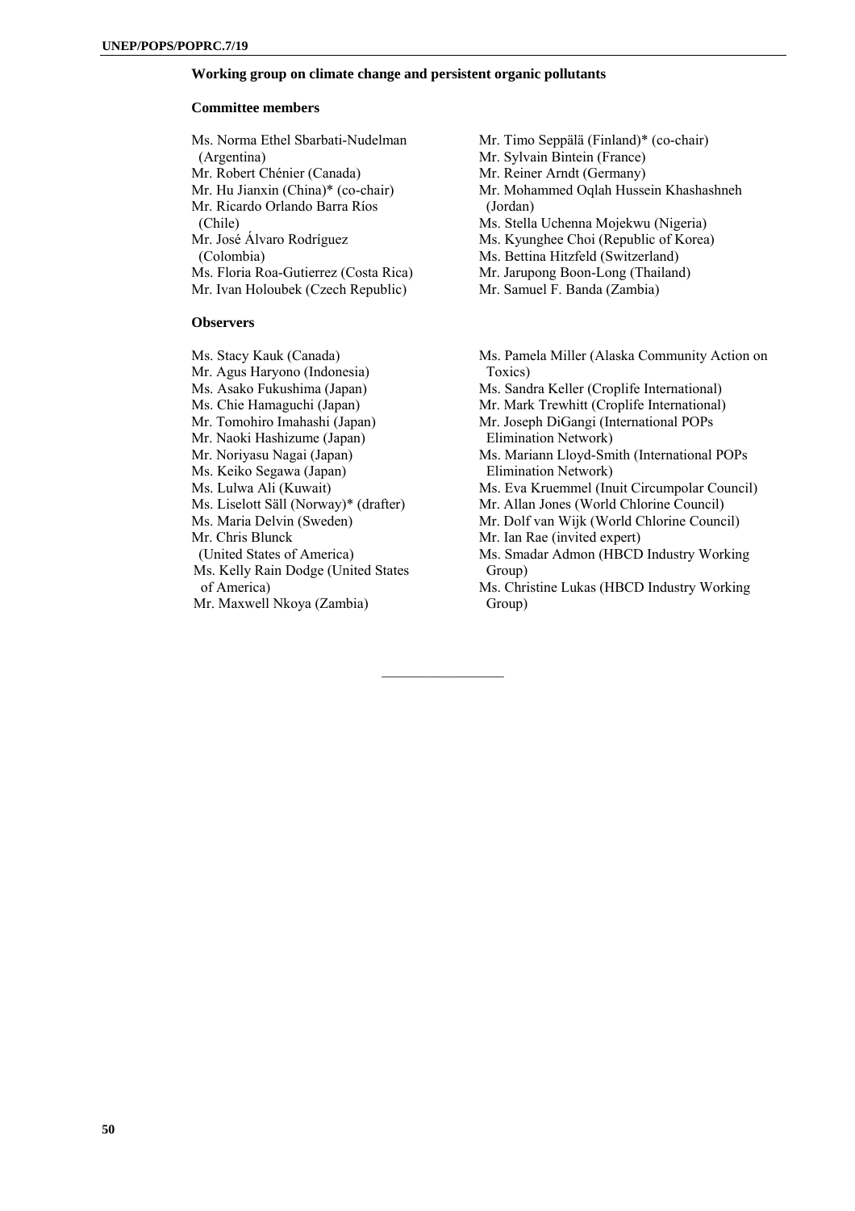### Working group on climate change and persistent organic pollutants

#### Committee members

Ms. Norma Ethel Sbarbati-Nudelman (Argentina)
Mr. Robert Chénier (Canada)
Mr. Hu Jianxin (China)* (co-chair)
Mr. Ricardo Orlando Barra Ríos (Chile)
Mr. José Álvaro Rodríguez (Colombia)
Ms. Floria Roa-Gutierrez (Costa Rica)
Mr. Ivan Holoubek (Czech Republic)
Mr. Timo Seppälä (Finland)* (co-chair)
Mr. Sylvain Bintein (France)
Mr. Reiner Arndt (Germany)
Mr. Mohammed Oqlah Hussein Khashashneh (Jordan)
Ms. Stella Uchenna Mojekwu (Nigeria)
Ms. Kyunghee Choi (Republic of Korea)
Ms. Bettina Hitzfeld (Switzerland)
Mr. Jarupong Boon-Long (Thailand)
Mr. Samuel F. Banda (Zambia)

#### Observers

Ms. Stacy Kauk (Canada)
Mr. Agus Haryono (Indonesia)
Ms. Asako Fukushima (Japan)
Ms. Chie Hamaguchi (Japan)
Mr. Tomohiro Imahashi (Japan)
Mr. Naoki Hashizume (Japan)
Mr. Noriyasu Nagai (Japan)
Ms. Keiko Segawa (Japan)
Ms. Lulwa Ali (Kuwait)
Ms. Liselott Säll (Norway)* (drafter)
Ms. Maria Delvin (Sweden)
Mr. Chris Blunck (United States of America)
Ms. Kelly Rain Dodge (United States of America)
Mr. Maxwell Nkoya (Zambia)
Ms. Pamela Miller (Alaska Community Action on Toxics)
Ms. Sandra Keller (Croplife International)
Mr. Mark Trewhitt (Croplife International)
Mr. Joseph DiGangi (International POPs Elimination Network)
Ms. Mariann Lloyd-Smith (International POPs Elimination Network)
Ms. Eva Kruemmel (Inuit Circumpolar Council)
Mr. Allan Jones (World Chlorine Council)
Mr. Dolf van Wijk (World Chlorine Council)
Mr. Ian Rae (invited expert)
Ms. Smadar Admon (HBCD Industry Working Group)
Ms. Christine Lukas (HBCD Industry Working Group)

\_\_\_\_\_\_\_\_\_\_\_\_\_\_\_\_\_\_